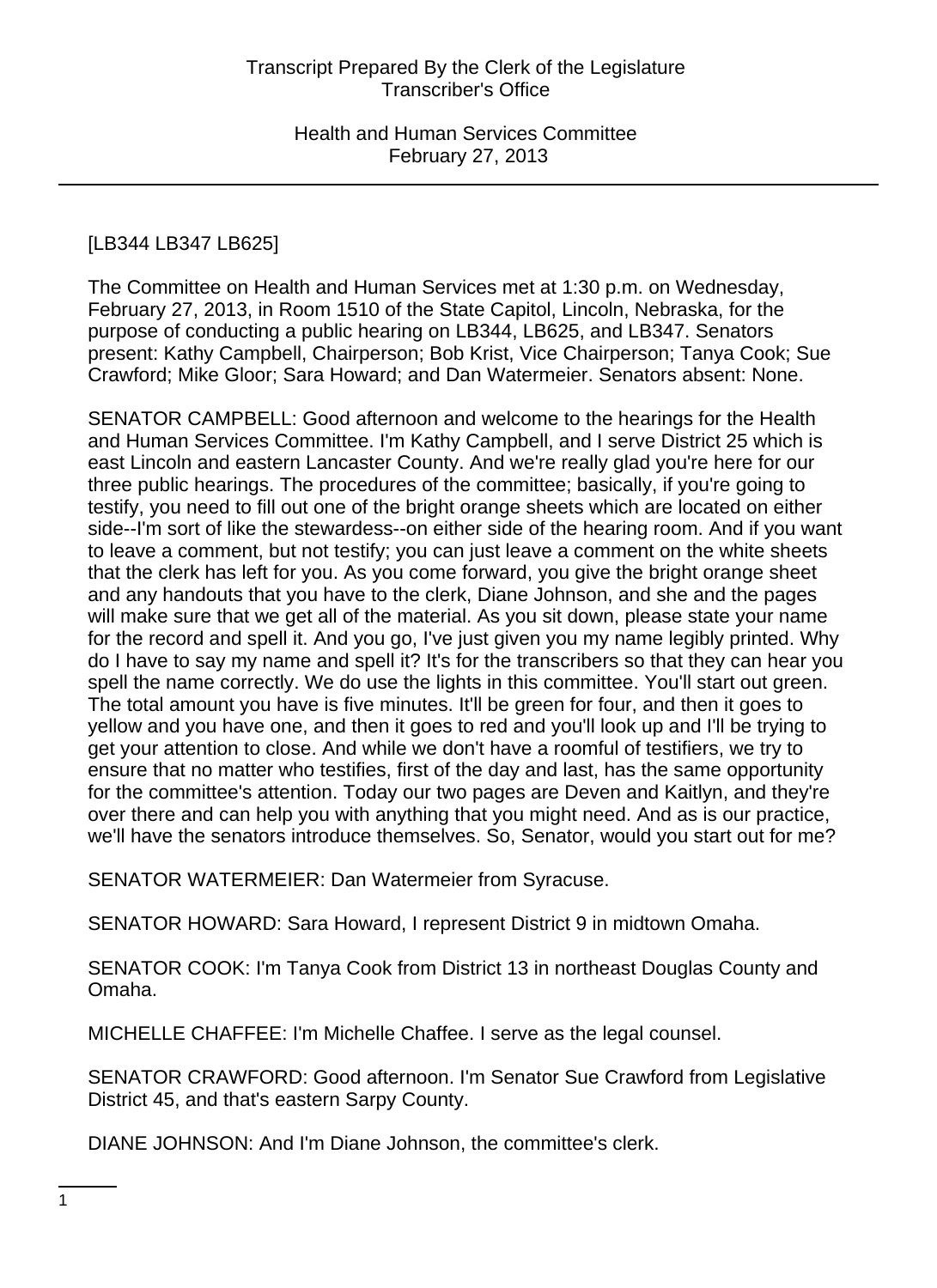[LB344 LB347 LB625]

The Committee on Health and Human Services met at 1:30 p.m. on Wednesday, February 27, 2013, in Room 1510 of the State Capitol, Lincoln, Nebraska, for the purpose of conducting a public hearing on LB344, LB625, and LB347. Senators present: Kathy Campbell, Chairperson; Bob Krist, Vice Chairperson; Tanya Cook; Sue Crawford; Mike Gloor; Sara Howard; and Dan Watermeier. Senators absent: None.

SENATOR CAMPBELL: Good afternoon and welcome to the hearings for the Health and Human Services Committee. I'm Kathy Campbell, and I serve District 25 which is east Lincoln and eastern Lancaster County. And we're really glad you're here for our three public hearings. The procedures of the committee; basically, if you're going to testify, you need to fill out one of the bright orange sheets which are located on either side--I'm sort of like the stewardess--on either side of the hearing room. And if you want to leave a comment, but not testify; you can just leave a comment on the white sheets that the clerk has left for you. As you come forward, you give the bright orange sheet and any handouts that you have to the clerk, Diane Johnson, and she and the pages will make sure that we get all of the material. As you sit down, please state your name for the record and spell it. And you go, I've just given you my name legibly printed. Why do I have to say my name and spell it? It's for the transcribers so that they can hear you spell the name correctly. We do use the lights in this committee. You'll start out green. The total amount you have is five minutes. It'll be green for four, and then it goes to yellow and you have one, and then it goes to red and you'll look up and I'll be trying to get your attention to close. And while we don't have a roomful of testifiers, we try to ensure that no matter who testifies, first of the day and last, has the same opportunity for the committee's attention. Today our two pages are Deven and Kaitlyn, and they're over there and can help you with anything that you might need. And as is our practice, we'll have the senators introduce themselves. So, Senator, would you start out for me?

SENATOR WATERMEIER: Dan Watermeier from Syracuse.

SENATOR HOWARD: Sara Howard, I represent District 9 in midtown Omaha.

SENATOR COOK: I'm Tanya Cook from District 13 in northeast Douglas County and Omaha.

MICHELLE CHAFFEE: I'm Michelle Chaffee. I serve as the legal counsel.

SENATOR CRAWFORD: Good afternoon. I'm Senator Sue Crawford from Legislative District 45, and that's eastern Sarpy County.

DIANE JOHNSON: And I'm Diane Johnson, the committee's clerk.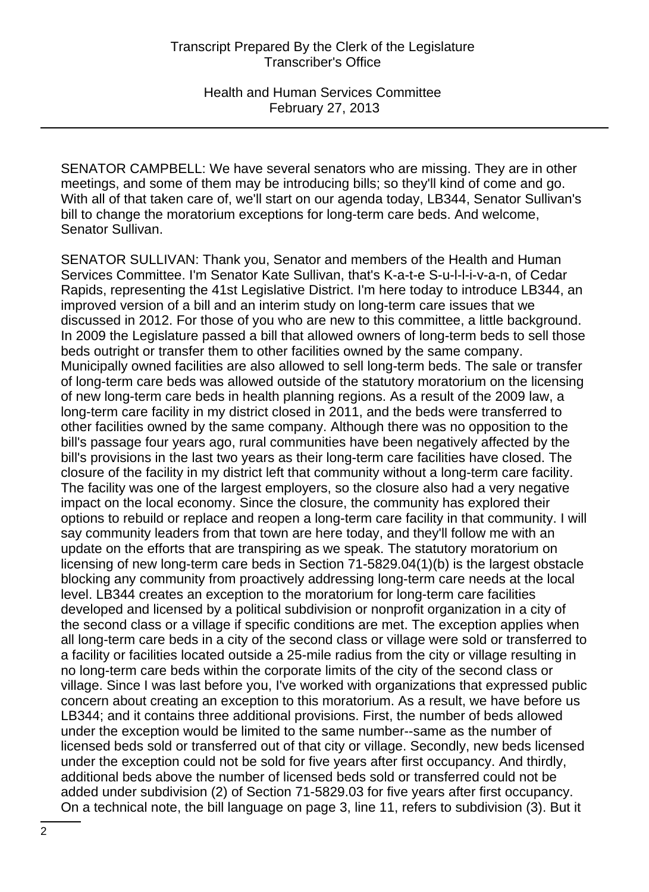SENATOR CAMPBELL: We have several senators who are missing. They are in other meetings, and some of them may be introducing bills; so they'll kind of come and go. With all of that taken care of, we'll start on our agenda today, LB344, Senator Sullivan's bill to change the moratorium exceptions for long-term care beds. And welcome, Senator Sullivan.

SENATOR SULLIVAN: Thank you, Senator and members of the Health and Human Services Committee. I'm Senator Kate Sullivan, that's K-a-t-e S-u-l-l-i-v-a-n, of Cedar Rapids, representing the 41st Legislative District. I'm here today to introduce LB344, an improved version of a bill and an interim study on long-term care issues that we discussed in 2012. For those of you who are new to this committee, a little background. In 2009 the Legislature passed a bill that allowed owners of long-term beds to sell those beds outright or transfer them to other facilities owned by the same company. Municipally owned facilities are also allowed to sell long-term beds. The sale or transfer of long-term care beds was allowed outside of the statutory moratorium on the licensing of new long-term care beds in health planning regions. As a result of the 2009 law, a long-term care facility in my district closed in 2011, and the beds were transferred to other facilities owned by the same company. Although there was no opposition to the bill's passage four years ago, rural communities have been negatively affected by the bill's provisions in the last two years as their long-term care facilities have closed. The closure of the facility in my district left that community without a long-term care facility. The facility was one of the largest employers, so the closure also had a very negative impact on the local economy. Since the closure, the community has explored their options to rebuild or replace and reopen a long-term care facility in that community. I will say community leaders from that town are here today, and they'll follow me with an update on the efforts that are transpiring as we speak. The statutory moratorium on licensing of new long-term care beds in Section 71-5829.04(1)(b) is the largest obstacle blocking any community from proactively addressing long-term care needs at the local level. LB344 creates an exception to the moratorium for long-term care facilities developed and licensed by a political subdivision or nonprofit organization in a city of the second class or a village if specific conditions are met. The exception applies when all long-term care beds in a city of the second class or village were sold or transferred to a facility or facilities located outside a 25-mile radius from the city or village resulting in no long-term care beds within the corporate limits of the city of the second class or village. Since I was last before you, I've worked with organizations that expressed public concern about creating an exception to this moratorium. As a result, we have before us LB344; and it contains three additional provisions. First, the number of beds allowed under the exception would be limited to the same number--same as the number of licensed beds sold or transferred out of that city or village. Secondly, new beds licensed under the exception could not be sold for five years after first occupancy. And thirdly, additional beds above the number of licensed beds sold or transferred could not be added under subdivision (2) of Section 71-5829.03 for five years after first occupancy. On a technical note, the bill language on page 3, line 11, refers to subdivision (3). But it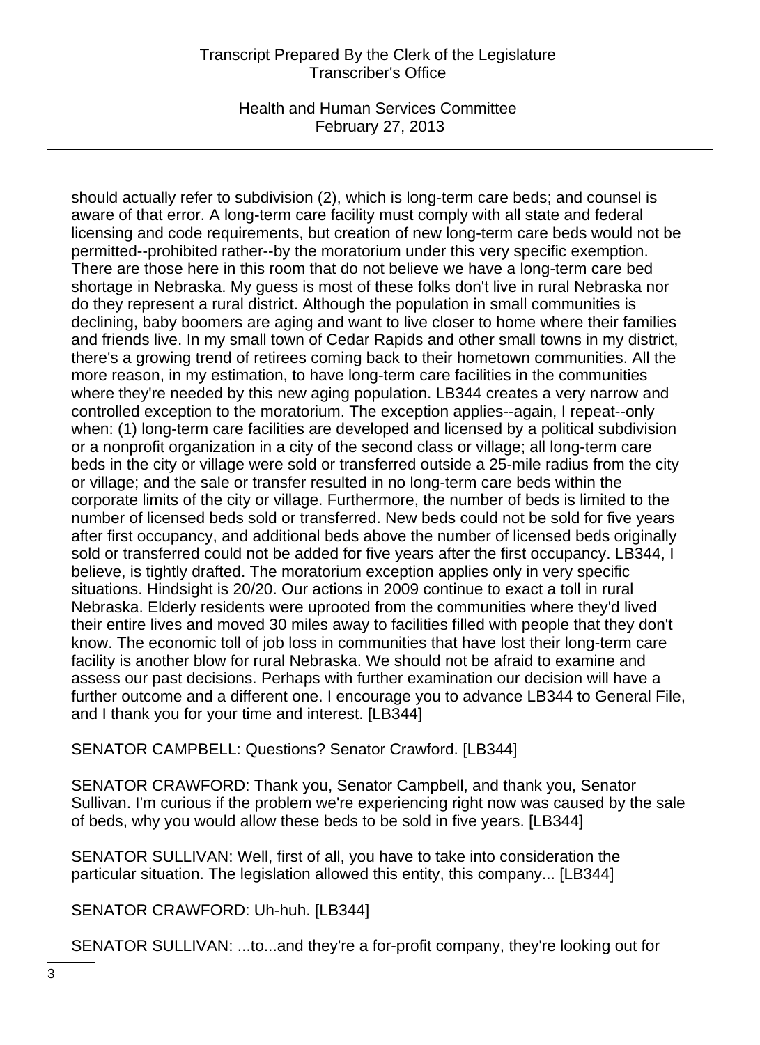should actually refer to subdivision (2), which is long-term care beds; and counsel is aware of that error. A long-term care facility must comply with all state and federal licensing and code requirements, but creation of new long-term care beds would not be permitted--prohibited rather--by the moratorium under this very specific exemption. There are those here in this room that do not believe we have a long-term care bed shortage in Nebraska. My guess is most of these folks don't live in rural Nebraska nor do they represent a rural district. Although the population in small communities is declining, baby boomers are aging and want to live closer to home where their families and friends live. In my small town of Cedar Rapids and other small towns in my district, there's a growing trend of retirees coming back to their hometown communities. All the more reason, in my estimation, to have long-term care facilities in the communities where they're needed by this new aging population. LB344 creates a very narrow and controlled exception to the moratorium. The exception applies--again, I repeat--only when: (1) long-term care facilities are developed and licensed by a political subdivision or a nonprofit organization in a city of the second class or village; all long-term care beds in the city or village were sold or transferred outside a 25-mile radius from the city or village; and the sale or transfer resulted in no long-term care beds within the corporate limits of the city or village. Furthermore, the number of beds is limited to the number of licensed beds sold or transferred. New beds could not be sold for five years after first occupancy, and additional beds above the number of licensed beds originally sold or transferred could not be added for five years after the first occupancy. LB344, I believe, is tightly drafted. The moratorium exception applies only in very specific situations. Hindsight is 20/20. Our actions in 2009 continue to exact a toll in rural Nebraska. Elderly residents were uprooted from the communities where they'd lived their entire lives and moved 30 miles away to facilities filled with people that they don't know. The economic toll of job loss in communities that have lost their long-term care facility is another blow for rural Nebraska. We should not be afraid to examine and assess our past decisions. Perhaps with further examination our decision will have a further outcome and a different one. I encourage you to advance LB344 to General File, and I thank you for your time and interest. [LB344]

SENATOR CAMPBELL: Questions? Senator Crawford. [LB344]

SENATOR CRAWFORD: Thank you, Senator Campbell, and thank you, Senator Sullivan. I'm curious if the problem we're experiencing right now was caused by the sale of beds, why you would allow these beds to be sold in five years. [LB344]

SENATOR SULLIVAN: Well, first of all, you have to take into consideration the particular situation. The legislation allowed this entity, this company... [LB344]

SENATOR CRAWFORD: Uh-huh. [LB344]

SENATOR SULLIVAN: ...to...and they're a for-profit company, they're looking out for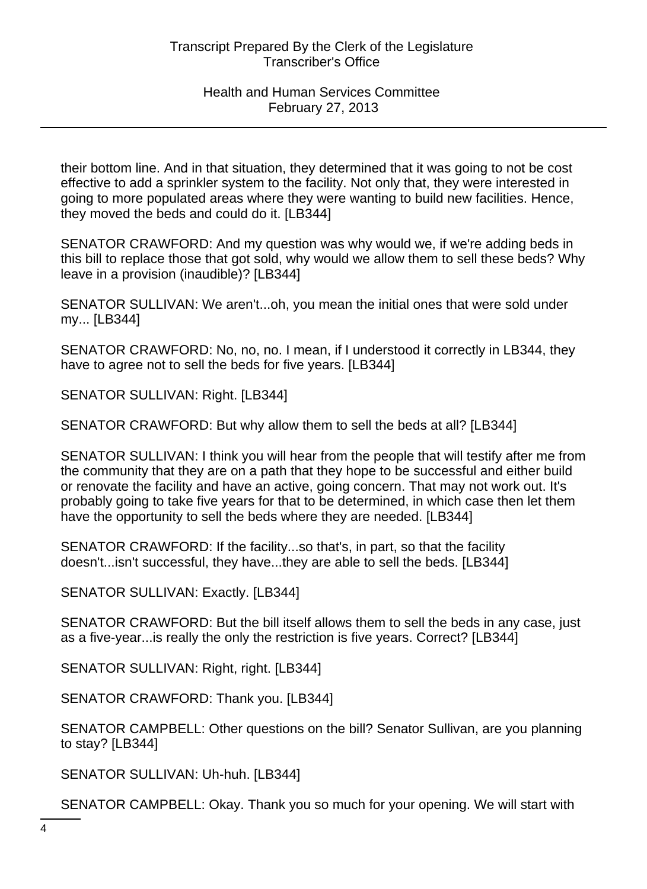their bottom line. And in that situation, they determined that it was going to not be cost effective to add a sprinkler system to the facility. Not only that, they were interested in going to more populated areas where they were wanting to build new facilities. Hence, they moved the beds and could do it. [LB344]

SENATOR CRAWFORD: And my question was why would we, if we're adding beds in this bill to replace those that got sold, why would we allow them to sell these beds? Why leave in a provision (inaudible)? [LB344]

SENATOR SULLIVAN: We aren't...oh, you mean the initial ones that were sold under my... [LB344]

SENATOR CRAWFORD: No, no, no. I mean, if I understood it correctly in LB344, they have to agree not to sell the beds for five years. [LB344]

SENATOR SULLIVAN: Right. [LB344]

SENATOR CRAWFORD: But why allow them to sell the beds at all? [LB344]

SENATOR SULLIVAN: I think you will hear from the people that will testify after me from the community that they are on a path that they hope to be successful and either build or renovate the facility and have an active, going concern. That may not work out. It's probably going to take five years for that to be determined, in which case then let them have the opportunity to sell the beds where they are needed. [LB344]

SENATOR CRAWFORD: If the facility...so that's, in part, so that the facility doesn't...isn't successful, they have...they are able to sell the beds. [LB344]

SENATOR SULLIVAN: Exactly. [LB344]

SENATOR CRAWFORD: But the bill itself allows them to sell the beds in any case, just as a five-year...is really the only the restriction is five years. Correct? [LB344]

SENATOR SULLIVAN: Right, right. [LB344]

SENATOR CRAWFORD: Thank you. [LB344]

SENATOR CAMPBELL: Other questions on the bill? Senator Sullivan, are you planning to stay? [LB344]

SENATOR SULLIVAN: Uh-huh. [LB344]

SENATOR CAMPBELL: Okay. Thank you so much for your opening. We will start with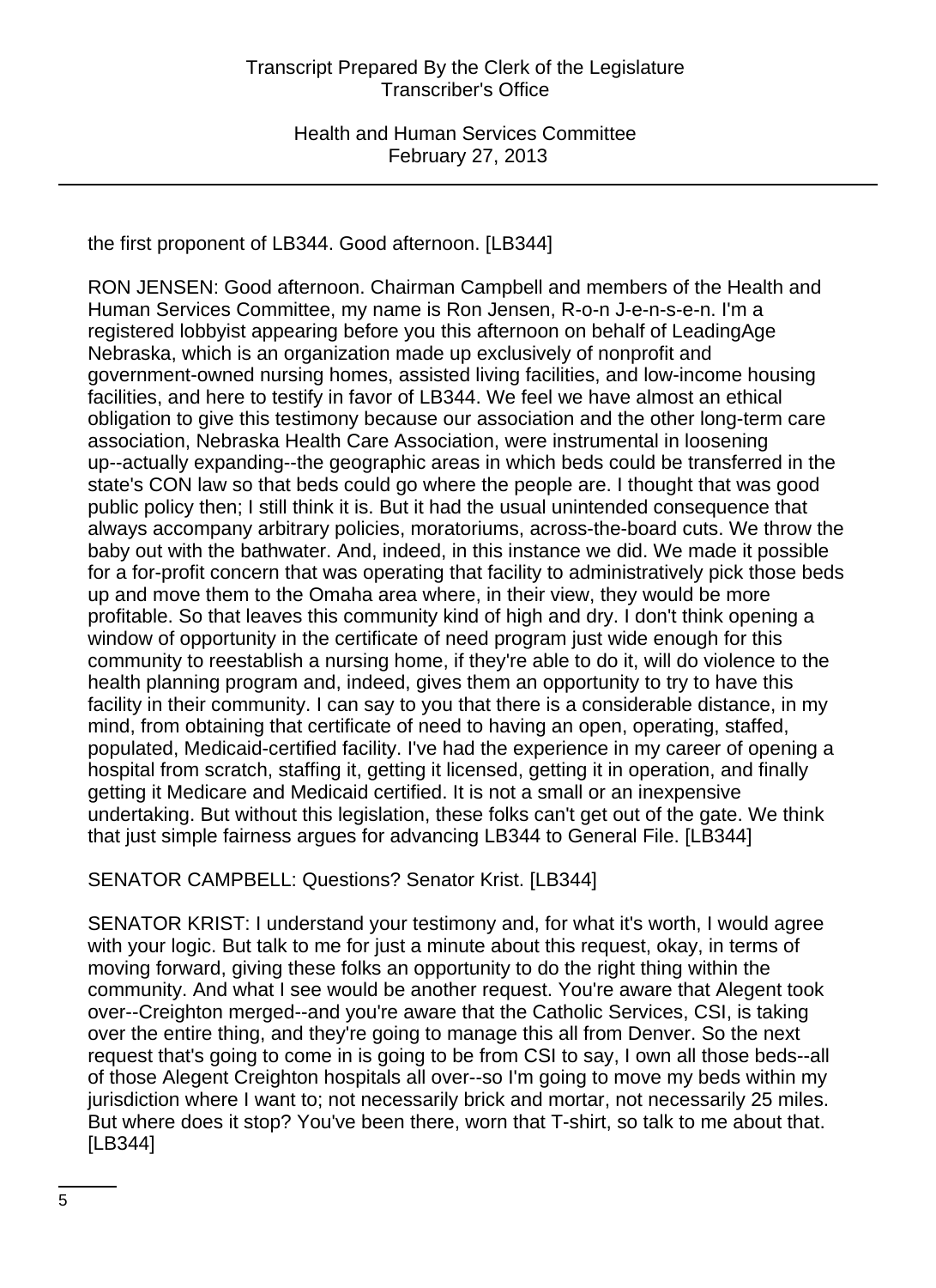the first proponent of LB344. Good afternoon. [LB344]

RON JENSEN: Good afternoon. Chairman Campbell and members of the Health and Human Services Committee, my name is Ron Jensen, R-o-n J-e-n-s-e-n. I'm a registered lobbyist appearing before you this afternoon on behalf of LeadingAge Nebraska, which is an organization made up exclusively of nonprofit and government-owned nursing homes, assisted living facilities, and low-income housing facilities, and here to testify in favor of LB344. We feel we have almost an ethical obligation to give this testimony because our association and the other long-term care association, Nebraska Health Care Association, were instrumental in loosening up--actually expanding--the geographic areas in which beds could be transferred in the state's CON law so that beds could go where the people are. I thought that was good public policy then; I still think it is. But it had the usual unintended consequence that always accompany arbitrary policies, moratoriums, across-the-board cuts. We throw the baby out with the bathwater. And, indeed, in this instance we did. We made it possible for a for-profit concern that was operating that facility to administratively pick those beds up and move them to the Omaha area where, in their view, they would be more profitable. So that leaves this community kind of high and dry. I don't think opening a window of opportunity in the certificate of need program just wide enough for this community to reestablish a nursing home, if they're able to do it, will do violence to the health planning program and, indeed, gives them an opportunity to try to have this facility in their community. I can say to you that there is a considerable distance, in my mind, from obtaining that certificate of need to having an open, operating, staffed, populated, Medicaid-certified facility. I've had the experience in my career of opening a hospital from scratch, staffing it, getting it licensed, getting it in operation, and finally getting it Medicare and Medicaid certified. It is not a small or an inexpensive undertaking. But without this legislation, these folks can't get out of the gate. We think that just simple fairness argues for advancing LB344 to General File. [LB344]

SENATOR CAMPBELL: Questions? Senator Krist. [LB344]

SENATOR KRIST: I understand your testimony and, for what it's worth, I would agree with your logic. But talk to me for just a minute about this request, okay, in terms of moving forward, giving these folks an opportunity to do the right thing within the community. And what I see would be another request. You're aware that Alegent took over--Creighton merged--and you're aware that the Catholic Services, CSI, is taking over the entire thing, and they're going to manage this all from Denver. So the next request that's going to come in is going to be from CSI to say, I own all those beds--all of those Alegent Creighton hospitals all over--so I'm going to move my beds within my jurisdiction where I want to; not necessarily brick and mortar, not necessarily 25 miles. But where does it stop? You've been there, worn that T-shirt, so talk to me about that. [LB344]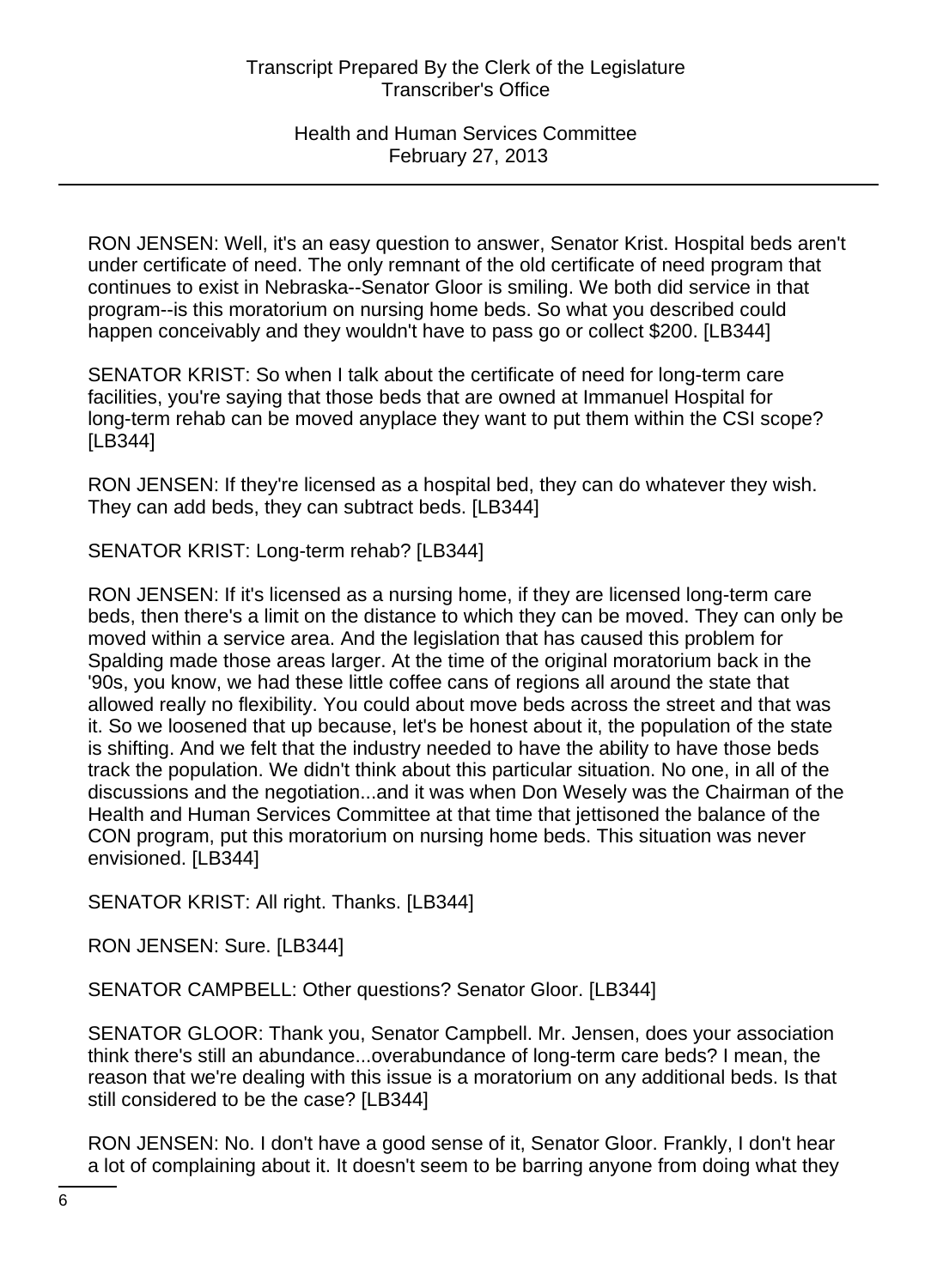RON JENSEN: Well, it's an easy question to answer, Senator Krist. Hospital beds aren't under certificate of need. The only remnant of the old certificate of need program that continues to exist in Nebraska--Senator Gloor is smiling. We both did service in that program--is this moratorium on nursing home beds. So what you described could happen conceivably and they wouldn't have to pass go or collect $200. [LB344]

SENATOR KRIST: So when I talk about the certificate of need for long-term care facilities, you're saying that those beds that are owned at Immanuel Hospital for long-term rehab can be moved anyplace they want to put them within the CSI scope? [LB344]

RON JENSEN: If they're licensed as a hospital bed, they can do whatever they wish. They can add beds, they can subtract beds. [LB344]

SENATOR KRIST: Long-term rehab? [LB344]

RON JENSEN: If it's licensed as a nursing home, if they are licensed long-term care beds, then there's a limit on the distance to which they can be moved. They can only be moved within a service area. And the legislation that has caused this problem for Spalding made those areas larger. At the time of the original moratorium back in the '90s, you know, we had these little coffee cans of regions all around the state that allowed really no flexibility. You could about move beds across the street and that was it. So we loosened that up because, let's be honest about it, the population of the state is shifting. And we felt that the industry needed to have the ability to have those beds track the population. We didn't think about this particular situation. No one, in all of the discussions and the negotiation...and it was when Don Wesely was the Chairman of the Health and Human Services Committee at that time that jettisoned the balance of the CON program, put this moratorium on nursing home beds. This situation was never envisioned. [LB344]

SENATOR KRIST: All right. Thanks. [LB344]

RON JENSEN: Sure. [LB344]

SENATOR CAMPBELL: Other questions? Senator Gloor. [LB344]

SENATOR GLOOR: Thank you, Senator Campbell. Mr. Jensen, does your association think there's still an abundance...overabundance of long-term care beds? I mean, the reason that we're dealing with this issue is a moratorium on any additional beds. Is that still considered to be the case? [LB344]

RON JENSEN: No. I don't have a good sense of it, Senator Gloor. Frankly, I don't hear a lot of complaining about it. It doesn't seem to be barring anyone from doing what they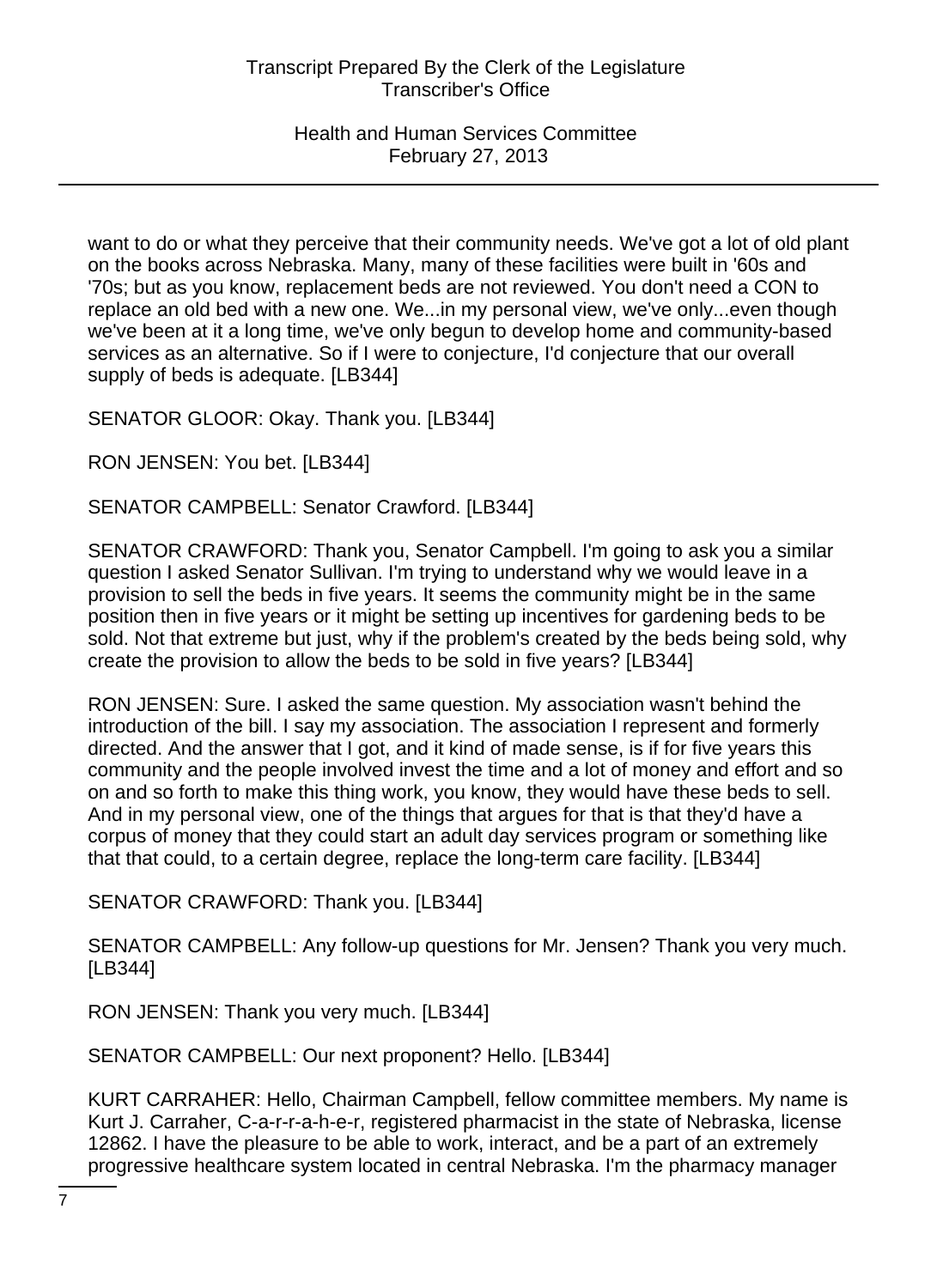want to do or what they perceive that their community needs. We've got a lot of old plant on the books across Nebraska. Many, many of these facilities were built in '60s and '70s; but as you know, replacement beds are not reviewed. You don't need a CON to replace an old bed with a new one. We...in my personal view, we've only...even though we've been at it a long time, we've only begun to develop home and community-based services as an alternative. So if I were to conjecture, I'd conjecture that our overall supply of beds is adequate. [LB344]

SENATOR GLOOR: Okay. Thank you. [LB344]

RON JENSEN: You bet. [LB344]

SENATOR CAMPBELL: Senator Crawford. [LB344]

SENATOR CRAWFORD: Thank you, Senator Campbell. I'm going to ask you a similar question I asked Senator Sullivan. I'm trying to understand why we would leave in a provision to sell the beds in five years. It seems the community might be in the same position then in five years or it might be setting up incentives for gardening beds to be sold. Not that extreme but just, why if the problem's created by the beds being sold, why create the provision to allow the beds to be sold in five years? [LB344]

RON JENSEN: Sure. I asked the same question. My association wasn't behind the introduction of the bill. I say my association. The association I represent and formerly directed. And the answer that I got, and it kind of made sense, is if for five years this community and the people involved invest the time and a lot of money and effort and so on and so forth to make this thing work, you know, they would have these beds to sell. And in my personal view, one of the things that argues for that is that they'd have a corpus of money that they could start an adult day services program or something like that that could, to a certain degree, replace the long-term care facility. [LB344]

SENATOR CRAWFORD: Thank you. [LB344]

SENATOR CAMPBELL: Any follow-up questions for Mr. Jensen? Thank you very much. [LB344]

RON JENSEN: Thank you very much. [LB344]

SENATOR CAMPBELL: Our next proponent? Hello. [LB344]

KURT CARRAHER: Hello, Chairman Campbell, fellow committee members. My name is Kurt J. Carraher, C-a-r-r-a-h-e-r, registered pharmacist in the state of Nebraska, license 12862. I have the pleasure to be able to work, interact, and be a part of an extremely progressive healthcare system located in central Nebraska. I'm the pharmacy manager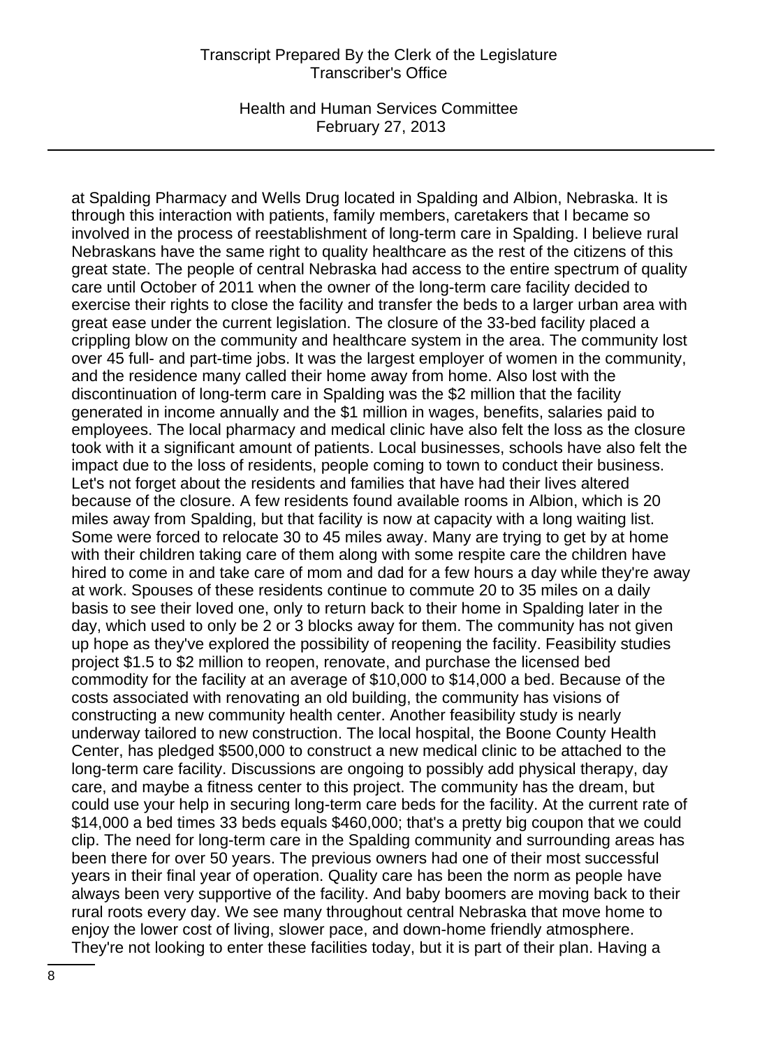at Spalding Pharmacy and Wells Drug located in Spalding and Albion, Nebraska. It is through this interaction with patients, family members, caretakers that I became so involved in the process of reestablishment of long-term care in Spalding. I believe rural Nebraskans have the same right to quality healthcare as the rest of the citizens of this great state. The people of central Nebraska had access to the entire spectrum of quality care until October of 2011 when the owner of the long-term care facility decided to exercise their rights to close the facility and transfer the beds to a larger urban area with great ease under the current legislation. The closure of the 33-bed facility placed a crippling blow on the community and healthcare system in the area. The community lost over 45 full- and part-time jobs. It was the largest employer of women in the community, and the residence many called their home away from home. Also lost with the discontinuation of long-term care in Spalding was the $2 million that the facility generated in income annually and the $1 million in wages, benefits, salaries paid to employees. The local pharmacy and medical clinic have also felt the loss as the closure took with it a significant amount of patients. Local businesses, schools have also felt the impact due to the loss of residents, people coming to town to conduct their business. Let's not forget about the residents and families that have had their lives altered because of the closure. A few residents found available rooms in Albion, which is 20 miles away from Spalding, but that facility is now at capacity with a long waiting list. Some were forced to relocate 30 to 45 miles away. Many are trying to get by at home with their children taking care of them along with some respite care the children have hired to come in and take care of mom and dad for a few hours a day while they're away at work. Spouses of these residents continue to commute 20 to 35 miles on a daily basis to see their loved one, only to return back to their home in Spalding later in the day, which used to only be 2 or 3 blocks away for them. The community has not given up hope as they've explored the possibility of reopening the facility. Feasibility studies project $1.5 to $2 million to reopen, renovate, and purchase the licensed bed commodity for the facility at an average of $10,000 to $14,000 a bed. Because of the costs associated with renovating an old building, the community has visions of constructing a new community health center. Another feasibility study is nearly underway tailored to new construction. The local hospital, the Boone County Health Center, has pledged $500,000 to construct a new medical clinic to be attached to the long-term care facility. Discussions are ongoing to possibly add physical therapy, day care, and maybe a fitness center to this project. The community has the dream, but could use your help in securing long-term care beds for the facility. At the current rate of $14,000 a bed times 33 beds equals $460,000; that's a pretty big coupon that we could clip. The need for long-term care in the Spalding community and surrounding areas has been there for over 50 years. The previous owners had one of their most successful years in their final year of operation. Quality care has been the norm as people have always been very supportive of the facility. And baby boomers are moving back to their rural roots every day. We see many throughout central Nebraska that move home to enjoy the lower cost of living, slower pace, and down-home friendly atmosphere. They're not looking to enter these facilities today, but it is part of their plan. Having a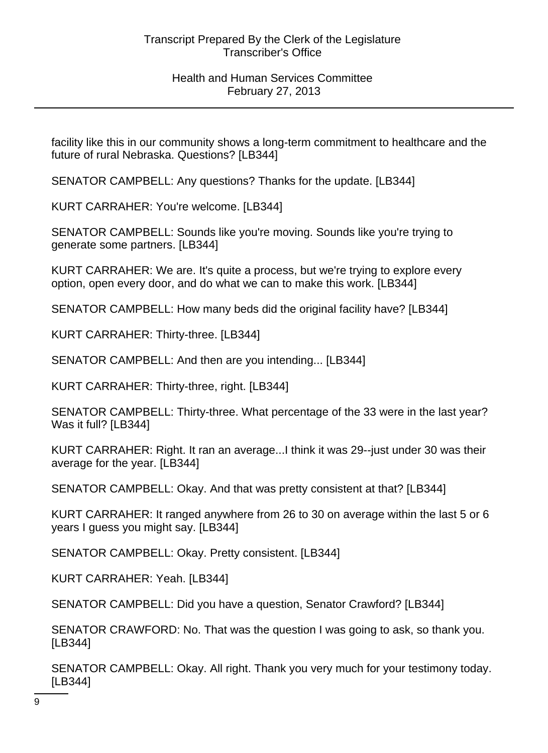facility like this in our community shows a long-term commitment to healthcare and the future of rural Nebraska. Questions? [LB344]

SENATOR CAMPBELL: Any questions? Thanks for the update. [LB344]

KURT CARRAHER: You're welcome. [LB344]

SENATOR CAMPBELL: Sounds like you're moving. Sounds like you're trying to generate some partners. [LB344]

KURT CARRAHER: We are. It's quite a process, but we're trying to explore every option, open every door, and do what we can to make this work. [LB344]

SENATOR CAMPBELL: How many beds did the original facility have? [LB344]

KURT CARRAHER: Thirty-three. [LB344]

SENATOR CAMPBELL: And then are you intending... [LB344]

KURT CARRAHER: Thirty-three, right. [LB344]

SENATOR CAMPBELL: Thirty-three. What percentage of the 33 were in the last year? Was it full? [LB344]

KURT CARRAHER: Right. It ran an average...I think it was 29--just under 30 was their average for the year. [LB344]

SENATOR CAMPBELL: Okay. And that was pretty consistent at that? [LB344]

KURT CARRAHER: It ranged anywhere from 26 to 30 on average within the last 5 or 6 years I guess you might say. [LB344]

SENATOR CAMPBELL: Okay. Pretty consistent. [LB344]

KURT CARRAHER: Yeah. [LB344]

SENATOR CAMPBELL: Did you have a question, Senator Crawford? [LB344]

SENATOR CRAWFORD: No. That was the question I was going to ask, so thank you. [LB344]

SENATOR CAMPBELL: Okay. All right. Thank you very much for your testimony today. [LB344]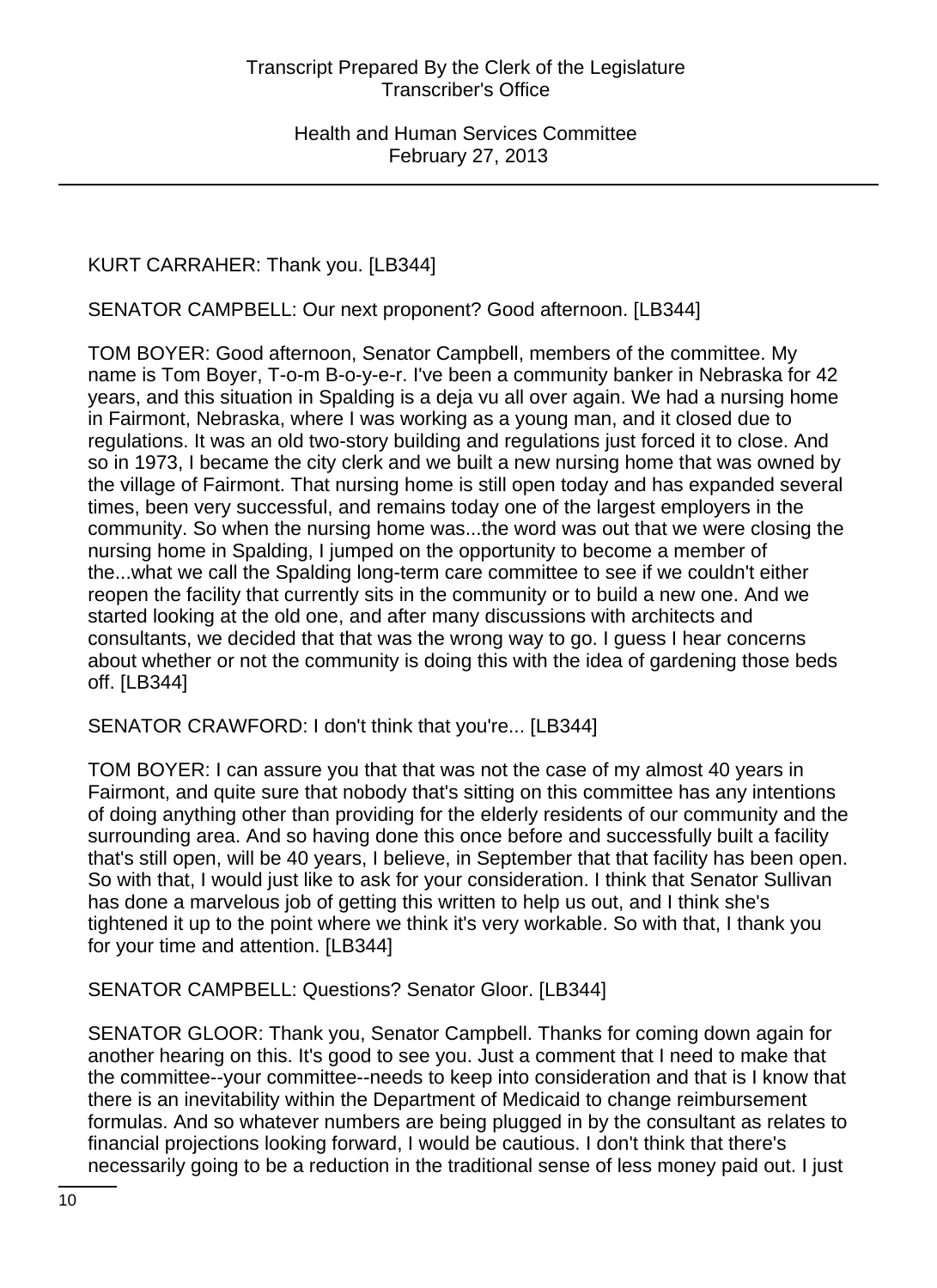KURT CARRAHER: Thank you. [LB344]

SENATOR CAMPBELL: Our next proponent? Good afternoon. [LB344]

TOM BOYER: Good afternoon, Senator Campbell, members of the committee. My name is Tom Boyer, T-o-m B-o-y-e-r. I've been a community banker in Nebraska for 42 years, and this situation in Spalding is a deja vu all over again. We had a nursing home in Fairmont, Nebraska, where I was working as a young man, and it closed due to regulations. It was an old two-story building and regulations just forced it to close. And so in 1973, I became the city clerk and we built a new nursing home that was owned by the village of Fairmont. That nursing home is still open today and has expanded several times, been very successful, and remains today one of the largest employers in the community. So when the nursing home was...the word was out that we were closing the nursing home in Spalding, I jumped on the opportunity to become a member of the...what we call the Spalding long-term care committee to see if we couldn't either reopen the facility that currently sits in the community or to build a new one. And we started looking at the old one, and after many discussions with architects and consultants, we decided that that was the wrong way to go. I guess I hear concerns about whether or not the community is doing this with the idea of gardening those beds off. [LB344]

SENATOR CRAWFORD: I don't think that you're... [LB344]

TOM BOYER: I can assure you that that was not the case of my almost 40 years in Fairmont, and quite sure that nobody that's sitting on this committee has any intentions of doing anything other than providing for the elderly residents of our community and the surrounding area. And so having done this once before and successfully built a facility that's still open, will be 40 years, I believe, in September that that facility has been open. So with that, I would just like to ask for your consideration. I think that Senator Sullivan has done a marvelous job of getting this written to help us out, and I think she's tightened it up to the point where we think it's very workable. So with that, I thank you for your time and attention. [LB344]

SENATOR CAMPBELL: Questions? Senator Gloor. [LB344]

SENATOR GLOOR: Thank you, Senator Campbell. Thanks for coming down again for another hearing on this. It's good to see you. Just a comment that I need to make that the committee--your committee--needs to keep into consideration and that is I know that there is an inevitability within the Department of Medicaid to change reimbursement formulas. And so whatever numbers are being plugged in by the consultant as relates to financial projections looking forward, I would be cautious. I don't think that there's necessarily going to be a reduction in the traditional sense of less money paid out. I just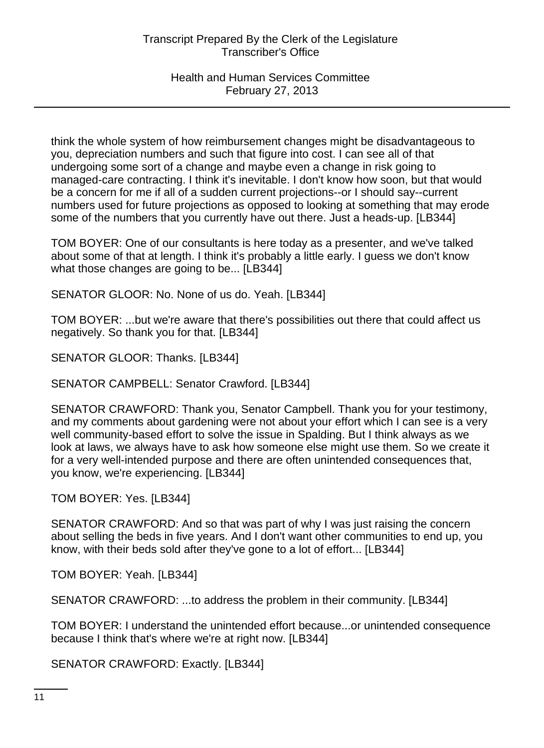think the whole system of how reimbursement changes might be disadvantageous to you, depreciation numbers and such that figure into cost. I can see all of that undergoing some sort of a change and maybe even a change in risk going to managed-care contracting. I think it's inevitable. I don't know how soon, but that would be a concern for me if all of a sudden current projections--or I should say--current numbers used for future projections as opposed to looking at something that may erode some of the numbers that you currently have out there. Just a heads-up. [LB344]

TOM BOYER: One of our consultants is here today as a presenter, and we've talked about some of that at length. I think it's probably a little early. I guess we don't know what those changes are going to be... [LB344]

SENATOR GLOOR: No. None of us do. Yeah. [LB344]

TOM BOYER: ...but we're aware that there's possibilities out there that could affect us negatively. So thank you for that. [LB344]

SENATOR GLOOR: Thanks. [LB344]

SENATOR CAMPBELL: Senator Crawford. [LB344]

SENATOR CRAWFORD: Thank you, Senator Campbell. Thank you for your testimony, and my comments about gardening were not about your effort which I can see is a very well community-based effort to solve the issue in Spalding. But I think always as we look at laws, we always have to ask how someone else might use them. So we create it for a very well-intended purpose and there are often unintended consequences that, you know, we're experiencing. [LB344]

TOM BOYER: Yes. [LB344]

SENATOR CRAWFORD: And so that was part of why I was just raising the concern about selling the beds in five years. And I don't want other communities to end up, you know, with their beds sold after they've gone to a lot of effort... [LB344]

TOM BOYER: Yeah. [LB344]

SENATOR CRAWFORD: ...to address the problem in their community. [LB344]

TOM BOYER: I understand the unintended effort because...or unintended consequence because I think that's where we're at right now. [LB344]

SENATOR CRAWFORD: Exactly. [LB344]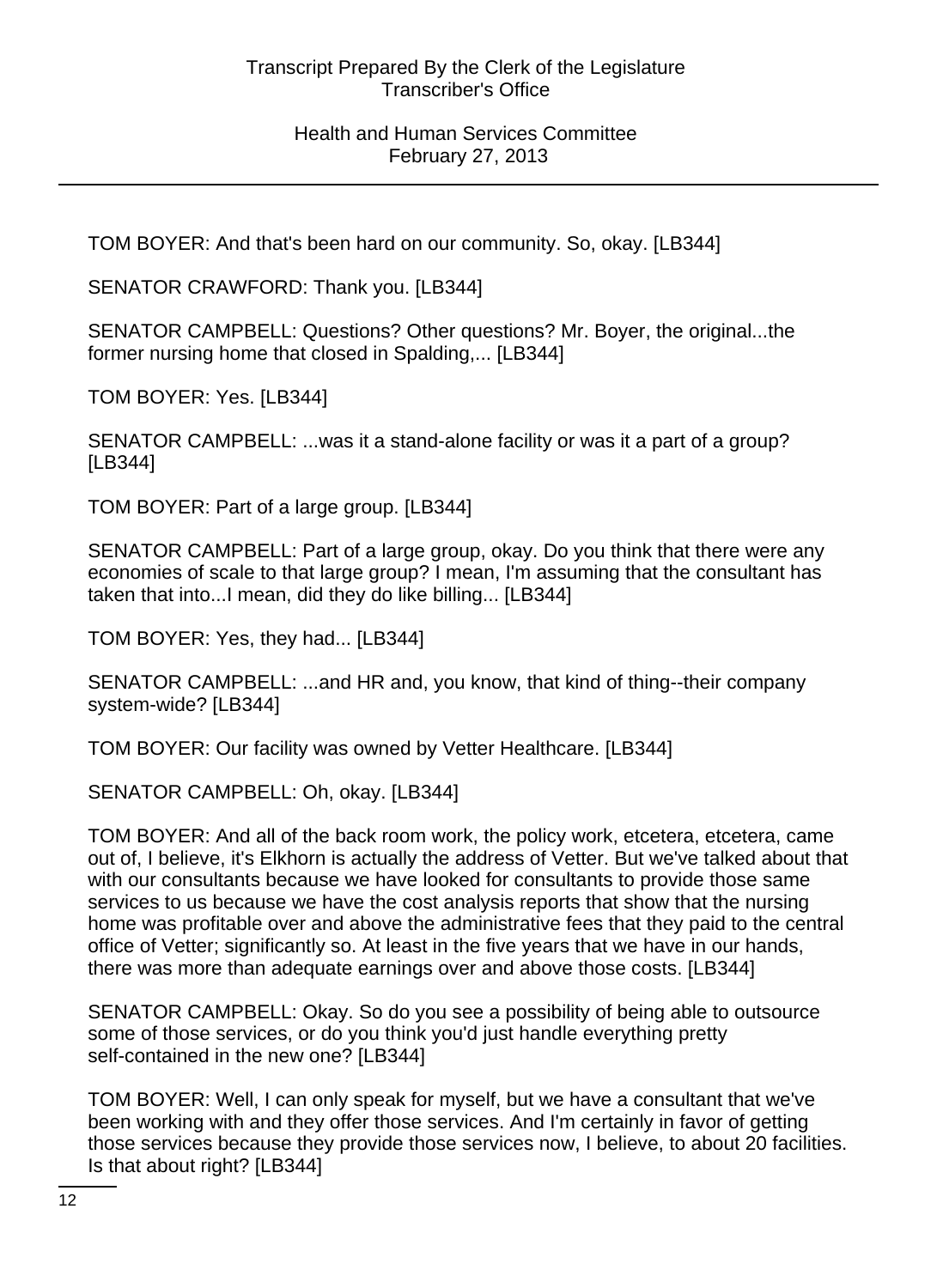TOM BOYER: And that's been hard on our community. So, okay. [LB344]

SENATOR CRAWFORD: Thank you. [LB344]

SENATOR CAMPBELL: Questions? Other questions? Mr. Boyer, the original...the former nursing home that closed in Spalding,... [LB344]

TOM BOYER: Yes. [LB344]

SENATOR CAMPBELL: ...was it a stand-alone facility or was it a part of a group? [LB344]

TOM BOYER: Part of a large group. [LB344]

SENATOR CAMPBELL: Part of a large group, okay. Do you think that there were any economies of scale to that large group? I mean, I'm assuming that the consultant has taken that into...I mean, did they do like billing... [LB344]

TOM BOYER: Yes, they had... [LB344]

SENATOR CAMPBELL: ...and HR and, you know, that kind of thing--their company system-wide? [LB344]

TOM BOYER: Our facility was owned by Vetter Healthcare. [LB344]

SENATOR CAMPBELL: Oh, okay. [LB344]

TOM BOYER: And all of the back room work, the policy work, etcetera, etcetera, came out of, I believe, it's Elkhorn is actually the address of Vetter. But we've talked about that with our consultants because we have looked for consultants to provide those same services to us because we have the cost analysis reports that show that the nursing home was profitable over and above the administrative fees that they paid to the central office of Vetter; significantly so. At least in the five years that we have in our hands, there was more than adequate earnings over and above those costs. [LB344]

SENATOR CAMPBELL: Okay. So do you see a possibility of being able to outsource some of those services, or do you think you'd just handle everything pretty self-contained in the new one? [LB344]

TOM BOYER: Well, I can only speak for myself, but we have a consultant that we've been working with and they offer those services. And I'm certainly in favor of getting those services because they provide those services now, I believe, to about 20 facilities. Is that about right? [LB344]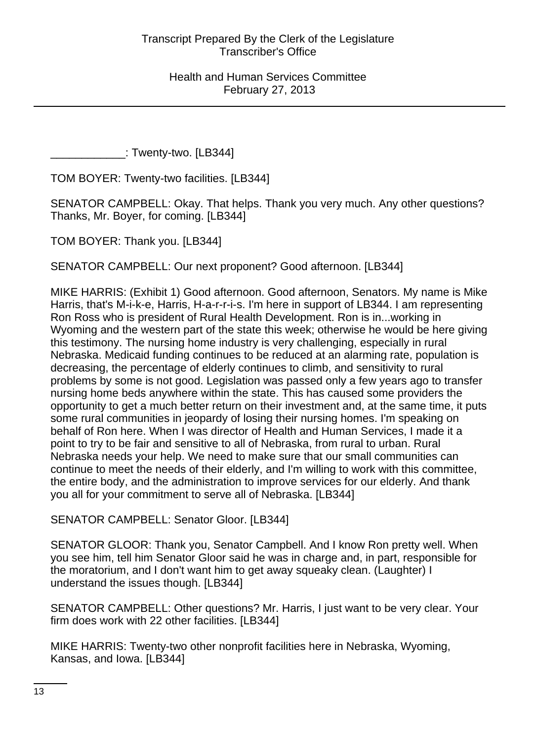____________: Twenty-two. [LB344]

TOM BOYER: Twenty-two facilities. [LB344]

SENATOR CAMPBELL: Okay. That helps. Thank you very much. Any other questions? Thanks, Mr. Boyer, for coming. [LB344]

TOM BOYER: Thank you. [LB344]

SENATOR CAMPBELL: Our next proponent? Good afternoon. [LB344]

MIKE HARRIS: (Exhibit 1) Good afternoon. Good afternoon, Senators. My name is Mike Harris, that's M-i-k-e, Harris, H-a-r-r-i-s. I'm here in support of LB344. I am representing Ron Ross who is president of Rural Health Development. Ron is in...working in Wyoming and the western part of the state this week; otherwise he would be here giving this testimony. The nursing home industry is very challenging, especially in rural Nebraska. Medicaid funding continues to be reduced at an alarming rate, population is decreasing, the percentage of elderly continues to climb, and sensitivity to rural problems by some is not good. Legislation was passed only a few years ago to transfer nursing home beds anywhere within the state. This has caused some providers the opportunity to get a much better return on their investment and, at the same time, it puts some rural communities in jeopardy of losing their nursing homes. I'm speaking on behalf of Ron here. When I was director of Health and Human Services, I made it a point to try to be fair and sensitive to all of Nebraska, from rural to urban. Rural Nebraska needs your help. We need to make sure that our small communities can continue to meet the needs of their elderly, and I'm willing to work with this committee, the entire body, and the administration to improve services for our elderly. And thank you all for your commitment to serve all of Nebraska. [LB344]

SENATOR CAMPBELL: Senator Gloor. [LB344]

SENATOR GLOOR: Thank you, Senator Campbell. And I know Ron pretty well. When you see him, tell him Senator Gloor said he was in charge and, in part, responsible for the moratorium, and I don't want him to get away squeaky clean. (Laughter) I understand the issues though. [LB344]

SENATOR CAMPBELL: Other questions? Mr. Harris, I just want to be very clear. Your firm does work with 22 other facilities. [LB344]

MIKE HARRIS: Twenty-two other nonprofit facilities here in Nebraska, Wyoming, Kansas, and Iowa. [LB344]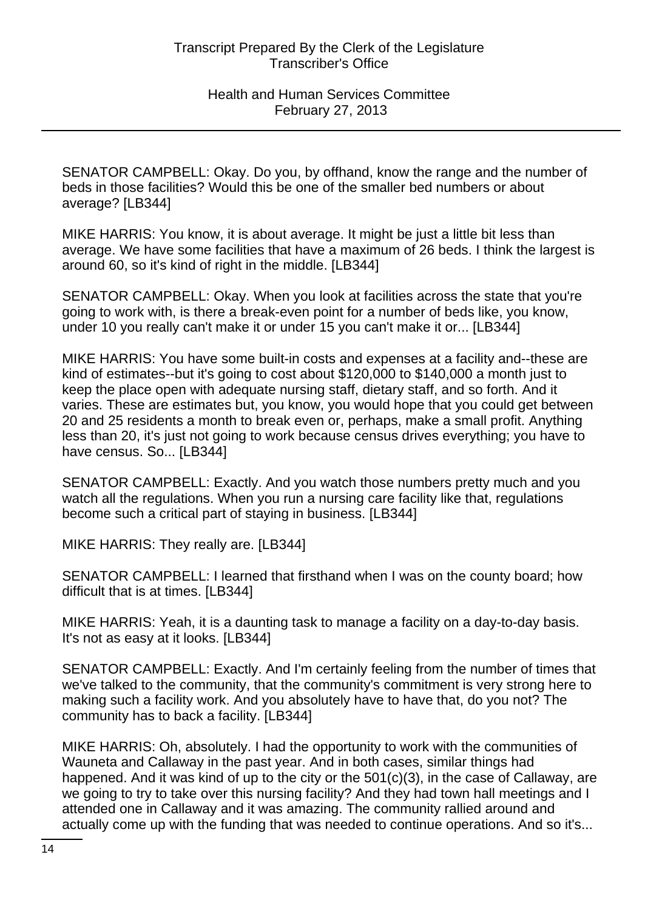SENATOR CAMPBELL: Okay. Do you, by offhand, know the range and the number of beds in those facilities? Would this be one of the smaller bed numbers or about average? [LB344]

MIKE HARRIS: You know, it is about average. It might be just a little bit less than average. We have some facilities that have a maximum of 26 beds. I think the largest is around 60, so it's kind of right in the middle. [LB344]

SENATOR CAMPBELL: Okay. When you look at facilities across the state that you're going to work with, is there a break-even point for a number of beds like, you know, under 10 you really can't make it or under 15 you can't make it or... [LB344]

MIKE HARRIS: You have some built-in costs and expenses at a facility and--these are kind of estimates--but it's going to cost about $120,000 to $140,000 a month just to keep the place open with adequate nursing staff, dietary staff, and so forth. And it varies. These are estimates but, you know, you would hope that you could get between 20 and 25 residents a month to break even or, perhaps, make a small profit. Anything less than 20, it's just not going to work because census drives everything; you have to have census. So... [LB344]

SENATOR CAMPBELL: Exactly. And you watch those numbers pretty much and you watch all the regulations. When you run a nursing care facility like that, regulations become such a critical part of staying in business. [LB344]

MIKE HARRIS: They really are. [LB344]

SENATOR CAMPBELL: I learned that firsthand when I was on the county board; how difficult that is at times. [LB344]

MIKE HARRIS: Yeah, it is a daunting task to manage a facility on a day-to-day basis. It's not as easy at it looks. [LB344]

SENATOR CAMPBELL: Exactly. And I'm certainly feeling from the number of times that we've talked to the community, that the community's commitment is very strong here to making such a facility work. And you absolutely have to have that, do you not? The community has to back a facility. [LB344]

MIKE HARRIS: Oh, absolutely. I had the opportunity to work with the communities of Wauneta and Callaway in the past year. And in both cases, similar things had happened. And it was kind of up to the city or the 501(c)(3), in the case of Callaway, are we going to try to take over this nursing facility? And they had town hall meetings and I attended one in Callaway and it was amazing. The community rallied around and actually come up with the funding that was needed to continue operations. And so it's...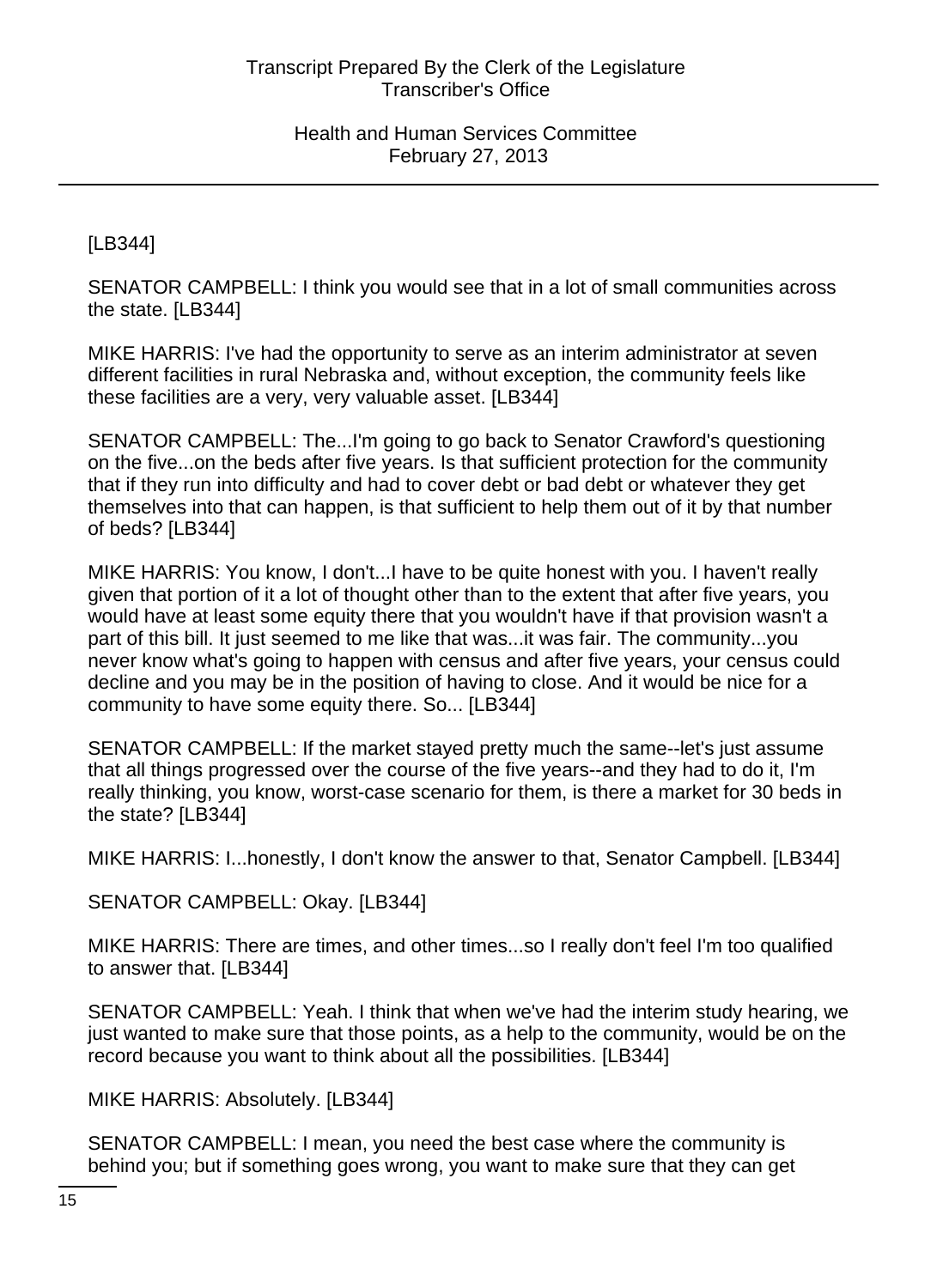[LB344]

SENATOR CAMPBELL: I think you would see that in a lot of small communities across the state. [LB344]

MIKE HARRIS: I've had the opportunity to serve as an interim administrator at seven different facilities in rural Nebraska and, without exception, the community feels like these facilities are a very, very valuable asset. [LB344]

SENATOR CAMPBELL: The...I'm going to go back to Senator Crawford's questioning on the five...on the beds after five years. Is that sufficient protection for the community that if they run into difficulty and had to cover debt or bad debt or whatever they get themselves into that can happen, is that sufficient to help them out of it by that number of beds? [LB344]

MIKE HARRIS: You know, I don't...I have to be quite honest with you. I haven't really given that portion of it a lot of thought other than to the extent that after five years, you would have at least some equity there that you wouldn't have if that provision wasn't a part of this bill. It just seemed to me like that was...it was fair. The community...you never know what's going to happen with census and after five years, your census could decline and you may be in the position of having to close. And it would be nice for a community to have some equity there. So... [LB344]

SENATOR CAMPBELL: If the market stayed pretty much the same--let's just assume that all things progressed over the course of the five years--and they had to do it, I'm really thinking, you know, worst-case scenario for them, is there a market for 30 beds in the state? [LB344]

MIKE HARRIS: I...honestly, I don't know the answer to that, Senator Campbell. [LB344]

SENATOR CAMPBELL: Okay. [LB344]

MIKE HARRIS: There are times, and other times...so I really don't feel I'm too qualified to answer that. [LB344]

SENATOR CAMPBELL: Yeah. I think that when we've had the interim study hearing, we just wanted to make sure that those points, as a help to the community, would be on the record because you want to think about all the possibilities. [LB344]

MIKE HARRIS: Absolutely. [LB344]

SENATOR CAMPBELL: I mean, you need the best case where the community is behind you; but if something goes wrong, you want to make sure that they can get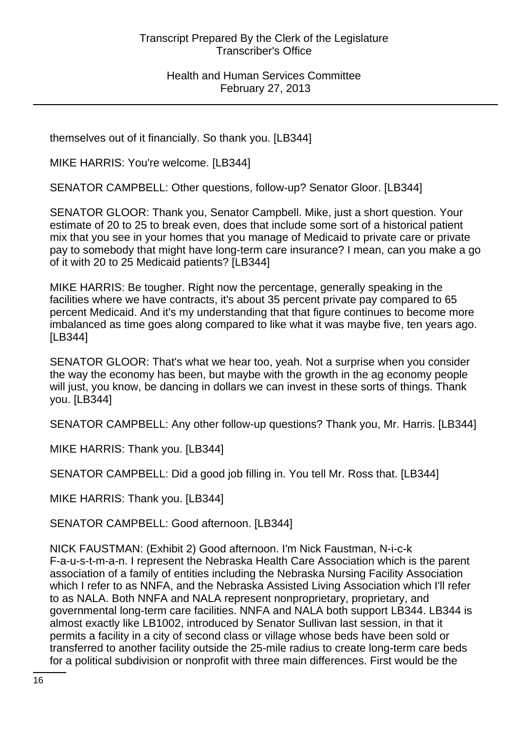themselves out of it financially. So thank you. [LB344]

MIKE HARRIS: You're welcome. [LB344]

SENATOR CAMPBELL: Other questions, follow-up? Senator Gloor. [LB344]

SENATOR GLOOR: Thank you, Senator Campbell. Mike, just a short question. Your estimate of 20 to 25 to break even, does that include some sort of a historical patient mix that you see in your homes that you manage of Medicaid to private care or private pay to somebody that might have long-term care insurance? I mean, can you make a go of it with 20 to 25 Medicaid patients? [LB344]

MIKE HARRIS: Be tougher. Right now the percentage, generally speaking in the facilities where we have contracts, it's about 35 percent private pay compared to 65 percent Medicaid. And it's my understanding that that figure continues to become more imbalanced as time goes along compared to like what it was maybe five, ten years ago. [LB344]

SENATOR GLOOR: That's what we hear too, yeah. Not a surprise when you consider the way the economy has been, but maybe with the growth in the ag economy people will just, you know, be dancing in dollars we can invest in these sorts of things. Thank you. [LB344]

SENATOR CAMPBELL: Any other follow-up questions? Thank you, Mr. Harris. [LB344]

MIKE HARRIS: Thank you. [LB344]

SENATOR CAMPBELL: Did a good job filling in. You tell Mr. Ross that. [LB344]

MIKE HARRIS: Thank you. [LB344]

SENATOR CAMPBELL: Good afternoon. [LB344]

NICK FAUSTMAN: (Exhibit 2) Good afternoon. I'm Nick Faustman, N-i-c-k F-a-u-s-t-m-a-n. I represent the Nebraska Health Care Association which is the parent association of a family of entities including the Nebraska Nursing Facility Association which I refer to as NNFA, and the Nebraska Assisted Living Association which I'll refer to as NALA. Both NNFA and NALA represent nonproprietary, proprietary, and governmental long-term care facilities. NNFA and NALA both support LB344. LB344 is almost exactly like LB1002, introduced by Senator Sullivan last session, in that it permits a facility in a city of second class or village whose beds have been sold or transferred to another facility outside the 25-mile radius to create long-term care beds for a political subdivision or nonprofit with three main differences. First would be the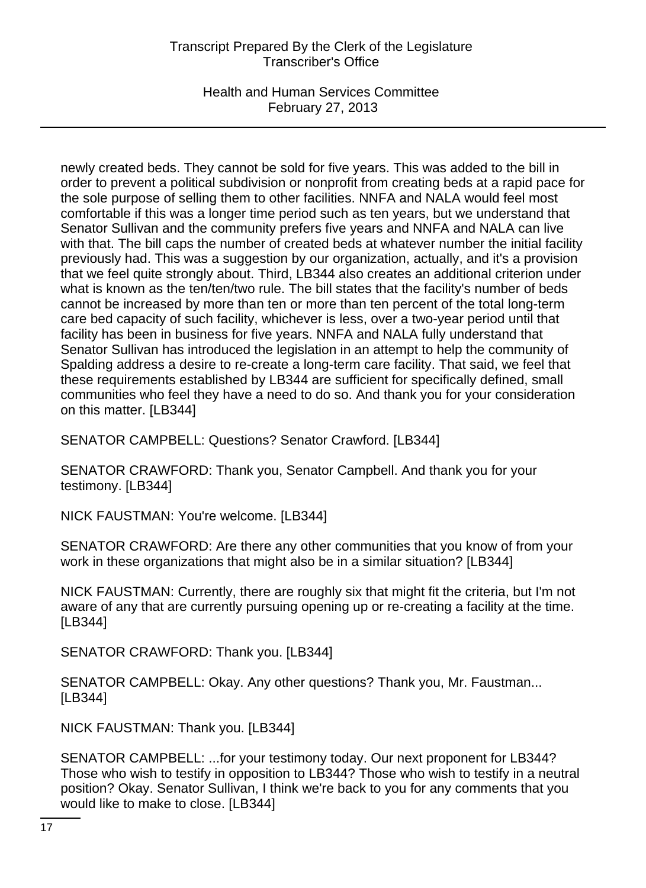newly created beds. They cannot be sold for five years. This was added to the bill in order to prevent a political subdivision or nonprofit from creating beds at a rapid pace for the sole purpose of selling them to other facilities. NNFA and NALA would feel most comfortable if this was a longer time period such as ten years, but we understand that Senator Sullivan and the community prefers five years and NNFA and NALA can live with that. The bill caps the number of created beds at whatever number the initial facility previously had. This was a suggestion by our organization, actually, and it's a provision that we feel quite strongly about. Third, LB344 also creates an additional criterion under what is known as the ten/ten/two rule. The bill states that the facility's number of beds cannot be increased by more than ten or more than ten percent of the total long-term care bed capacity of such facility, whichever is less, over a two-year period until that facility has been in business for five years. NNFA and NALA fully understand that Senator Sullivan has introduced the legislation in an attempt to help the community of Spalding address a desire to re-create a long-term care facility. That said, we feel that these requirements established by LB344 are sufficient for specifically defined, small communities who feel they have a need to do so. And thank you for your consideration on this matter. [LB344]

SENATOR CAMPBELL: Questions? Senator Crawford. [LB344]

SENATOR CRAWFORD: Thank you, Senator Campbell. And thank you for your testimony. [LB344]

NICK FAUSTMAN: You're welcome. [LB344]

SENATOR CRAWFORD: Are there any other communities that you know of from your work in these organizations that might also be in a similar situation? [LB344]

NICK FAUSTMAN: Currently, there are roughly six that might fit the criteria, but I'm not aware of any that are currently pursuing opening up or re-creating a facility at the time. [LB344]

SENATOR CRAWFORD: Thank you. [LB344]

SENATOR CAMPBELL: Okay. Any other questions? Thank you, Mr. Faustman... [LB344]

NICK FAUSTMAN: Thank you. [LB344]

SENATOR CAMPBELL: ...for your testimony today. Our next proponent for LB344? Those who wish to testify in opposition to LB344? Those who wish to testify in a neutral position? Okay. Senator Sullivan, I think we're back to you for any comments that you would like to make to close. [LB344]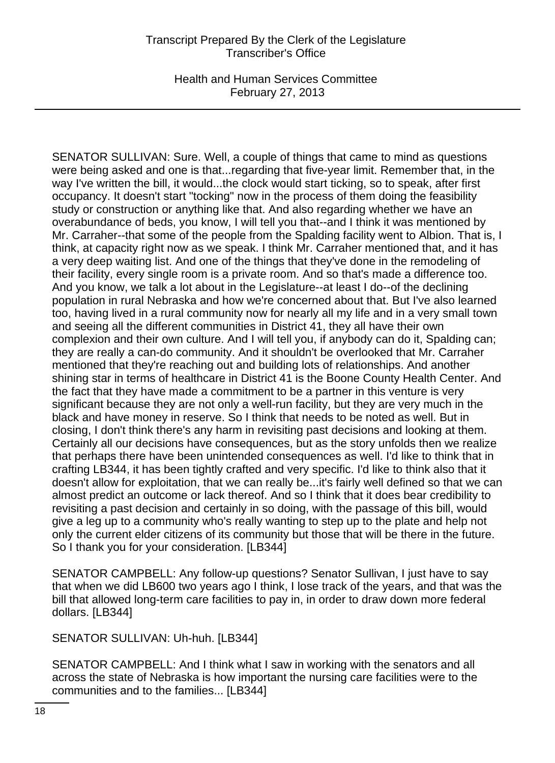SENATOR SULLIVAN: Sure. Well, a couple of things that came to mind as questions were being asked and one is that...regarding that five-year limit. Remember that, in the way I've written the bill, it would...the clock would start ticking, so to speak, after first occupancy. It doesn't start "tocking" now in the process of them doing the feasibility study or construction or anything like that. And also regarding whether we have an overabundance of beds, you know, I will tell you that--and I think it was mentioned by Mr. Carraher--that some of the people from the Spalding facility went to Albion. That is, I think, at capacity right now as we speak. I think Mr. Carraher mentioned that, and it has a very deep waiting list. And one of the things that they've done in the remodeling of their facility, every single room is a private room. And so that's made a difference too. And you know, we talk a lot about in the Legislature--at least I do--of the declining population in rural Nebraska and how we're concerned about that. But I've also learned too, having lived in a rural community now for nearly all my life and in a very small town and seeing all the different communities in District 41, they all have their own complexion and their own culture. And I will tell you, if anybody can do it, Spalding can; they are really a can-do community. And it shouldn't be overlooked that Mr. Carraher mentioned that they're reaching out and building lots of relationships. And another shining star in terms of healthcare in District 41 is the Boone County Health Center. And the fact that they have made a commitment to be a partner in this venture is very significant because they are not only a well-run facility, but they are very much in the black and have money in reserve. So I think that needs to be noted as well. But in closing, I don't think there's any harm in revisiting past decisions and looking at them. Certainly all our decisions have consequences, but as the story unfolds then we realize that perhaps there have been unintended consequences as well. I'd like to think that in crafting LB344, it has been tightly crafted and very specific. I'd like to think also that it doesn't allow for exploitation, that we can really be...it's fairly well defined so that we can almost predict an outcome or lack thereof. And so I think that it does bear credibility to revisiting a past decision and certainly in so doing, with the passage of this bill, would give a leg up to a community who's really wanting to step up to the plate and help not only the current elder citizens of its community but those that will be there in the future. So I thank you for your consideration. [LB344]

SENATOR CAMPBELL: Any follow-up questions? Senator Sullivan, I just have to say that when we did LB600 two years ago I think, I lose track of the years, and that was the bill that allowed long-term care facilities to pay in, in order to draw down more federal dollars. [LB344]

SENATOR SULLIVAN: Uh-huh. [LB344]

SENATOR CAMPBELL: And I think what I saw in working with the senators and all across the state of Nebraska is how important the nursing care facilities were to the communities and to the families... [LB344]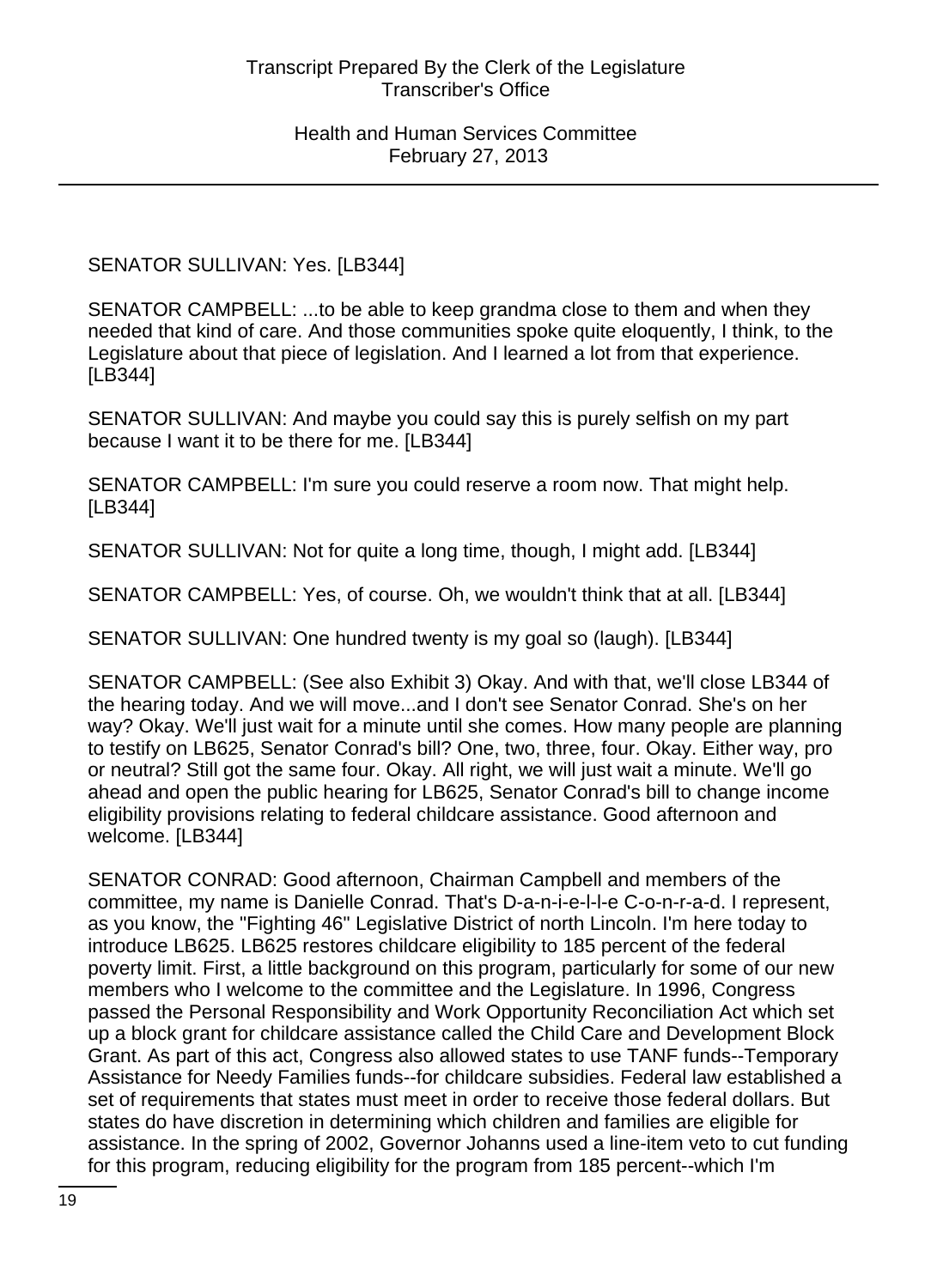SENATOR SULLIVAN: Yes. [LB344]

SENATOR CAMPBELL: ...to be able to keep grandma close to them and when they needed that kind of care. And those communities spoke quite eloquently, I think, to the Legislature about that piece of legislation. And I learned a lot from that experience. [LB344]

SENATOR SULLIVAN: And maybe you could say this is purely selfish on my part because I want it to be there for me. [LB344]

SENATOR CAMPBELL: I'm sure you could reserve a room now. That might help. [LB344]

SENATOR SULLIVAN: Not for quite a long time, though, I might add. [LB344]

SENATOR CAMPBELL: Yes, of course. Oh, we wouldn't think that at all. [LB344]

SENATOR SULLIVAN: One hundred twenty is my goal so (laugh). [LB344]

SENATOR CAMPBELL: (See also Exhibit 3) Okay. And with that, we'll close LB344 of the hearing today. And we will move...and I don't see Senator Conrad. She's on her way? Okay. We'll just wait for a minute until she comes. How many people are planning to testify on LB625, Senator Conrad's bill? One, two, three, four. Okay. Either way, pro or neutral? Still got the same four. Okay. All right, we will just wait a minute. We'll go ahead and open the public hearing for LB625, Senator Conrad's bill to change income eligibility provisions relating to federal childcare assistance. Good afternoon and welcome. [LB344]

SENATOR CONRAD: Good afternoon, Chairman Campbell and members of the committee, my name is Danielle Conrad. That's D-a-n-i-e-l-l-e C-o-n-r-a-d. I represent, as you know, the "Fighting 46" Legislative District of north Lincoln. I'm here today to introduce LB625. LB625 restores childcare eligibility to 185 percent of the federal poverty limit. First, a little background on this program, particularly for some of our new members who I welcome to the committee and the Legislature. In 1996, Congress passed the Personal Responsibility and Work Opportunity Reconciliation Act which set up a block grant for childcare assistance called the Child Care and Development Block Grant. As part of this act, Congress also allowed states to use TANF funds--Temporary Assistance for Needy Families funds--for childcare subsidies. Federal law established a set of requirements that states must meet in order to receive those federal dollars. But states do have discretion in determining which children and families are eligible for assistance. In the spring of 2002, Governor Johanns used a line-item veto to cut funding for this program, reducing eligibility for the program from 185 percent--which I'm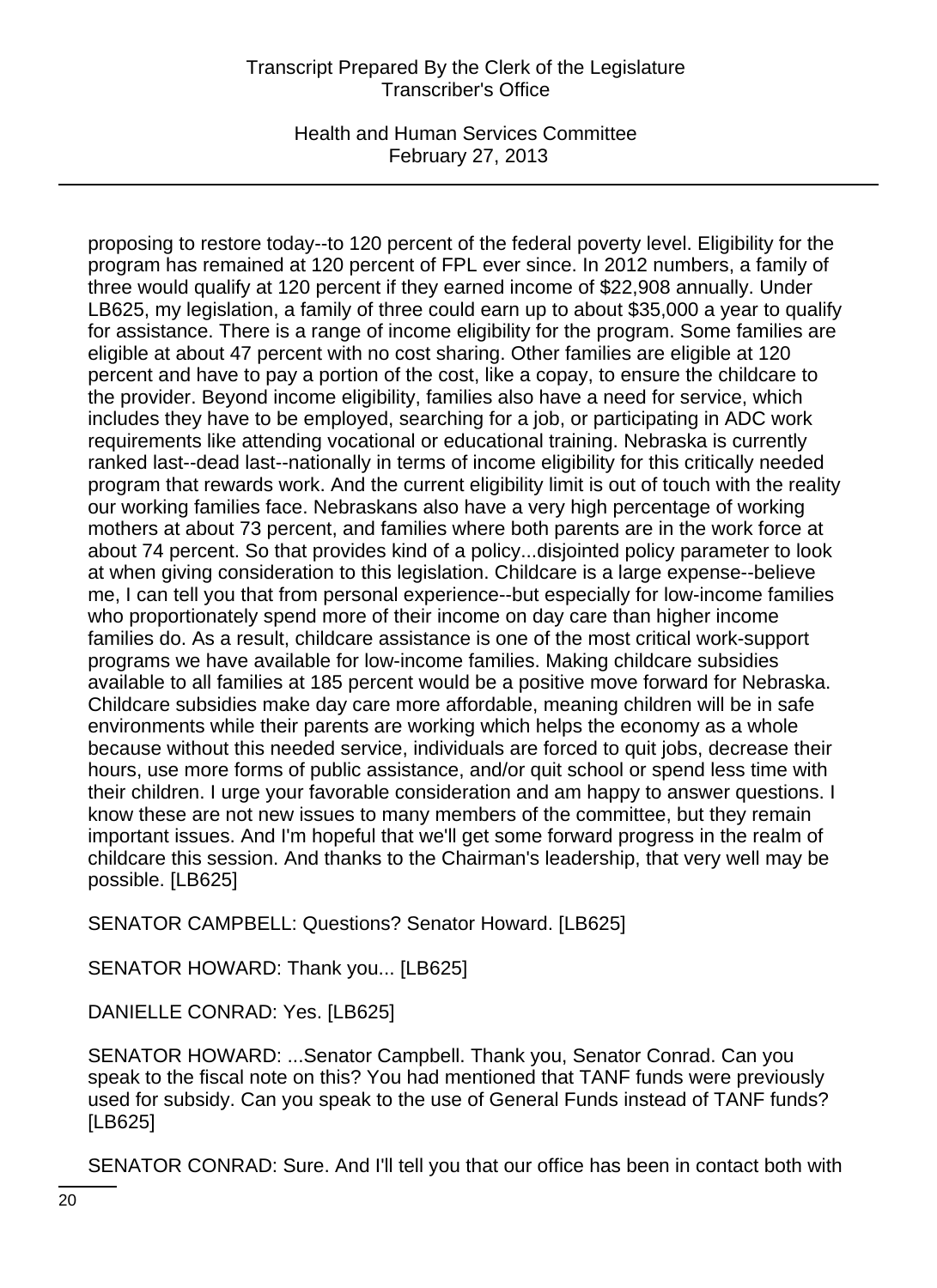proposing to restore today--to 120 percent of the federal poverty level. Eligibility for the program has remained at 120 percent of FPL ever since. In 2012 numbers, a family of three would qualify at 120 percent if they earned income of $22,908 annually. Under LB625, my legislation, a family of three could earn up to about $35,000 a year to qualify for assistance. There is a range of income eligibility for the program. Some families are eligible at about 47 percent with no cost sharing. Other families are eligible at 120 percent and have to pay a portion of the cost, like a copay, to ensure the childcare to the provider. Beyond income eligibility, families also have a need for service, which includes they have to be employed, searching for a job, or participating in ADC work requirements like attending vocational or educational training. Nebraska is currently ranked last--dead last--nationally in terms of income eligibility for this critically needed program that rewards work. And the current eligibility limit is out of touch with the reality our working families face. Nebraskans also have a very high percentage of working mothers at about 73 percent, and families where both parents are in the work force at about 74 percent. So that provides kind of a policy...disjointed policy parameter to look at when giving consideration to this legislation. Childcare is a large expense--believe me, I can tell you that from personal experience--but especially for low-income families who proportionately spend more of their income on day care than higher income families do. As a result, childcare assistance is one of the most critical work-support programs we have available for low-income families. Making childcare subsidies available to all families at 185 percent would be a positive move forward for Nebraska. Childcare subsidies make day care more affordable, meaning children will be in safe environments while their parents are working which helps the economy as a whole because without this needed service, individuals are forced to quit jobs, decrease their hours, use more forms of public assistance, and/or quit school or spend less time with their children. I urge your favorable consideration and am happy to answer questions. I know these are not new issues to many members of the committee, but they remain important issues. And I'm hopeful that we'll get some forward progress in the realm of childcare this session. And thanks to the Chairman's leadership, that very well may be possible. [LB625]

SENATOR CAMPBELL: Questions? Senator Howard. [LB625]

SENATOR HOWARD: Thank you... [LB625]

DANIELLE CONRAD: Yes. [LB625]

SENATOR HOWARD: ...Senator Campbell. Thank you, Senator Conrad. Can you speak to the fiscal note on this? You had mentioned that TANF funds were previously used for subsidy. Can you speak to the use of General Funds instead of TANF funds? [LB625]

SENATOR CONRAD: Sure. And I'll tell you that our office has been in contact both with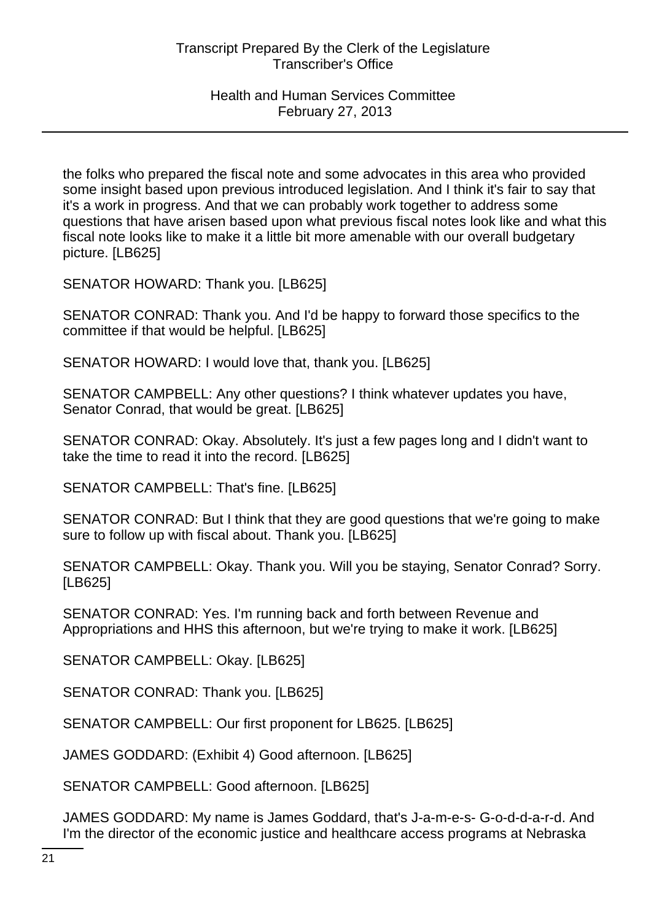the folks who prepared the fiscal note and some advocates in this area who provided some insight based upon previous introduced legislation. And I think it's fair to say that it's a work in progress. And that we can probably work together to address some questions that have arisen based upon what previous fiscal notes look like and what this fiscal note looks like to make it a little bit more amenable with our overall budgetary picture. [LB625]

SENATOR HOWARD: Thank you. [LB625]

SENATOR CONRAD: Thank you. And I'd be happy to forward those specifics to the committee if that would be helpful. [LB625]

SENATOR HOWARD: I would love that, thank you. [LB625]

SENATOR CAMPBELL: Any other questions? I think whatever updates you have, Senator Conrad, that would be great. [LB625]

SENATOR CONRAD: Okay. Absolutely. It's just a few pages long and I didn't want to take the time to read it into the record. [LB625]

SENATOR CAMPBELL: That's fine. [LB625]

SENATOR CONRAD: But I think that they are good questions that we're going to make sure to follow up with fiscal about. Thank you. [LB625]

SENATOR CAMPBELL: Okay. Thank you. Will you be staying, Senator Conrad? Sorry. [LB625]

SENATOR CONRAD: Yes. I'm running back and forth between Revenue and Appropriations and HHS this afternoon, but we're trying to make it work. [LB625]

SENATOR CAMPBELL: Okay. [LB625]

SENATOR CONRAD: Thank you. [LB625]

SENATOR CAMPBELL: Our first proponent for LB625. [LB625]

JAMES GODDARD: (Exhibit 4) Good afternoon. [LB625]

SENATOR CAMPBELL: Good afternoon. [LB625]

JAMES GODDARD: My name is James Goddard, that's J-a-m-e-s- G-o-d-d-a-r-d. And I'm the director of the economic justice and healthcare access programs at Nebraska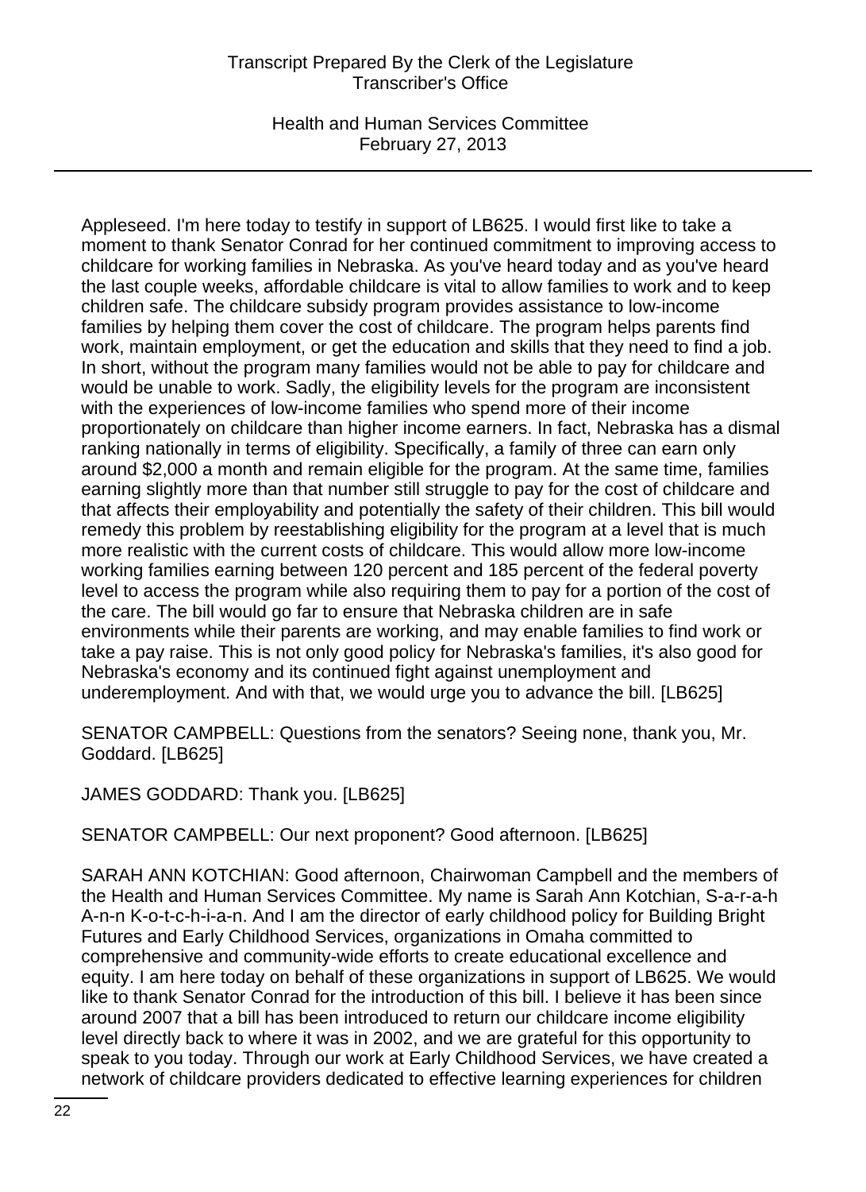Appleseed. I'm here today to testify in support of LB625. I would first like to take a moment to thank Senator Conrad for her continued commitment to improving access to childcare for working families in Nebraska. As you've heard today and as you've heard the last couple weeks, affordable childcare is vital to allow families to work and to keep children safe. The childcare subsidy program provides assistance to low-income families by helping them cover the cost of childcare. The program helps parents find work, maintain employment, or get the education and skills that they need to find a job. In short, without the program many families would not be able to pay for childcare and would be unable to work. Sadly, the eligibility levels for the program are inconsistent with the experiences of low-income families who spend more of their income proportionately on childcare than higher income earners. In fact, Nebraska has a dismal ranking nationally in terms of eligibility. Specifically, a family of three can earn only around $2,000 a month and remain eligible for the program. At the same time, families earning slightly more than that number still struggle to pay for the cost of childcare and that affects their employability and potentially the safety of their children. This bill would remedy this problem by reestablishing eligibility for the program at a level that is much more realistic with the current costs of childcare. This would allow more low-income working families earning between 120 percent and 185 percent of the federal poverty level to access the program while also requiring them to pay for a portion of the cost of the care. The bill would go far to ensure that Nebraska children are in safe environments while their parents are working, and may enable families to find work or take a pay raise. This is not only good policy for Nebraska's families, it's also good for Nebraska's economy and its continued fight against unemployment and underemployment. And with that, we would urge you to advance the bill. [LB625]

SENATOR CAMPBELL: Questions from the senators? Seeing none, thank you, Mr. Goddard. [LB625]

JAMES GODDARD: Thank you. [LB625]

SENATOR CAMPBELL: Our next proponent? Good afternoon. [LB625]

SARAH ANN KOTCHIAN: Good afternoon, Chairwoman Campbell and the members of the Health and Human Services Committee. My name is Sarah Ann Kotchian, S-a-r-a-h A-n-n K-o-t-c-h-i-a-n. And I am the director of early childhood policy for Building Bright Futures and Early Childhood Services, organizations in Omaha committed to comprehensive and community-wide efforts to create educational excellence and equity. I am here today on behalf of these organizations in support of LB625. We would like to thank Senator Conrad for the introduction of this bill. I believe it has been since around 2007 that a bill has been introduced to return our childcare income eligibility level directly back to where it was in 2002, and we are grateful for this opportunity to speak to you today. Through our work at Early Childhood Services, we have created a network of childcare providers dedicated to effective learning experiences for children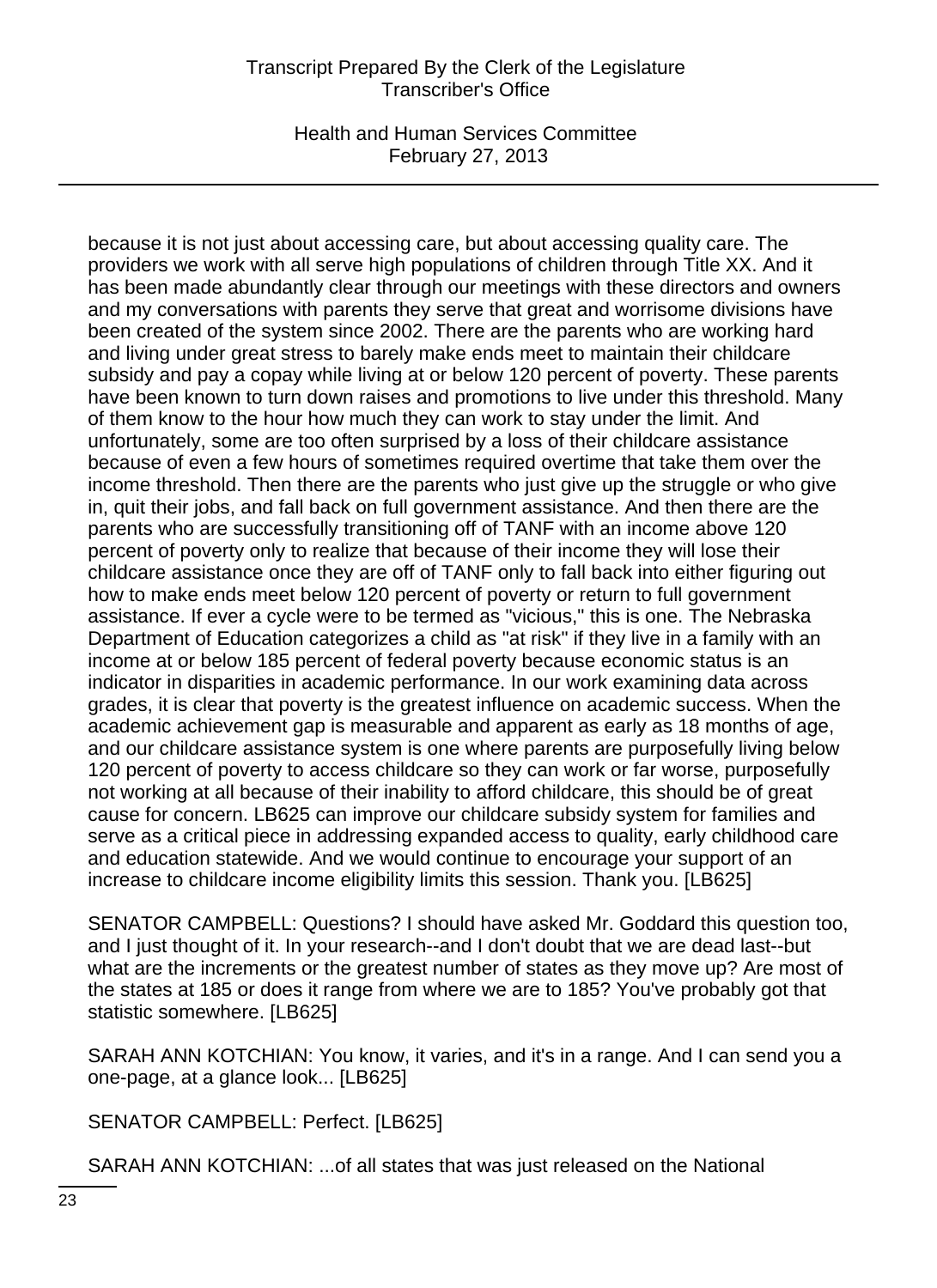because it is not just about accessing care, but about accessing quality care. The providers we work with all serve high populations of children through Title XX. And it has been made abundantly clear through our meetings with these directors and owners and my conversations with parents they serve that great and worrisome divisions have been created of the system since 2002. There are the parents who are working hard and living under great stress to barely make ends meet to maintain their childcare subsidy and pay a copay while living at or below 120 percent of poverty. These parents have been known to turn down raises and promotions to live under this threshold. Many of them know to the hour how much they can work to stay under the limit. And unfortunately, some are too often surprised by a loss of their childcare assistance because of even a few hours of sometimes required overtime that take them over the income threshold. Then there are the parents who just give up the struggle or who give in, quit their jobs, and fall back on full government assistance. And then there are the parents who are successfully transitioning off of TANF with an income above 120 percent of poverty only to realize that because of their income they will lose their childcare assistance once they are off of TANF only to fall back into either figuring out how to make ends meet below 120 percent of poverty or return to full government assistance. If ever a cycle were to be termed as "vicious," this is one. The Nebraska Department of Education categorizes a child as "at risk" if they live in a family with an income at or below 185 percent of federal poverty because economic status is an indicator in disparities in academic performance. In our work examining data across grades, it is clear that poverty is the greatest influence on academic success. When the academic achievement gap is measurable and apparent as early as 18 months of age, and our childcare assistance system is one where parents are purposefully living below 120 percent of poverty to access childcare so they can work or far worse, purposefully not working at all because of their inability to afford childcare, this should be of great cause for concern. LB625 can improve our childcare subsidy system for families and serve as a critical piece in addressing expanded access to quality, early childhood care and education statewide. And we would continue to encourage your support of an increase to childcare income eligibility limits this session. Thank you. [LB625]

SENATOR CAMPBELL: Questions? I should have asked Mr. Goddard this question too, and I just thought of it. In your research--and I don't doubt that we are dead last--but what are the increments or the greatest number of states as they move up? Are most of the states at 185 or does it range from where we are to 185? You've probably got that statistic somewhere. [LB625]

SARAH ANN KOTCHIAN: You know, it varies, and it's in a range. And I can send you a one-page, at a glance look... [LB625]

SENATOR CAMPBELL: Perfect. [LB625]

SARAH ANN KOTCHIAN: ...of all states that was just released on the National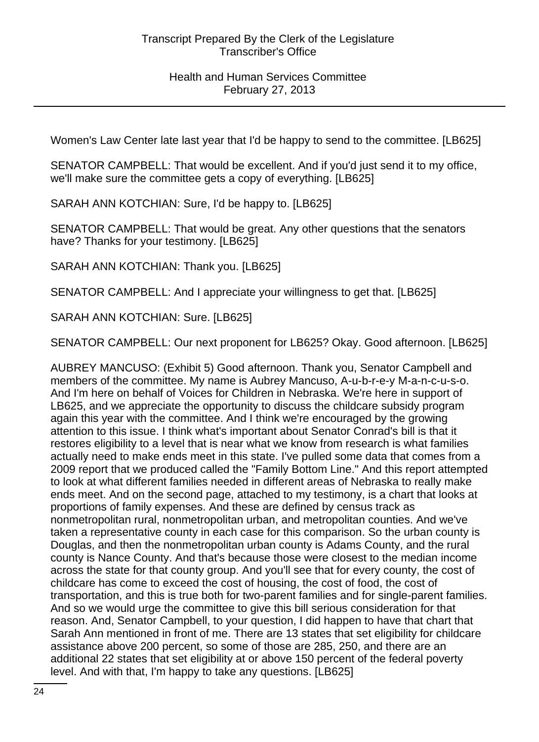Women's Law Center late last year that I'd be happy to send to the committee. [LB625]

SENATOR CAMPBELL: That would be excellent. And if you'd just send it to my office, we'll make sure the committee gets a copy of everything. [LB625]

SARAH ANN KOTCHIAN: Sure, I'd be happy to. [LB625]

SENATOR CAMPBELL: That would be great. Any other questions that the senators have? Thanks for your testimony. [LB625]

SARAH ANN KOTCHIAN: Thank you. [LB625]

SENATOR CAMPBELL: And I appreciate your willingness to get that. [LB625]

SARAH ANN KOTCHIAN: Sure. [LB625]

SENATOR CAMPBELL: Our next proponent for LB625? Okay. Good afternoon. [LB625]

AUBREY MANCUSO: (Exhibit 5) Good afternoon. Thank you, Senator Campbell and members of the committee. My name is Aubrey Mancuso, A-u-b-r-e-y M-a-n-c-u-s-o. And I'm here on behalf of Voices for Children in Nebraska. We're here in support of LB625, and we appreciate the opportunity to discuss the childcare subsidy program again this year with the committee. And I think we're encouraged by the growing attention to this issue. I think what's important about Senator Conrad's bill is that it restores eligibility to a level that is near what we know from research is what families actually need to make ends meet in this state. I've pulled some data that comes from a 2009 report that we produced called the "Family Bottom Line." And this report attempted to look at what different families needed in different areas of Nebraska to really make ends meet. And on the second page, attached to my testimony, is a chart that looks at proportions of family expenses. And these are defined by census track as nonmetropolitan rural, nonmetropolitan urban, and metropolitan counties. And we've taken a representative county in each case for this comparison. So the urban county is Douglas, and then the nonmetropolitan urban county is Adams County, and the rural county is Nance County. And that's because those were closest to the median income across the state for that county group. And you'll see that for every county, the cost of childcare has come to exceed the cost of housing, the cost of food, the cost of transportation, and this is true both for two-parent families and for single-parent families. And so we would urge the committee to give this bill serious consideration for that reason. And, Senator Campbell, to your question, I did happen to have that chart that Sarah Ann mentioned in front of me. There are 13 states that set eligibility for childcare assistance above 200 percent, so some of those are 285, 250, and there are an additional 22 states that set eligibility at or above 150 percent of the federal poverty level. And with that, I'm happy to take any questions. [LB625]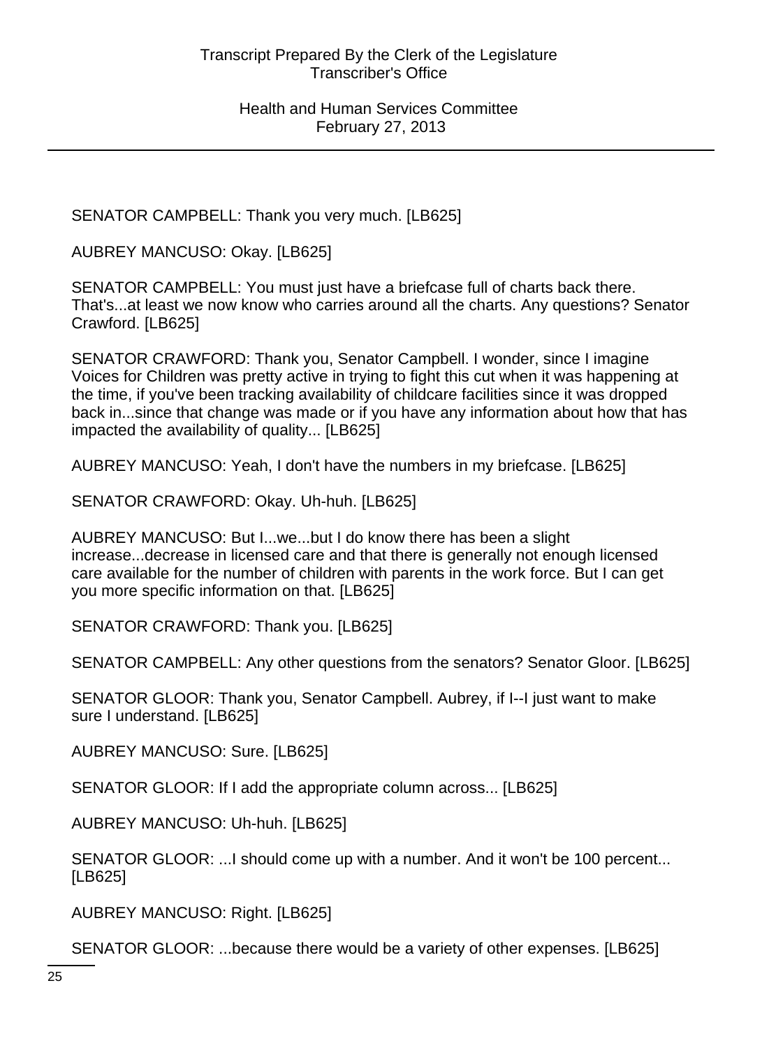SENATOR CAMPBELL: Thank you very much. [LB625]

AUBREY MANCUSO: Okay. [LB625]

SENATOR CAMPBELL: You must just have a briefcase full of charts back there. That's...at least we now know who carries around all the charts. Any questions? Senator Crawford. [LB625]

SENATOR CRAWFORD: Thank you, Senator Campbell. I wonder, since I imagine Voices for Children was pretty active in trying to fight this cut when it was happening at the time, if you've been tracking availability of childcare facilities since it was dropped back in...since that change was made or if you have any information about how that has impacted the availability of quality... [LB625]

AUBREY MANCUSO: Yeah, I don't have the numbers in my briefcase. [LB625]

SENATOR CRAWFORD: Okay. Uh-huh. [LB625]

AUBREY MANCUSO: But I...we...but I do know there has been a slight increase...decrease in licensed care and that there is generally not enough licensed care available for the number of children with parents in the work force. But I can get you more specific information on that. [LB625]

SENATOR CRAWFORD: Thank you. [LB625]

SENATOR CAMPBELL: Any other questions from the senators? Senator Gloor. [LB625]

SENATOR GLOOR: Thank you, Senator Campbell. Aubrey, if I--I just want to make sure I understand. [LB625]

AUBREY MANCUSO: Sure. [LB625]

SENATOR GLOOR: If I add the appropriate column across... [LB625]

AUBREY MANCUSO: Uh-huh. [LB625]

SENATOR GLOOR: ...I should come up with a number. And it won't be 100 percent... [LB625]

AUBREY MANCUSO: Right. [LB625]

SENATOR GLOOR: ...because there would be a variety of other expenses. [LB625]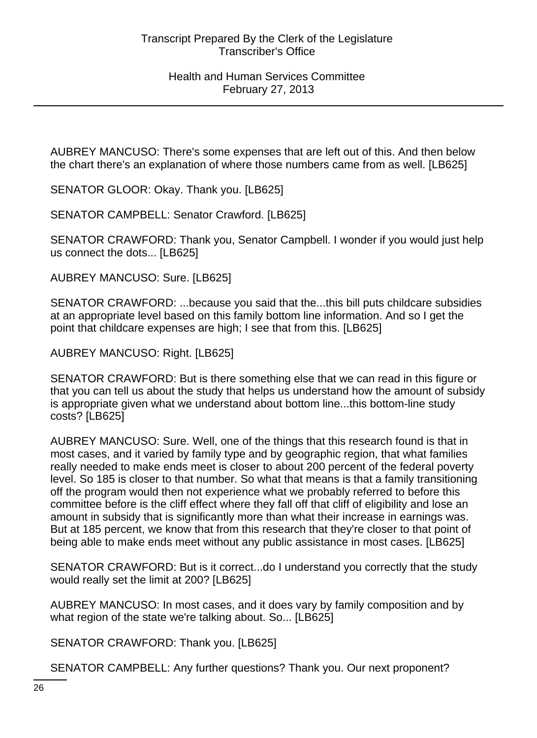AUBREY MANCUSO: There's some expenses that are left out of this. And then below the chart there's an explanation of where those numbers came from as well. [LB625]

SENATOR GLOOR: Okay. Thank you. [LB625]

SENATOR CAMPBELL: Senator Crawford. [LB625]

SENATOR CRAWFORD: Thank you, Senator Campbell. I wonder if you would just help us connect the dots... [LB625]

AUBREY MANCUSO: Sure. [LB625]

SENATOR CRAWFORD: ...because you said that the...this bill puts childcare subsidies at an appropriate level based on this family bottom line information. And so I get the point that childcare expenses are high; I see that from this. [LB625]

AUBREY MANCUSO: Right. [LB625]

SENATOR CRAWFORD: But is there something else that we can read in this figure or that you can tell us about the study that helps us understand how the amount of subsidy is appropriate given what we understand about bottom line...this bottom-line study costs? [LB625]

AUBREY MANCUSO: Sure. Well, one of the things that this research found is that in most cases, and it varied by family type and by geographic region, that what families really needed to make ends meet is closer to about 200 percent of the federal poverty level. So 185 is closer to that number. So what that means is that a family transitioning off the program would then not experience what we probably referred to before this committee before is the cliff effect where they fall off that cliff of eligibility and lose an amount in subsidy that is significantly more than what their increase in earnings was. But at 185 percent, we know that from this research that they're closer to that point of being able to make ends meet without any public assistance in most cases. [LB625]

SENATOR CRAWFORD: But is it correct...do I understand you correctly that the study would really set the limit at 200? [LB625]

AUBREY MANCUSO: In most cases, and it does vary by family composition and by what region of the state we're talking about. So... [LB625]

SENATOR CRAWFORD: Thank you. [LB625]

SENATOR CAMPBELL: Any further questions? Thank you. Our next proponent?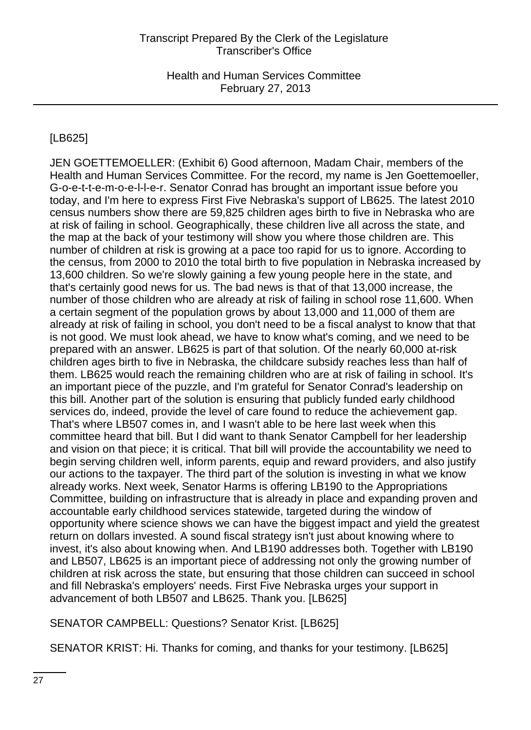[LB625]

JEN GOETTEMOELLER: (Exhibit 6) Good afternoon, Madam Chair, members of the Health and Human Services Committee. For the record, my name is Jen Goettemoeller, G-o-e-t-t-e-m-o-e-l-l-e-r. Senator Conrad has brought an important issue before you today, and I'm here to express First Five Nebraska's support of LB625. The latest 2010 census numbers show there are 59,825 children ages birth to five in Nebraska who are at risk of failing in school. Geographically, these children live all across the state, and the map at the back of your testimony will show you where those children are. This number of children at risk is growing at a pace too rapid for us to ignore. According to the census, from 2000 to 2010 the total birth to five population in Nebraska increased by 13,600 children. So we're slowly gaining a few young people here in the state, and that's certainly good news for us. The bad news is that of that 13,000 increase, the number of those children who are already at risk of failing in school rose 11,600. When a certain segment of the population grows by about 13,000 and 11,000 of them are already at risk of failing in school, you don't need to be a fiscal analyst to know that that is not good. We must look ahead, we have to know what's coming, and we need to be prepared with an answer. LB625 is part of that solution. Of the nearly 60,000 at-risk children ages birth to five in Nebraska, the childcare subsidy reaches less than half of them. LB625 would reach the remaining children who are at risk of failing in school. It's an important piece of the puzzle, and I'm grateful for Senator Conrad's leadership on this bill. Another part of the solution is ensuring that publicly funded early childhood services do, indeed, provide the level of care found to reduce the achievement gap. That's where LB507 comes in, and I wasn't able to be here last week when this committee heard that bill. But I did want to thank Senator Campbell for her leadership and vision on that piece; it is critical. That bill will provide the accountability we need to begin serving children well, inform parents, equip and reward providers, and also justify our actions to the taxpayer. The third part of the solution is investing in what we know already works. Next week, Senator Harms is offering LB190 to the Appropriations Committee, building on infrastructure that is already in place and expanding proven and accountable early childhood services statewide, targeted during the window of opportunity where science shows we can have the biggest impact and yield the greatest return on dollars invested. A sound fiscal strategy isn't just about knowing where to invest, it's also about knowing when. And LB190 addresses both. Together with LB190 and LB507, LB625 is an important piece of addressing not only the growing number of children at risk across the state, but ensuring that those children can succeed in school and fill Nebraska's employers' needs. First Five Nebraska urges your support in advancement of both LB507 and LB625. Thank you. [LB625]

SENATOR CAMPBELL: Questions? Senator Krist. [LB625]

SENATOR KRIST: Hi. Thanks for coming, and thanks for your testimony. [LB625]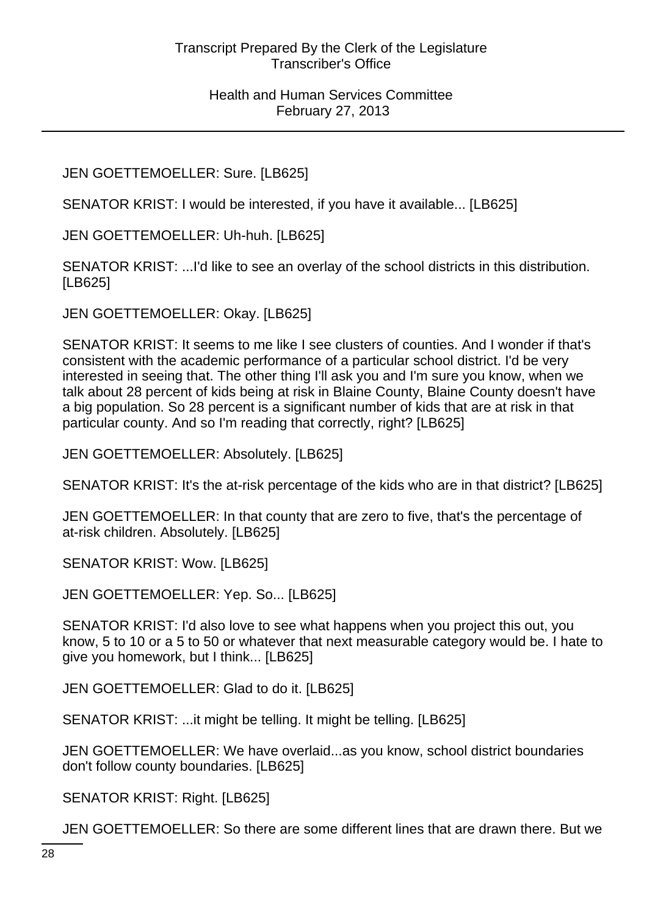JEN GOETTEMOELLER: Sure. [LB625]

SENATOR KRIST: I would be interested, if you have it available... [LB625]

JEN GOETTEMOELLER: Uh-huh. [LB625]

SENATOR KRIST: ...I'd like to see an overlay of the school districts in this distribution. [LB625]

JEN GOETTEMOELLER: Okay. [LB625]

SENATOR KRIST: It seems to me like I see clusters of counties. And I wonder if that's consistent with the academic performance of a particular school district. I'd be very interested in seeing that. The other thing I'll ask you and I'm sure you know, when we talk about 28 percent of kids being at risk in Blaine County, Blaine County doesn't have a big population. So 28 percent is a significant number of kids that are at risk in that particular county. And so I'm reading that correctly, right? [LB625]

JEN GOETTEMOELLER: Absolutely. [LB625]

SENATOR KRIST: It's the at-risk percentage of the kids who are in that district? [LB625]

JEN GOETTEMOELLER: In that county that are zero to five, that's the percentage of at-risk children. Absolutely. [LB625]

SENATOR KRIST: Wow. [LB625]

JEN GOETTEMOELLER: Yep. So... [LB625]

SENATOR KRIST: I'd also love to see what happens when you project this out, you know, 5 to 10 or a 5 to 50 or whatever that next measurable category would be. I hate to give you homework, but I think... [LB625]

JEN GOETTEMOELLER: Glad to do it. [LB625]

SENATOR KRIST: ...it might be telling. It might be telling. [LB625]

JEN GOETTEMOELLER: We have overlaid...as you know, school district boundaries don't follow county boundaries. [LB625]

SENATOR KRIST: Right. [LB625]

JEN GOETTEMOELLER: So there are some different lines that are drawn there. But we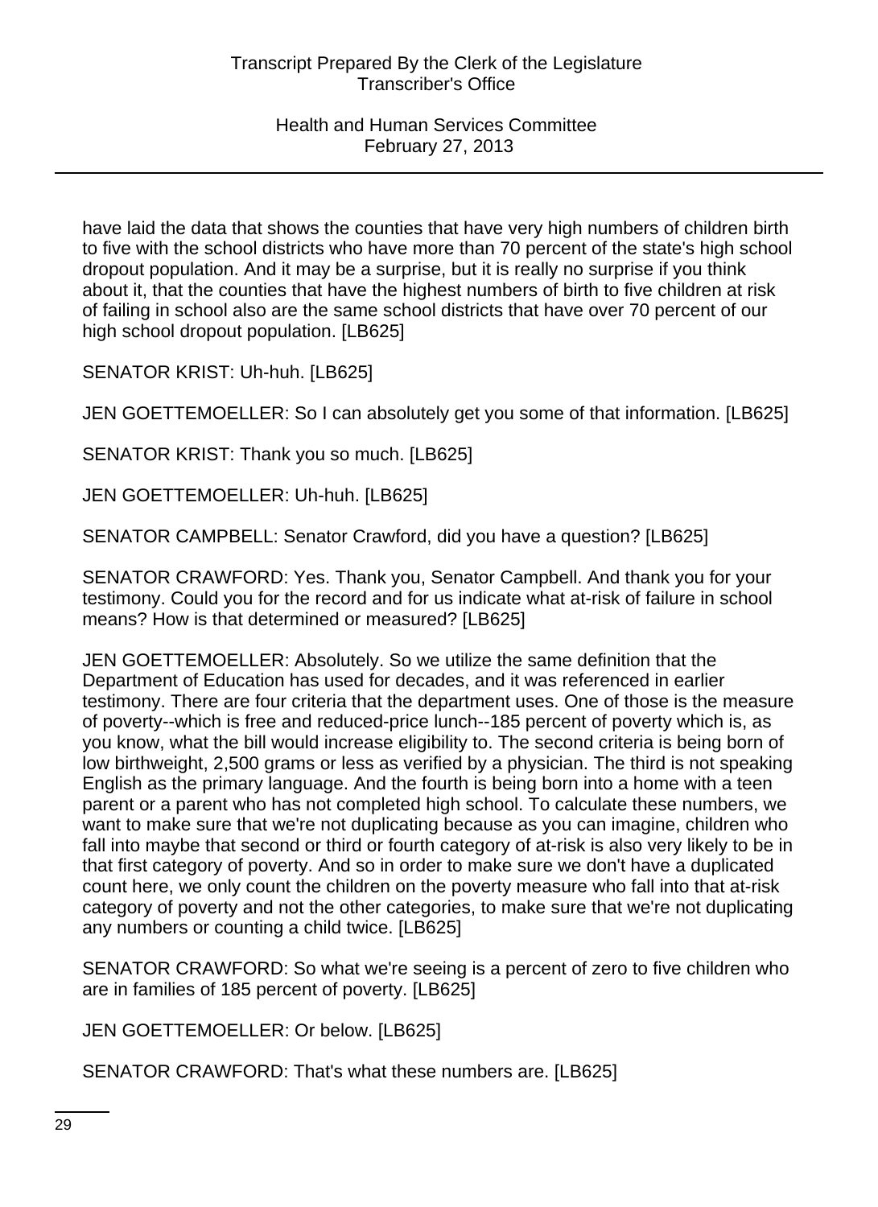have laid the data that shows the counties that have very high numbers of children birth to five with the school districts who have more than 70 percent of the state's high school dropout population. And it may be a surprise, but it is really no surprise if you think about it, that the counties that have the highest numbers of birth to five children at risk of failing in school also are the same school districts that have over 70 percent of our high school dropout population. [LB625]

SENATOR KRIST: Uh-huh. [LB625]

JEN GOETTEMOELLER: So I can absolutely get you some of that information. [LB625]

SENATOR KRIST: Thank you so much. [LB625]

JEN GOETTEMOELLER: Uh-huh. [LB625]

SENATOR CAMPBELL: Senator Crawford, did you have a question? [LB625]

SENATOR CRAWFORD: Yes. Thank you, Senator Campbell. And thank you for your testimony. Could you for the record and for us indicate what at-risk of failure in school means? How is that determined or measured? [LB625]

JEN GOETTEMOELLER: Absolutely. So we utilize the same definition that the Department of Education has used for decades, and it was referenced in earlier testimony. There are four criteria that the department uses. One of those is the measure of poverty--which is free and reduced-price lunch--185 percent of poverty which is, as you know, what the bill would increase eligibility to. The second criteria is being born of low birthweight, 2,500 grams or less as verified by a physician. The third is not speaking English as the primary language. And the fourth is being born into a home with a teen parent or a parent who has not completed high school. To calculate these numbers, we want to make sure that we're not duplicating because as you can imagine, children who fall into maybe that second or third or fourth category of at-risk is also very likely to be in that first category of poverty. And so in order to make sure we don't have a duplicated count here, we only count the children on the poverty measure who fall into that at-risk category of poverty and not the other categories, to make sure that we're not duplicating any numbers or counting a child twice. [LB625]

SENATOR CRAWFORD: So what we're seeing is a percent of zero to five children who are in families of 185 percent of poverty. [LB625]

JEN GOETTEMOELLER: Or below. [LB625]

SENATOR CRAWFORD: That's what these numbers are. [LB625]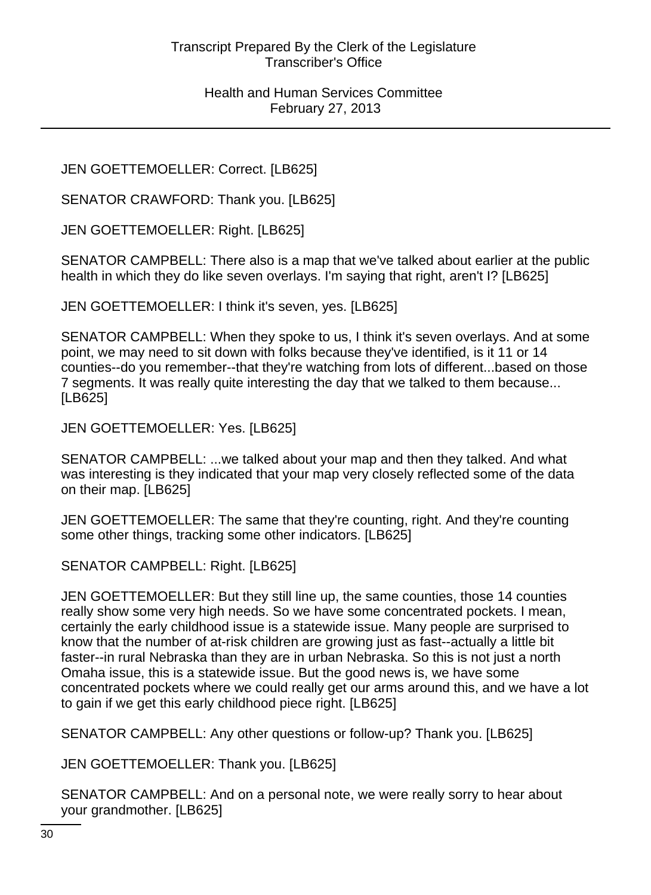JEN GOETTEMOELLER: Correct. [LB625]

SENATOR CRAWFORD: Thank you. [LB625]

JEN GOETTEMOELLER: Right. [LB625]

SENATOR CAMPBELL: There also is a map that we've talked about earlier at the public health in which they do like seven overlays. I'm saying that right, aren't I? [LB625]

JEN GOETTEMOELLER: I think it's seven, yes. [LB625]

SENATOR CAMPBELL: When they spoke to us, I think it's seven overlays. And at some point, we may need to sit down with folks because they've identified, is it 11 or 14 counties--do you remember--that they're watching from lots of different...based on those 7 segments. It was really quite interesting the day that we talked to them because... [LB625]

JEN GOETTEMOELLER: Yes. [LB625]

SENATOR CAMPBELL: ...we talked about your map and then they talked. And what was interesting is they indicated that your map very closely reflected some of the data on their map. [LB625]

JEN GOETTEMOELLER: The same that they're counting, right. And they're counting some other things, tracking some other indicators. [LB625]

SENATOR CAMPBELL: Right. [LB625]

JEN GOETTEMOELLER: But they still line up, the same counties, those 14 counties really show some very high needs. So we have some concentrated pockets. I mean, certainly the early childhood issue is a statewide issue. Many people are surprised to know that the number of at-risk children are growing just as fast--actually a little bit faster--in rural Nebraska than they are in urban Nebraska. So this is not just a north Omaha issue, this is a statewide issue. But the good news is, we have some concentrated pockets where we could really get our arms around this, and we have a lot to gain if we get this early childhood piece right. [LB625]

SENATOR CAMPBELL: Any other questions or follow-up? Thank you. [LB625]

JEN GOETTEMOELLER: Thank you. [LB625]

SENATOR CAMPBELL: And on a personal note, we were really sorry to hear about your grandmother. [LB625]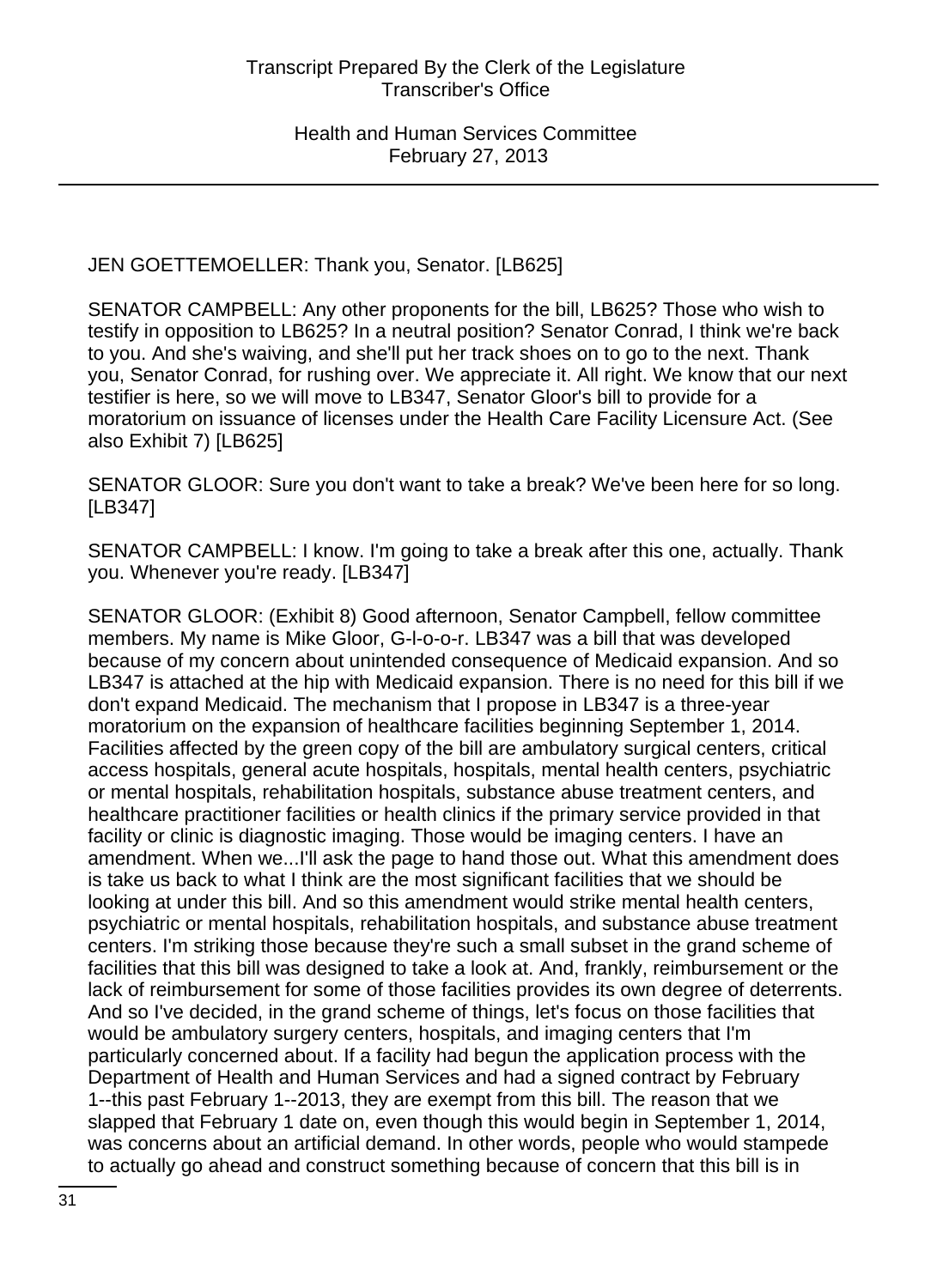JEN GOETTEMOELLER: Thank you, Senator. [LB625]

SENATOR CAMPBELL: Any other proponents for the bill, LB625? Those who wish to testify in opposition to LB625? In a neutral position? Senator Conrad, I think we're back to you. And she's waiving, and she'll put her track shoes on to go to the next. Thank you, Senator Conrad, for rushing over. We appreciate it. All right. We know that our next testifier is here, so we will move to LB347, Senator Gloor's bill to provide for a moratorium on issuance of licenses under the Health Care Facility Licensure Act. (See also Exhibit 7) [LB625]

SENATOR GLOOR: Sure you don't want to take a break? We've been here for so long. [LB347]

SENATOR CAMPBELL: I know. I'm going to take a break after this one, actually. Thank you. Whenever you're ready. [LB347]

SENATOR GLOOR: (Exhibit 8) Good afternoon, Senator Campbell, fellow committee members. My name is Mike Gloor, G-l-o-o-r. LB347 was a bill that was developed because of my concern about unintended consequence of Medicaid expansion. And so LB347 is attached at the hip with Medicaid expansion. There is no need for this bill if we don't expand Medicaid. The mechanism that I propose in LB347 is a three-year moratorium on the expansion of healthcare facilities beginning September 1, 2014. Facilities affected by the green copy of the bill are ambulatory surgical centers, critical access hospitals, general acute hospitals, hospitals, mental health centers, psychiatric or mental hospitals, rehabilitation hospitals, substance abuse treatment centers, and healthcare practitioner facilities or health clinics if the primary service provided in that facility or clinic is diagnostic imaging. Those would be imaging centers. I have an amendment. When we...I'll ask the page to hand those out. What this amendment does is take us back to what I think are the most significant facilities that we should be looking at under this bill. And so this amendment would strike mental health centers, psychiatric or mental hospitals, rehabilitation hospitals, and substance abuse treatment centers. I'm striking those because they're such a small subset in the grand scheme of facilities that this bill was designed to take a look at. And, frankly, reimbursement or the lack of reimbursement for some of those facilities provides its own degree of deterrents. And so I've decided, in the grand scheme of things, let's focus on those facilities that would be ambulatory surgery centers, hospitals, and imaging centers that I'm particularly concerned about. If a facility had begun the application process with the Department of Health and Human Services and had a signed contract by February 1--this past February 1--2013, they are exempt from this bill. The reason that we slapped that February 1 date on, even though this would begin in September 1, 2014, was concerns about an artificial demand. In other words, people who would stampede to actually go ahead and construct something because of concern that this bill is in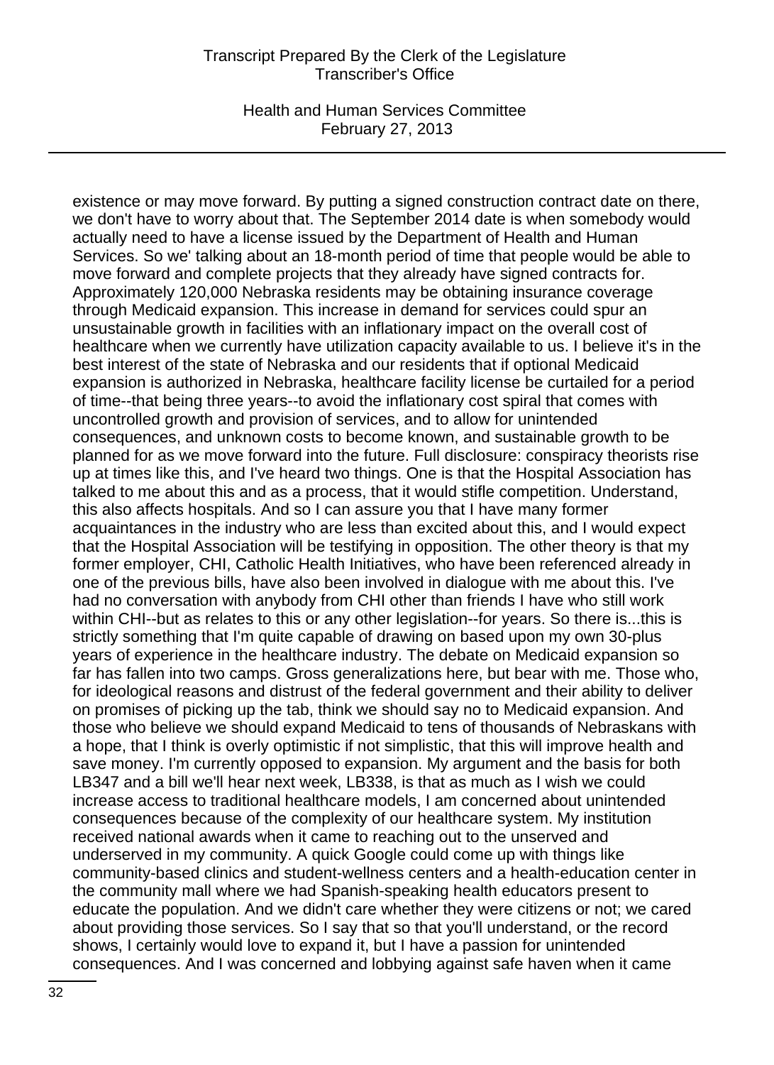existence or may move forward. By putting a signed construction contract date on there, we don't have to worry about that. The September 2014 date is when somebody would actually need to have a license issued by the Department of Health and Human Services. So we' talking about an 18-month period of time that people would be able to move forward and complete projects that they already have signed contracts for. Approximately 120,000 Nebraska residents may be obtaining insurance coverage through Medicaid expansion. This increase in demand for services could spur an unsustainable growth in facilities with an inflationary impact on the overall cost of healthcare when we currently have utilization capacity available to us. I believe it's in the best interest of the state of Nebraska and our residents that if optional Medicaid expansion is authorized in Nebraska, healthcare facility license be curtailed for a period of time--that being three years--to avoid the inflationary cost spiral that comes with uncontrolled growth and provision of services, and to allow for unintended consequences, and unknown costs to become known, and sustainable growth to be planned for as we move forward into the future. Full disclosure: conspiracy theorists rise up at times like this, and I've heard two things. One is that the Hospital Association has talked to me about this and as a process, that it would stifle competition. Understand, this also affects hospitals. And so I can assure you that I have many former acquaintances in the industry who are less than excited about this, and I would expect that the Hospital Association will be testifying in opposition. The other theory is that my former employer, CHI, Catholic Health Initiatives, who have been referenced already in one of the previous bills, have also been involved in dialogue with me about this. I've had no conversation with anybody from CHI other than friends I have who still work within CHI--but as relates to this or any other legislation--for years. So there is...this is strictly something that I'm quite capable of drawing on based upon my own 30-plus years of experience in the healthcare industry. The debate on Medicaid expansion so far has fallen into two camps. Gross generalizations here, but bear with me. Those who, for ideological reasons and distrust of the federal government and their ability to deliver on promises of picking up the tab, think we should say no to Medicaid expansion. And those who believe we should expand Medicaid to tens of thousands of Nebraskans with a hope, that I think is overly optimistic if not simplistic, that this will improve health and save money. I'm currently opposed to expansion. My argument and the basis for both LB347 and a bill we'll hear next week, LB338, is that as much as I wish we could increase access to traditional healthcare models, I am concerned about unintended consequences because of the complexity of our healthcare system. My institution received national awards when it came to reaching out to the unserved and underserved in my community. A quick Google could come up with things like community-based clinics and student-wellness centers and a health-education center in the community mall where we had Spanish-speaking health educators present to educate the population. And we didn't care whether they were citizens or not; we cared about providing those services. So I say that so that you'll understand, or the record shows, I certainly would love to expand it, but I have a passion for unintended consequences. And I was concerned and lobbying against safe haven when it came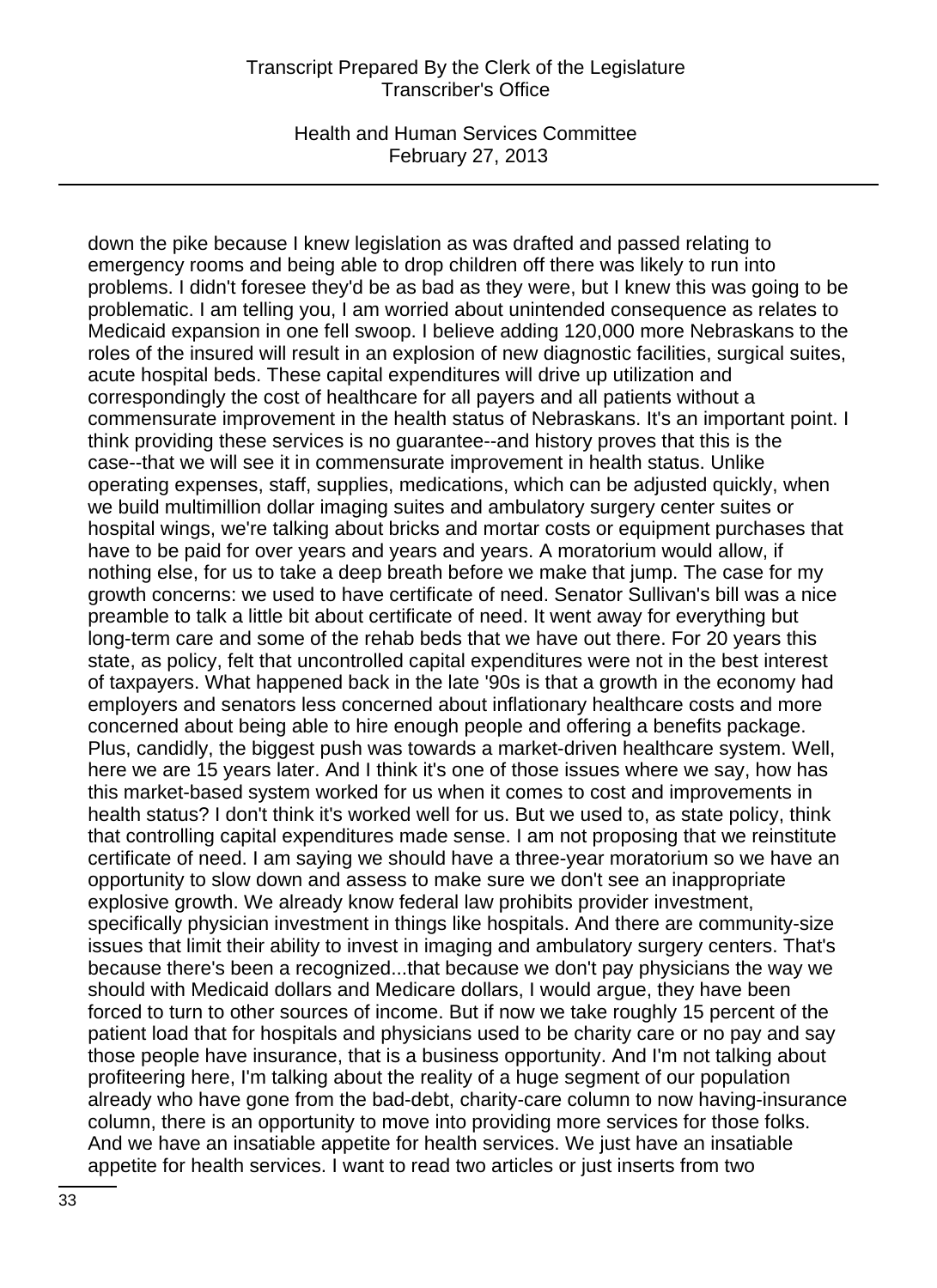down the pike because I knew legislation as was drafted and passed relating to emergency rooms and being able to drop children off there was likely to run into problems. I didn't foresee they'd be as bad as they were, but I knew this was going to be problematic. I am telling you, I am worried about unintended consequence as relates to Medicaid expansion in one fell swoop. I believe adding 120,000 more Nebraskans to the roles of the insured will result in an explosion of new diagnostic facilities, surgical suites, acute hospital beds. These capital expenditures will drive up utilization and correspondingly the cost of healthcare for all payers and all patients without a commensurate improvement in the health status of Nebraskans. It's an important point. I think providing these services is no guarantee--and history proves that this is the case--that we will see it in commensurate improvement in health status. Unlike operating expenses, staff, supplies, medications, which can be adjusted quickly, when we build multimillion dollar imaging suites and ambulatory surgery center suites or hospital wings, we're talking about bricks and mortar costs or equipment purchases that have to be paid for over years and years and years. A moratorium would allow, if nothing else, for us to take a deep breath before we make that jump. The case for my growth concerns: we used to have certificate of need. Senator Sullivan's bill was a nice preamble to talk a little bit about certificate of need. It went away for everything but long-term care and some of the rehab beds that we have out there. For 20 years this state, as policy, felt that uncontrolled capital expenditures were not in the best interest of taxpayers. What happened back in the late '90s is that a growth in the economy had employers and senators less concerned about inflationary healthcare costs and more concerned about being able to hire enough people and offering a benefits package. Plus, candidly, the biggest push was towards a market-driven healthcare system. Well, here we are 15 years later. And I think it's one of those issues where we say, how has this market-based system worked for us when it comes to cost and improvements in health status? I don't think it's worked well for us. But we used to, as state policy, think that controlling capital expenditures made sense. I am not proposing that we reinstitute certificate of need. I am saying we should have a three-year moratorium so we have an opportunity to slow down and assess to make sure we don't see an inappropriate explosive growth. We already know federal law prohibits provider investment, specifically physician investment in things like hospitals. And there are community-size issues that limit their ability to invest in imaging and ambulatory surgery centers. That's because there's been a recognized...that because we don't pay physicians the way we should with Medicaid dollars and Medicare dollars, I would argue, they have been forced to turn to other sources of income. But if now we take roughly 15 percent of the patient load that for hospitals and physicians used to be charity care or no pay and say those people have insurance, that is a business opportunity. And I'm not talking about profiteering here, I'm talking about the reality of a huge segment of our population already who have gone from the bad-debt, charity-care column to now having-insurance column, there is an opportunity to move into providing more services for those folks. And we have an insatiable appetite for health services. We just have an insatiable appetite for health services. I want to read two articles or just inserts from two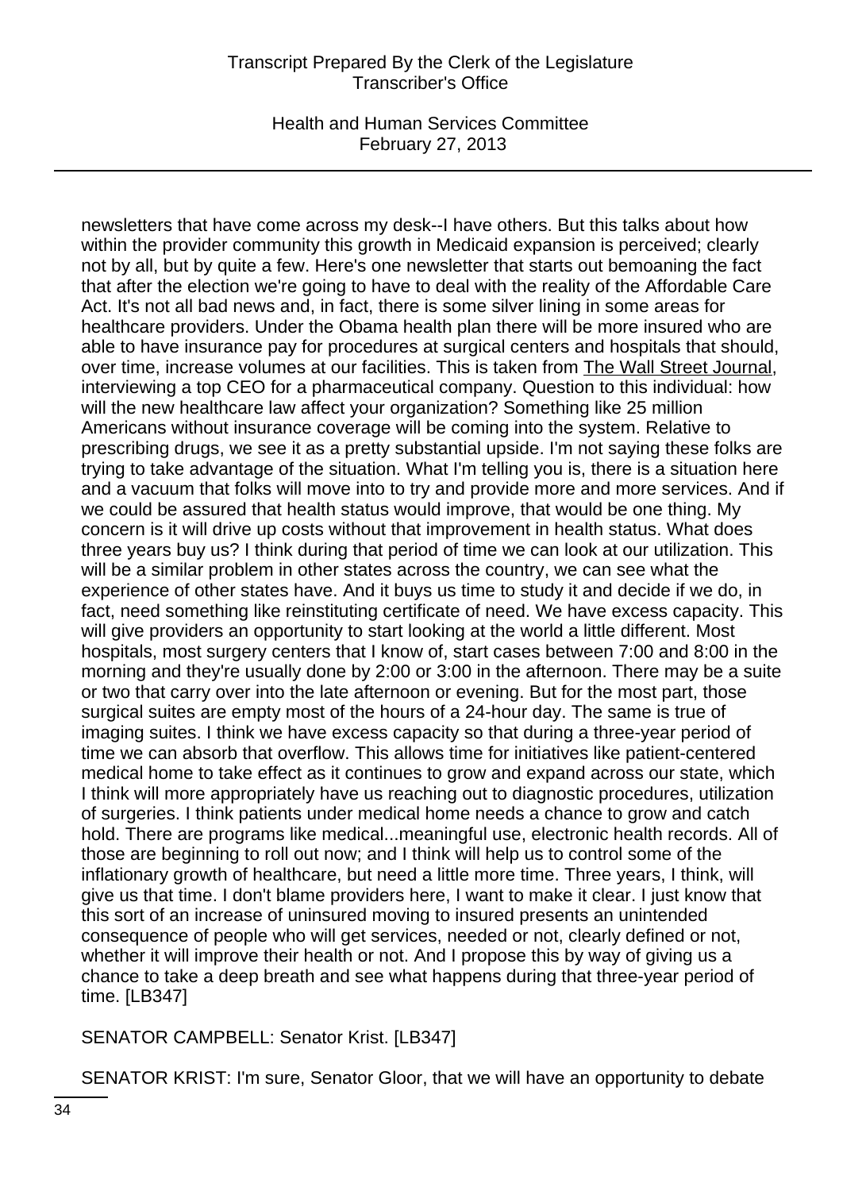newsletters that have come across my desk--I have others. But this talks about how within the provider community this growth in Medicaid expansion is perceived; clearly not by all, but by quite a few. Here's one newsletter that starts out bemoaning the fact that after the election we're going to have to deal with the reality of the Affordable Care Act. It's not all bad news and, in fact, there is some silver lining in some areas for healthcare providers. Under the Obama health plan there will be more insured who are able to have insurance pay for procedures at surgical centers and hospitals that should, over time, increase volumes at our facilities. This is taken from The Wall Street Journal, interviewing a top CEO for a pharmaceutical company. Question to this individual: how will the new healthcare law affect your organization? Something like 25 million Americans without insurance coverage will be coming into the system. Relative to prescribing drugs, we see it as a pretty substantial upside. I'm not saying these folks are trying to take advantage of the situation. What I'm telling you is, there is a situation here and a vacuum that folks will move into to try and provide more and more services. And if we could be assured that health status would improve, that would be one thing. My concern is it will drive up costs without that improvement in health status. What does three years buy us? I think during that period of time we can look at our utilization. This will be a similar problem in other states across the country, we can see what the experience of other states have. And it buys us time to study it and decide if we do, in fact, need something like reinstituting certificate of need. We have excess capacity. This will give providers an opportunity to start looking at the world a little different. Most hospitals, most surgery centers that I know of, start cases between 7:00 and 8:00 in the morning and they're usually done by 2:00 or 3:00 in the afternoon. There may be a suite or two that carry over into the late afternoon or evening. But for the most part, those surgical suites are empty most of the hours of a 24-hour day. The same is true of imaging suites. I think we have excess capacity so that during a three-year period of time we can absorb that overflow. This allows time for initiatives like patient-centered medical home to take effect as it continues to grow and expand across our state, which I think will more appropriately have us reaching out to diagnostic procedures, utilization of surgeries. I think patients under medical home needs a chance to grow and catch hold. There are programs like medical...meaningful use, electronic health records. All of those are beginning to roll out now; and I think will help us to control some of the inflationary growth of healthcare, but need a little more time. Three years, I think, will give us that time. I don't blame providers here, I want to make it clear. I just know that this sort of an increase of uninsured moving to insured presents an unintended consequence of people who will get services, needed or not, clearly defined or not, whether it will improve their health or not. And I propose this by way of giving us a chance to take a deep breath and see what happens during that three-year period of time. [LB347]

SENATOR CAMPBELL: Senator Krist. [LB347]

SENATOR KRIST: I'm sure, Senator Gloor, that we will have an opportunity to debate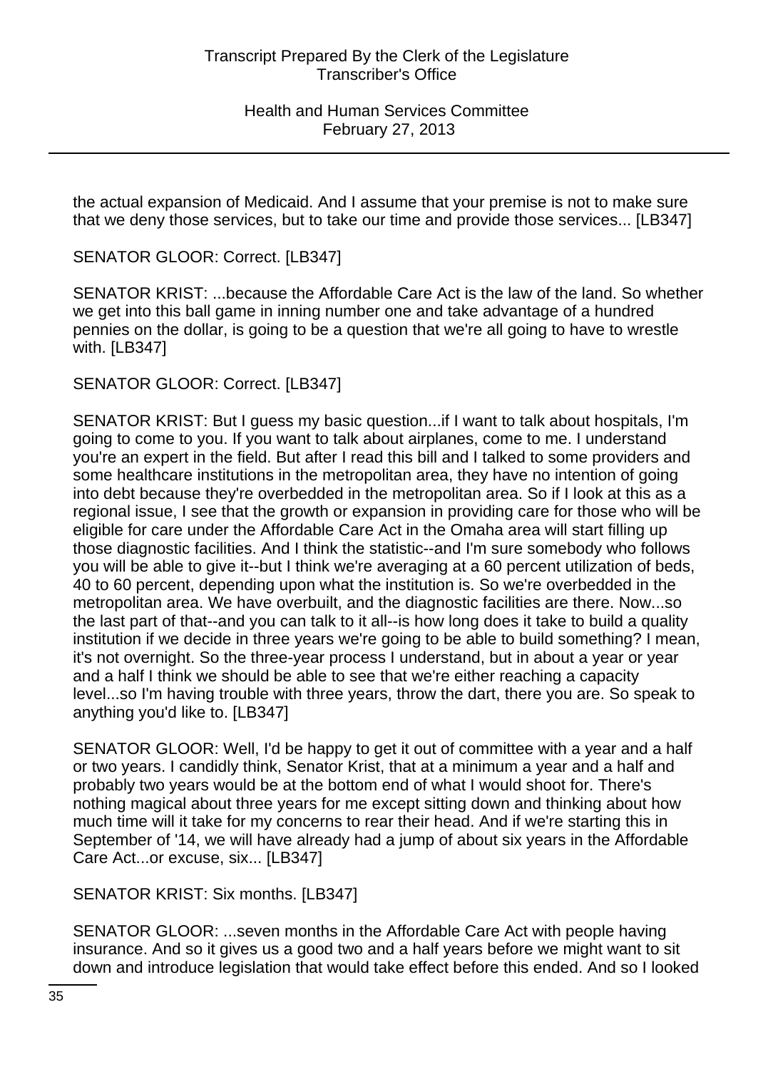the actual expansion of Medicaid. And I assume that your premise is not to make sure that we deny those services, but to take our time and provide those services... [LB347]

SENATOR GLOOR: Correct. [LB347]

SENATOR KRIST: ...because the Affordable Care Act is the law of the land. So whether we get into this ball game in inning number one and take advantage of a hundred pennies on the dollar, is going to be a question that we're all going to have to wrestle with. [LB347]

SENATOR GLOOR: Correct. [LB347]

SENATOR KRIST: But I guess my basic question...if I want to talk about hospitals, I'm going to come to you. If you want to talk about airplanes, come to me. I understand you're an expert in the field. But after I read this bill and I talked to some providers and some healthcare institutions in the metropolitan area, they have no intention of going into debt because they're overbedded in the metropolitan area. So if I look at this as a regional issue, I see that the growth or expansion in providing care for those who will be eligible for care under the Affordable Care Act in the Omaha area will start filling up those diagnostic facilities. And I think the statistic--and I'm sure somebody who follows you will be able to give it--but I think we're averaging at a 60 percent utilization of beds, 40 to 60 percent, depending upon what the institution is. So we're overbedded in the metropolitan area. We have overbuilt, and the diagnostic facilities are there. Now...so the last part of that--and you can talk to it all--is how long does it take to build a quality institution if we decide in three years we're going to be able to build something? I mean, it's not overnight. So the three-year process I understand, but in about a year or year and a half I think we should be able to see that we're either reaching a capacity level...so I'm having trouble with three years, throw the dart, there you are. So speak to anything you'd like to. [LB347]

SENATOR GLOOR: Well, I'd be happy to get it out of committee with a year and a half or two years. I candidly think, Senator Krist, that at a minimum a year and a half and probably two years would be at the bottom end of what I would shoot for. There's nothing magical about three years for me except sitting down and thinking about how much time will it take for my concerns to rear their head. And if we're starting this in September of '14, we will have already had a jump of about six years in the Affordable Care Act...or excuse, six... [LB347]

SENATOR KRIST: Six months. [LB347]

SENATOR GLOOR: ...seven months in the Affordable Care Act with people having insurance. And so it gives us a good two and a half years before we might want to sit down and introduce legislation that would take effect before this ended. And so I looked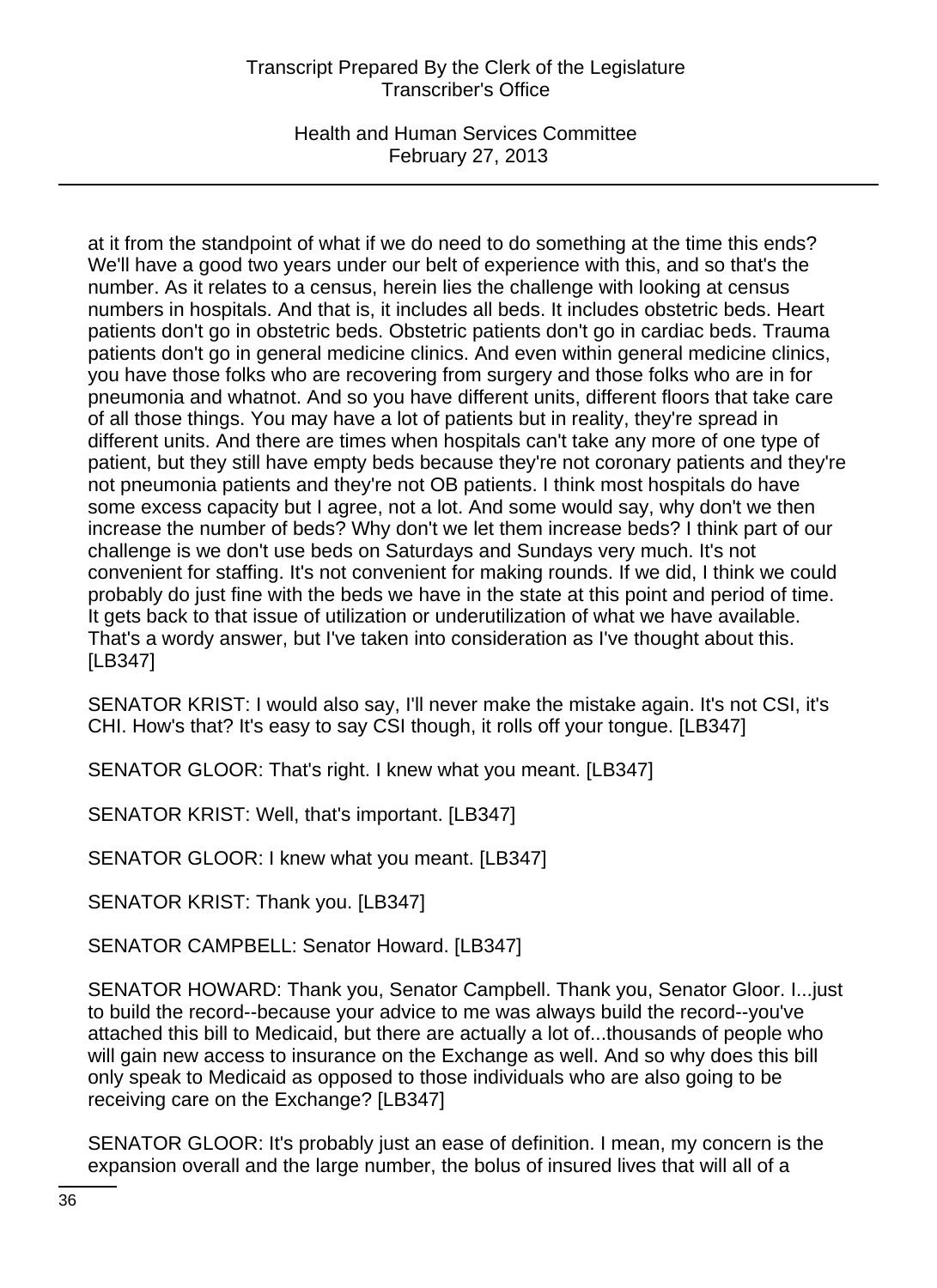at it from the standpoint of what if we do need to do something at the time this ends? We'll have a good two years under our belt of experience with this, and so that's the number. As it relates to a census, herein lies the challenge with looking at census numbers in hospitals. And that is, it includes all beds. It includes obstetric beds. Heart patients don't go in obstetric beds. Obstetric patients don't go in cardiac beds. Trauma patients don't go in general medicine clinics. And even within general medicine clinics, you have those folks who are recovering from surgery and those folks who are in for pneumonia and whatnot. And so you have different units, different floors that take care of all those things. You may have a lot of patients but in reality, they're spread in different units. And there are times when hospitals can't take any more of one type of patient, but they still have empty beds because they're not coronary patients and they're not pneumonia patients and they're not OB patients. I think most hospitals do have some excess capacity but I agree, not a lot. And some would say, why don't we then increase the number of beds? Why don't we let them increase beds? I think part of our challenge is we don't use beds on Saturdays and Sundays very much. It's not convenient for staffing. It's not convenient for making rounds. If we did, I think we could probably do just fine with the beds we have in the state at this point and period of time. It gets back to that issue of utilization or underutilization of what we have available. That's a wordy answer, but I've taken into consideration as I've thought about this. [LB347]

SENATOR KRIST: I would also say, I'll never make the mistake again. It's not CSI, it's CHI. How's that? It's easy to say CSI though, it rolls off your tongue. [LB347]

SENATOR GLOOR: That's right. I knew what you meant. [LB347]

SENATOR KRIST: Well, that's important. [LB347]

SENATOR GLOOR: I knew what you meant. [LB347]

SENATOR KRIST: Thank you. [LB347]

SENATOR CAMPBELL: Senator Howard. [LB347]

SENATOR HOWARD: Thank you, Senator Campbell. Thank you, Senator Gloor. I...just to build the record--because your advice to me was always build the record--you've attached this bill to Medicaid, but there are actually a lot of...thousands of people who will gain new access to insurance on the Exchange as well. And so why does this bill only speak to Medicaid as opposed to those individuals who are also going to be receiving care on the Exchange? [LB347]

SENATOR GLOOR: It's probably just an ease of definition. I mean, my concern is the expansion overall and the large number, the bolus of insured lives that will all of a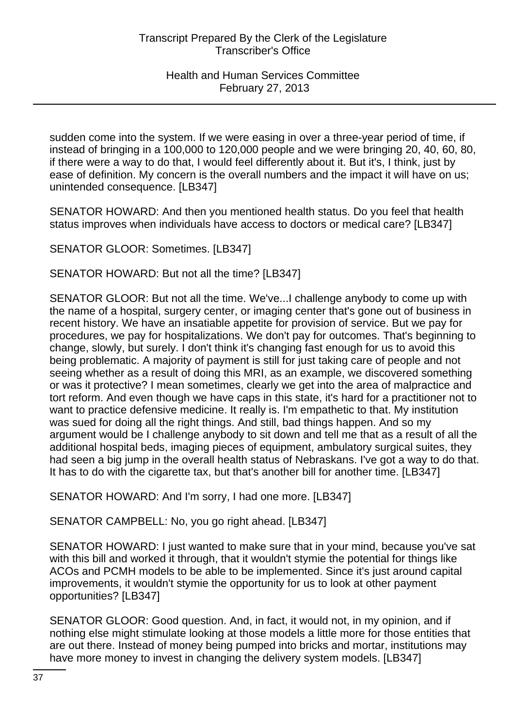sudden come into the system. If we were easing in over a three-year period of time, if instead of bringing in a 100,000 to 120,000 people and we were bringing 20, 40, 60, 80, if there were a way to do that, I would feel differently about it. But it's, I think, just by ease of definition. My concern is the overall numbers and the impact it will have on us; unintended consequence. [LB347]

SENATOR HOWARD: And then you mentioned health status. Do you feel that health status improves when individuals have access to doctors or medical care? [LB347]

SENATOR GLOOR: Sometimes. [LB347]

SENATOR HOWARD: But not all the time? [LB347]

SENATOR GLOOR: But not all the time. We've...I challenge anybody to come up with the name of a hospital, surgery center, or imaging center that's gone out of business in recent history. We have an insatiable appetite for provision of service. But we pay for procedures, we pay for hospitalizations. We don't pay for outcomes. That's beginning to change, slowly, but surely. I don't think it's changing fast enough for us to avoid this being problematic. A majority of payment is still for just taking care of people and not seeing whether as a result of doing this MRI, as an example, we discovered something or was it protective? I mean sometimes, clearly we get into the area of malpractice and tort reform. And even though we have caps in this state, it's hard for a practitioner not to want to practice defensive medicine. It really is. I'm empathetic to that. My institution was sued for doing all the right things. And still, bad things happen. And so my argument would be I challenge anybody to sit down and tell me that as a result of all the additional hospital beds, imaging pieces of equipment, ambulatory surgical suites, they had seen a big jump in the overall health status of Nebraskans. I've got a way to do that. It has to do with the cigarette tax, but that's another bill for another time. [LB347]

SENATOR HOWARD: And I'm sorry, I had one more. [LB347]

SENATOR CAMPBELL: No, you go right ahead. [LB347]

SENATOR HOWARD: I just wanted to make sure that in your mind, because you've sat with this bill and worked it through, that it wouldn't stymie the potential for things like ACOs and PCMH models to be able to be implemented. Since it's just around capital improvements, it wouldn't stymie the opportunity for us to look at other payment opportunities? [LB347]

SENATOR GLOOR: Good question. And, in fact, it would not, in my opinion, and if nothing else might stimulate looking at those models a little more for those entities that are out there. Instead of money being pumped into bricks and mortar, institutions may have more money to invest in changing the delivery system models. [LB347]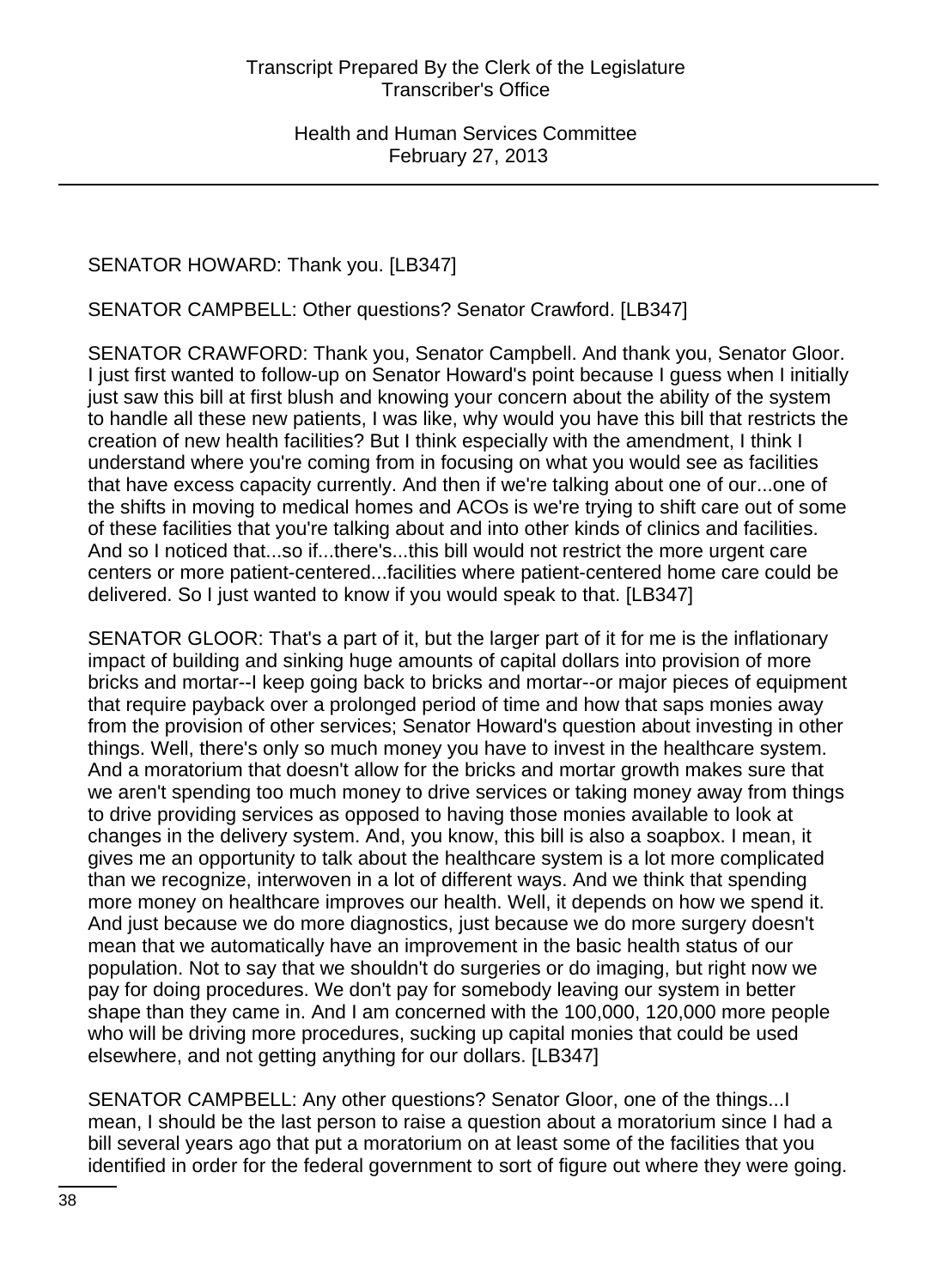SENATOR HOWARD: Thank you. [LB347]

SENATOR CAMPBELL: Other questions? Senator Crawford. [LB347]

SENATOR CRAWFORD: Thank you, Senator Campbell. And thank you, Senator Gloor. I just first wanted to follow-up on Senator Howard's point because I guess when I initially just saw this bill at first blush and knowing your concern about the ability of the system to handle all these new patients, I was like, why would you have this bill that restricts the creation of new health facilities? But I think especially with the amendment, I think I understand where you're coming from in focusing on what you would see as facilities that have excess capacity currently. And then if we're talking about one of our...one of the shifts in moving to medical homes and ACOs is we're trying to shift care out of some of these facilities that you're talking about and into other kinds of clinics and facilities. And so I noticed that...so if...there's...this bill would not restrict the more urgent care centers or more patient-centered...facilities where patient-centered home care could be delivered. So I just wanted to know if you would speak to that. [LB347]

SENATOR GLOOR: That's a part of it, but the larger part of it for me is the inflationary impact of building and sinking huge amounts of capital dollars into provision of more bricks and mortar--I keep going back to bricks and mortar--or major pieces of equipment that require payback over a prolonged period of time and how that saps monies away from the provision of other services; Senator Howard's question about investing in other things. Well, there's only so much money you have to invest in the healthcare system. And a moratorium that doesn't allow for the bricks and mortar growth makes sure that we aren't spending too much money to drive services or taking money away from things to drive providing services as opposed to having those monies available to look at changes in the delivery system. And, you know, this bill is also a soapbox. I mean, it gives me an opportunity to talk about the healthcare system is a lot more complicated than we recognize, interwoven in a lot of different ways. And we think that spending more money on healthcare improves our health. Well, it depends on how we spend it. And just because we do more diagnostics, just because we do more surgery doesn't mean that we automatically have an improvement in the basic health status of our population. Not to say that we shouldn't do surgeries or do imaging, but right now we pay for doing procedures. We don't pay for somebody leaving our system in better shape than they came in. And I am concerned with the 100,000, 120,000 more people who will be driving more procedures, sucking up capital monies that could be used elsewhere, and not getting anything for our dollars. [LB347]

SENATOR CAMPBELL: Any other questions? Senator Gloor, one of the things...I mean, I should be the last person to raise a question about a moratorium since I had a bill several years ago that put a moratorium on at least some of the facilities that you identified in order for the federal government to sort of figure out where they were going.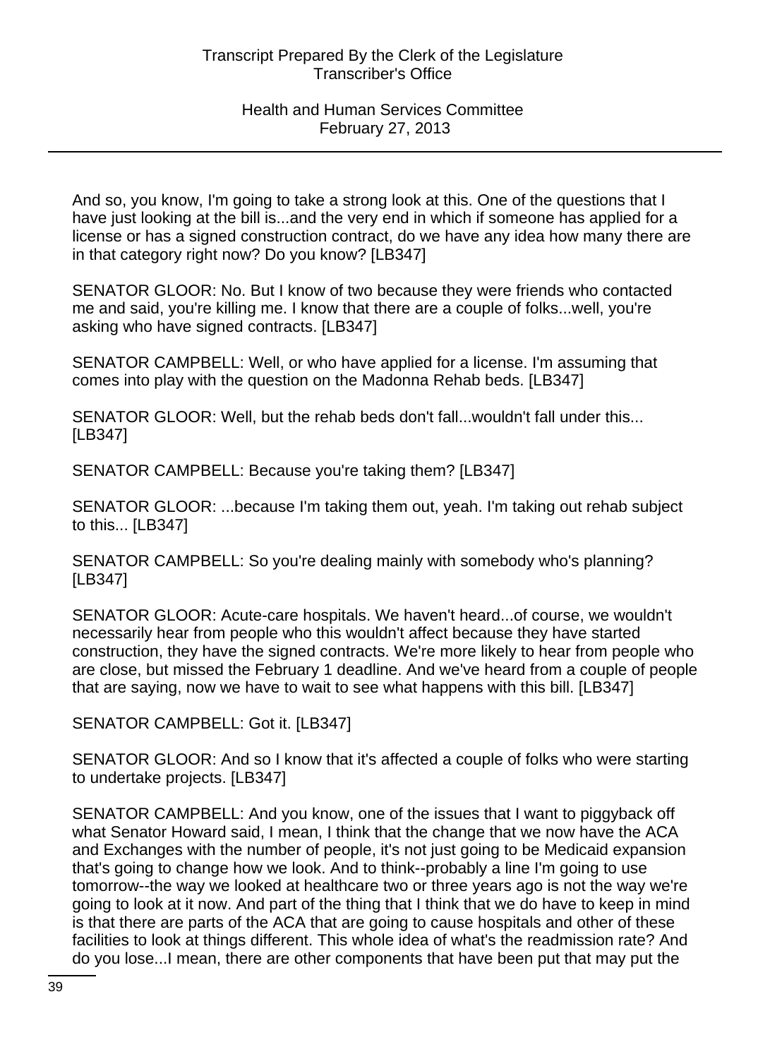And so, you know, I'm going to take a strong look at this. One of the questions that I have just looking at the bill is...and the very end in which if someone has applied for a license or has a signed construction contract, do we have any idea how many there are in that category right now? Do you know? [LB347]

SENATOR GLOOR: No. But I know of two because they were friends who contacted me and said, you're killing me. I know that there are a couple of folks...well, you're asking who have signed contracts. [LB347]

SENATOR CAMPBELL: Well, or who have applied for a license. I'm assuming that comes into play with the question on the Madonna Rehab beds. [LB347]

SENATOR GLOOR: Well, but the rehab beds don't fall...wouldn't fall under this... [LB347]

SENATOR CAMPBELL: Because you're taking them? [LB347]

SENATOR GLOOR: ...because I'm taking them out, yeah. I'm taking out rehab subject to this... [LB347]

SENATOR CAMPBELL: So you're dealing mainly with somebody who's planning? [LB347]

SENATOR GLOOR: Acute-care hospitals. We haven't heard...of course, we wouldn't necessarily hear from people who this wouldn't affect because they have started construction, they have the signed contracts. We're more likely to hear from people who are close, but missed the February 1 deadline. And we've heard from a couple of people that are saying, now we have to wait to see what happens with this bill. [LB347]

SENATOR CAMPBELL: Got it. [LB347]

SENATOR GLOOR: And so I know that it's affected a couple of folks who were starting to undertake projects. [LB347]

SENATOR CAMPBELL: And you know, one of the issues that I want to piggyback off what Senator Howard said, I mean, I think that the change that we now have the ACA and Exchanges with the number of people, it's not just going to be Medicaid expansion that's going to change how we look. And to think--probably a line I'm going to use tomorrow--the way we looked at healthcare two or three years ago is not the way we're going to look at it now. And part of the thing that I think that we do have to keep in mind is that there are parts of the ACA that are going to cause hospitals and other of these facilities to look at things different. This whole idea of what's the readmission rate? And do you lose...I mean, there are other components that have been put that may put the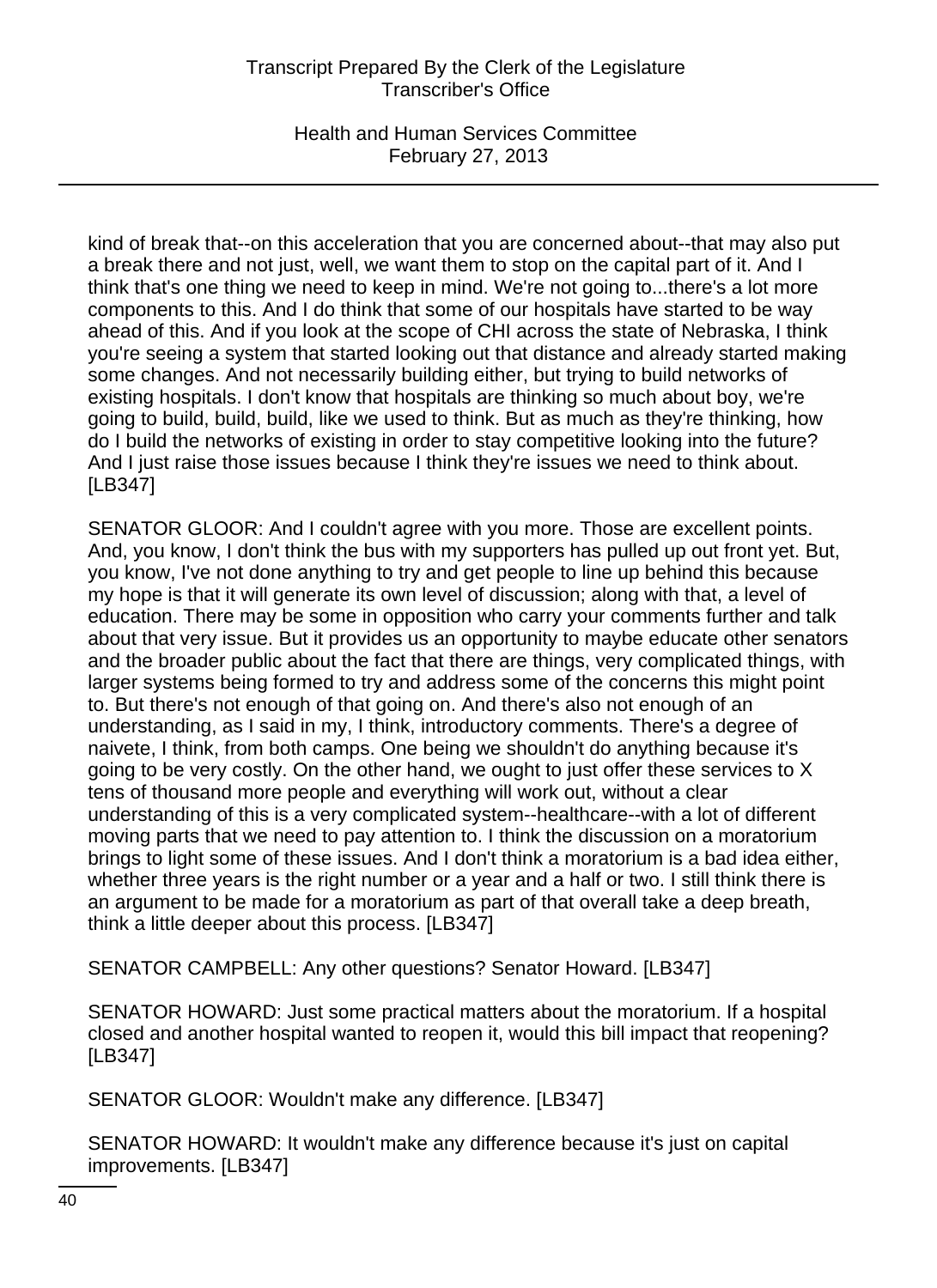kind of break that--on this acceleration that you are concerned about--that may also put a break there and not just, well, we want them to stop on the capital part of it. And I think that's one thing we need to keep in mind. We're not going to...there's a lot more components to this. And I do think that some of our hospitals have started to be way ahead of this. And if you look at the scope of CHI across the state of Nebraska, I think you're seeing a system that started looking out that distance and already started making some changes. And not necessarily building either, but trying to build networks of existing hospitals. I don't know that hospitals are thinking so much about boy, we're going to build, build, build, like we used to think. But as much as they're thinking, how do I build the networks of existing in order to stay competitive looking into the future? And I just raise those issues because I think they're issues we need to think about. [LB347]

SENATOR GLOOR: And I couldn't agree with you more. Those are excellent points. And, you know, I don't think the bus with my supporters has pulled up out front yet. But, you know, I've not done anything to try and get people to line up behind this because my hope is that it will generate its own level of discussion; along with that, a level of education. There may be some in opposition who carry your comments further and talk about that very issue. But it provides us an opportunity to maybe educate other senators and the broader public about the fact that there are things, very complicated things, with larger systems being formed to try and address some of the concerns this might point to. But there's not enough of that going on. And there's also not enough of an understanding, as I said in my, I think, introductory comments. There's a degree of naivete, I think, from both camps. One being we shouldn't do anything because it's going to be very costly. On the other hand, we ought to just offer these services to X tens of thousand more people and everything will work out, without a clear understanding of this is a very complicated system--healthcare--with a lot of different moving parts that we need to pay attention to. I think the discussion on a moratorium brings to light some of these issues. And I don't think a moratorium is a bad idea either, whether three years is the right number or a year and a half or two. I still think there is an argument to be made for a moratorium as part of that overall take a deep breath, think a little deeper about this process. [LB347]

SENATOR CAMPBELL: Any other questions? Senator Howard. [LB347]

SENATOR HOWARD: Just some practical matters about the moratorium. If a hospital closed and another hospital wanted to reopen it, would this bill impact that reopening? [LB347]

SENATOR GLOOR: Wouldn't make any difference. [LB347]

SENATOR HOWARD: It wouldn't make any difference because it's just on capital improvements. [LB347]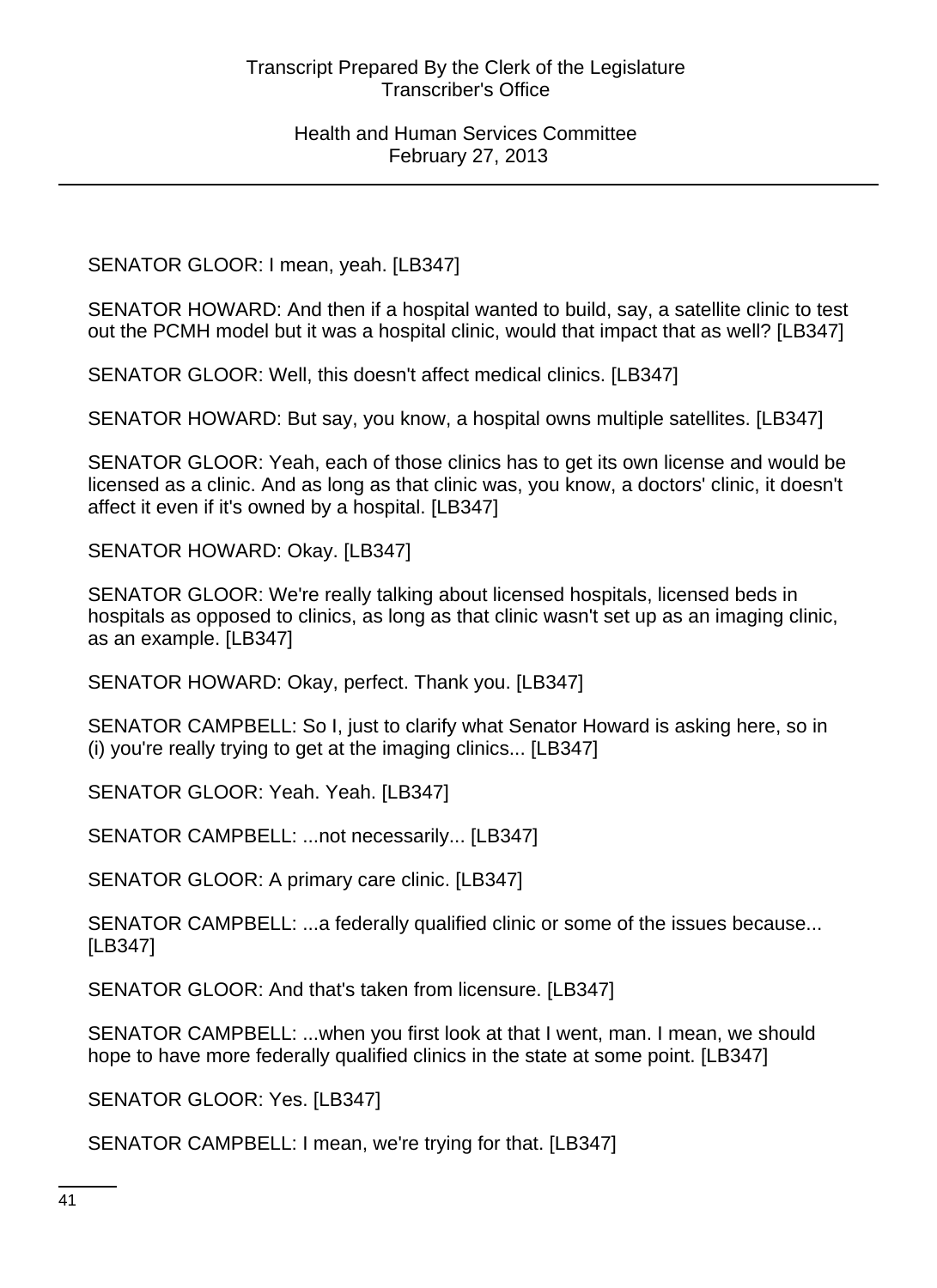SENATOR GLOOR: I mean, yeah. [LB347]

SENATOR HOWARD: And then if a hospital wanted to build, say, a satellite clinic to test out the PCMH model but it was a hospital clinic, would that impact that as well? [LB347]

SENATOR GLOOR: Well, this doesn't affect medical clinics. [LB347]

SENATOR HOWARD: But say, you know, a hospital owns multiple satellites. [LB347]

SENATOR GLOOR: Yeah, each of those clinics has to get its own license and would be licensed as a clinic. And as long as that clinic was, you know, a doctors' clinic, it doesn't affect it even if it's owned by a hospital. [LB347]

SENATOR HOWARD: Okay. [LB347]

SENATOR GLOOR: We're really talking about licensed hospitals, licensed beds in hospitals as opposed to clinics, as long as that clinic wasn't set up as an imaging clinic, as an example. [LB347]

SENATOR HOWARD: Okay, perfect. Thank you. [LB347]

SENATOR CAMPBELL: So I, just to clarify what Senator Howard is asking here, so in (i) you're really trying to get at the imaging clinics... [LB347]

SENATOR GLOOR: Yeah. Yeah. [LB347]

SENATOR CAMPBELL: ...not necessarily... [LB347]

SENATOR GLOOR: A primary care clinic. [LB347]

SENATOR CAMPBELL: ...a federally qualified clinic or some of the issues because... [LB347]

SENATOR GLOOR: And that's taken from licensure. [LB347]

SENATOR CAMPBELL: ...when you first look at that I went, man. I mean, we should hope to have more federally qualified clinics in the state at some point. [LB347]

SENATOR GLOOR: Yes. [LB347]

SENATOR CAMPBELL: I mean, we're trying for that. [LB347]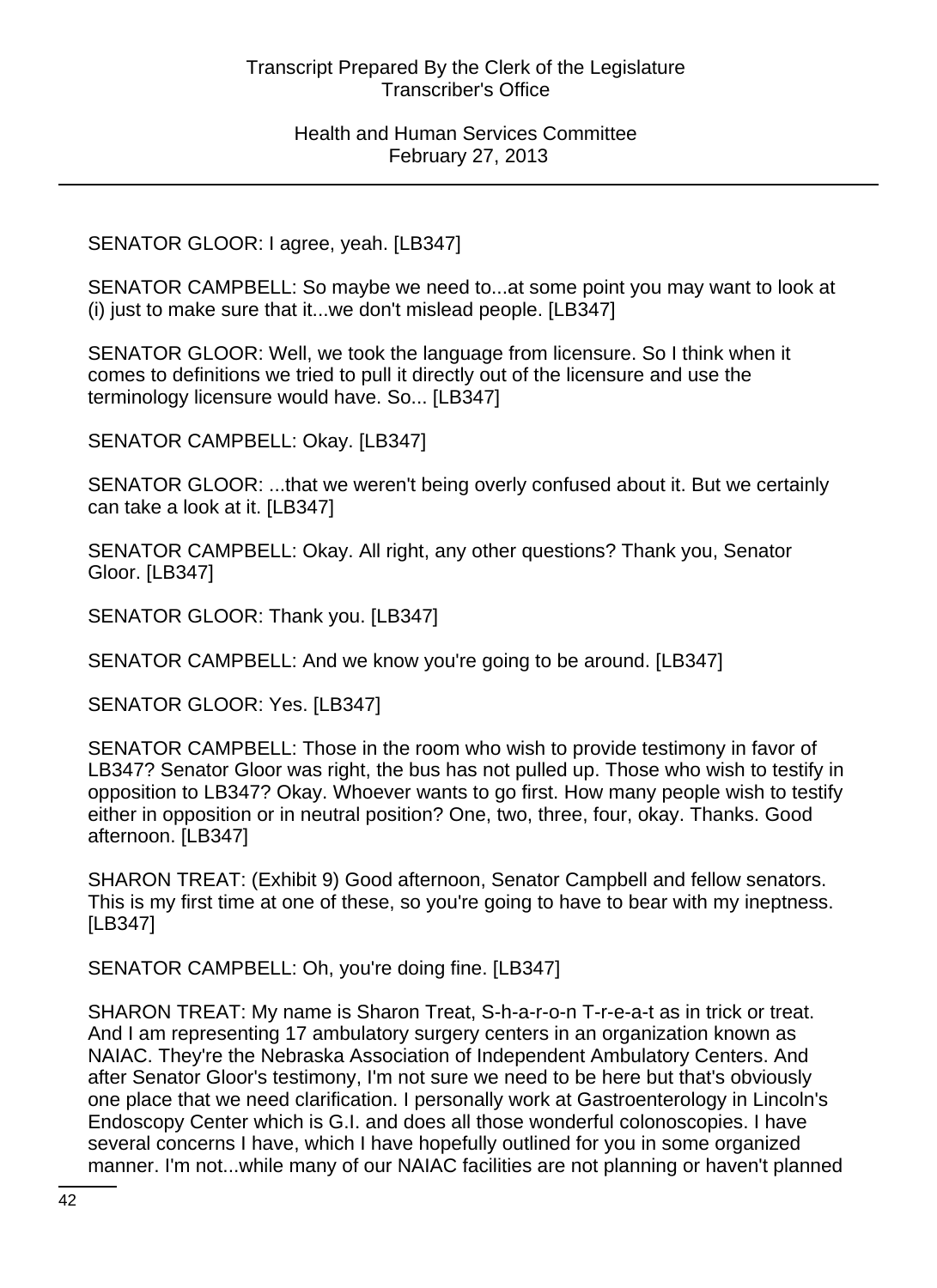SENATOR GLOOR: I agree, yeah. [LB347]

SENATOR CAMPBELL: So maybe we need to...at some point you may want to look at (i) just to make sure that it...we don't mislead people. [LB347]

SENATOR GLOOR: Well, we took the language from licensure. So I think when it comes to definitions we tried to pull it directly out of the licensure and use the terminology licensure would have. So... [LB347]

SENATOR CAMPBELL: Okay. [LB347]

SENATOR GLOOR: ...that we weren't being overly confused about it. But we certainly can take a look at it. [LB347]

SENATOR CAMPBELL: Okay. All right, any other questions? Thank you, Senator Gloor. [LB347]

SENATOR GLOOR: Thank you. [LB347]

SENATOR CAMPBELL: And we know you're going to be around. [LB347]

SENATOR GLOOR: Yes. [LB347]

SENATOR CAMPBELL: Those in the room who wish to provide testimony in favor of LB347? Senator Gloor was right, the bus has not pulled up. Those who wish to testify in opposition to LB347? Okay. Whoever wants to go first. How many people wish to testify either in opposition or in neutral position? One, two, three, four, okay. Thanks. Good afternoon. [LB347]

SHARON TREAT: (Exhibit 9) Good afternoon, Senator Campbell and fellow senators. This is my first time at one of these, so you're going to have to bear with my ineptness. [LB347]

SENATOR CAMPBELL: Oh, you're doing fine. [LB347]

SHARON TREAT: My name is Sharon Treat, S-h-a-r-o-n T-r-e-a-t as in trick or treat. And I am representing 17 ambulatory surgery centers in an organization known as NAIAC. They're the Nebraska Association of Independent Ambulatory Centers. And after Senator Gloor's testimony, I'm not sure we need to be here but that's obviously one place that we need clarification. I personally work at Gastroenterology in Lincoln's Endoscopy Center which is G.I. and does all those wonderful colonoscopies. I have several concerns I have, which I have hopefully outlined for you in some organized manner. I'm not...while many of our NAIAC facilities are not planning or haven't planned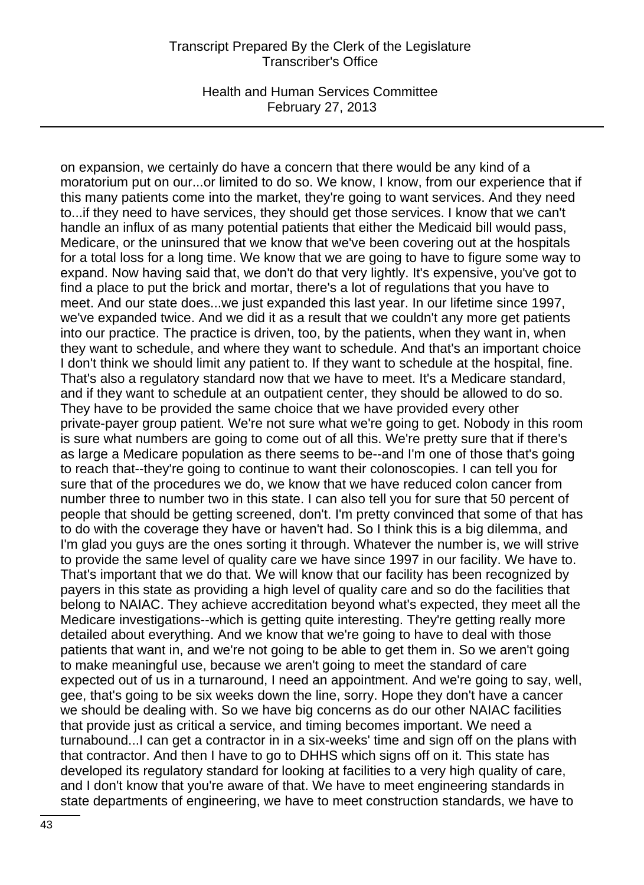on expansion, we certainly do have a concern that there would be any kind of a moratorium put on our...or limited to do so. We know, I know, from our experience that if this many patients come into the market, they're going to want services. And they need to...if they need to have services, they should get those services. I know that we can't handle an influx of as many potential patients that either the Medicaid bill would pass, Medicare, or the uninsured that we know that we've been covering out at the hospitals for a total loss for a long time. We know that we are going to have to figure some way to expand. Now having said that, we don't do that very lightly. It's expensive, you've got to find a place to put the brick and mortar, there's a lot of regulations that you have to meet. And our state does...we just expanded this last year. In our lifetime since 1997, we've expanded twice. And we did it as a result that we couldn't any more get patients into our practice. The practice is driven, too, by the patients, when they want in, when they want to schedule, and where they want to schedule. And that's an important choice I don't think we should limit any patient to. If they want to schedule at the hospital, fine. That's also a regulatory standard now that we have to meet. It's a Medicare standard, and if they want to schedule at an outpatient center, they should be allowed to do so. They have to be provided the same choice that we have provided every other private-payer group patient. We're not sure what we're going to get. Nobody in this room is sure what numbers are going to come out of all this. We're pretty sure that if there's as large a Medicare population as there seems to be--and I'm one of those that's going to reach that--they're going to continue to want their colonoscopies. I can tell you for sure that of the procedures we do, we know that we have reduced colon cancer from number three to number two in this state. I can also tell you for sure that 50 percent of people that should be getting screened, don't. I'm pretty convinced that some of that has to do with the coverage they have or haven't had. So I think this is a big dilemma, and I'm glad you guys are the ones sorting it through. Whatever the number is, we will strive to provide the same level of quality care we have since 1997 in our facility. We have to. That's important that we do that. We will know that our facility has been recognized by payers in this state as providing a high level of quality care and so do the facilities that belong to NAIAC. They achieve accreditation beyond what's expected, they meet all the Medicare investigations--which is getting quite interesting. They're getting really more detailed about everything. And we know that we're going to have to deal with those patients that want in, and we're not going to be able to get them in. So we aren't going to make meaningful use, because we aren't going to meet the standard of care expected out of us in a turnaround, I need an appointment. And we're going to say, well, gee, that's going to be six weeks down the line, sorry. Hope they don't have a cancer we should be dealing with. So we have big concerns as do our other NAIAC facilities that provide just as critical a service, and timing becomes important. We need a turnabound...I can get a contractor in in a six-weeks' time and sign off on the plans with that contractor. And then I have to go to DHHS which signs off on it. This state has developed its regulatory standard for looking at facilities to a very high quality of care, and I don't know that you're aware of that. We have to meet engineering standards in state departments of engineering, we have to meet construction standards, we have to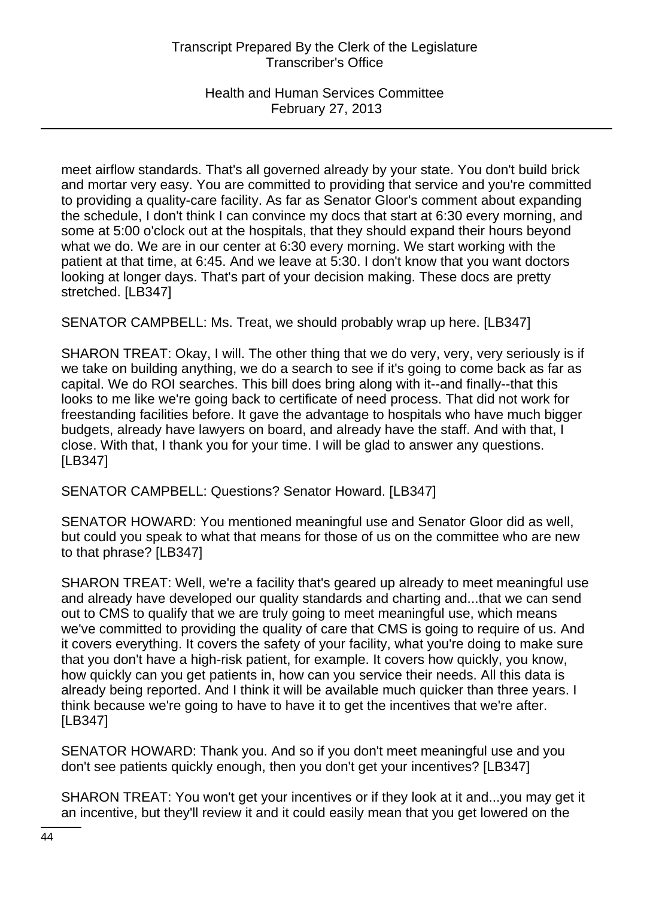meet airflow standards. That's all governed already by your state. You don't build brick and mortar very easy. You are committed to providing that service and you're committed to providing a quality-care facility. As far as Senator Gloor's comment about expanding the schedule, I don't think I can convince my docs that start at 6:30 every morning, and some at 5:00 o'clock out at the hospitals, that they should expand their hours beyond what we do. We are in our center at 6:30 every morning. We start working with the patient at that time, at 6:45. And we leave at 5:30. I don't know that you want doctors looking at longer days. That's part of your decision making. These docs are pretty stretched. [LB347]

SENATOR CAMPBELL: Ms. Treat, we should probably wrap up here. [LB347]

SHARON TREAT: Okay, I will. The other thing that we do very, very, very seriously is if we take on building anything, we do a search to see if it's going to come back as far as capital. We do ROI searches. This bill does bring along with it--and finally--that this looks to me like we're going back to certificate of need process. That did not work for freestanding facilities before. It gave the advantage to hospitals who have much bigger budgets, already have lawyers on board, and already have the staff. And with that, I close. With that, I thank you for your time. I will be glad to answer any questions. [LB347]

SENATOR CAMPBELL: Questions? Senator Howard. [LB347]

SENATOR HOWARD: You mentioned meaningful use and Senator Gloor did as well, but could you speak to what that means for those of us on the committee who are new to that phrase? [LB347]

SHARON TREAT: Well, we're a facility that's geared up already to meet meaningful use and already have developed our quality standards and charting and...that we can send out to CMS to qualify that we are truly going to meet meaningful use, which means we've committed to providing the quality of care that CMS is going to require of us. And it covers everything. It covers the safety of your facility, what you're doing to make sure that you don't have a high-risk patient, for example. It covers how quickly, you know, how quickly can you get patients in, how can you service their needs. All this data is already being reported. And I think it will be available much quicker than three years. I think because we're going to have to have it to get the incentives that we're after. [LB347]

SENATOR HOWARD: Thank you. And so if you don't meet meaningful use and you don't see patients quickly enough, then you don't get your incentives? [LB347]

SHARON TREAT: You won't get your incentives or if they look at it and...you may get it an incentive, but they'll review it and it could easily mean that you get lowered on the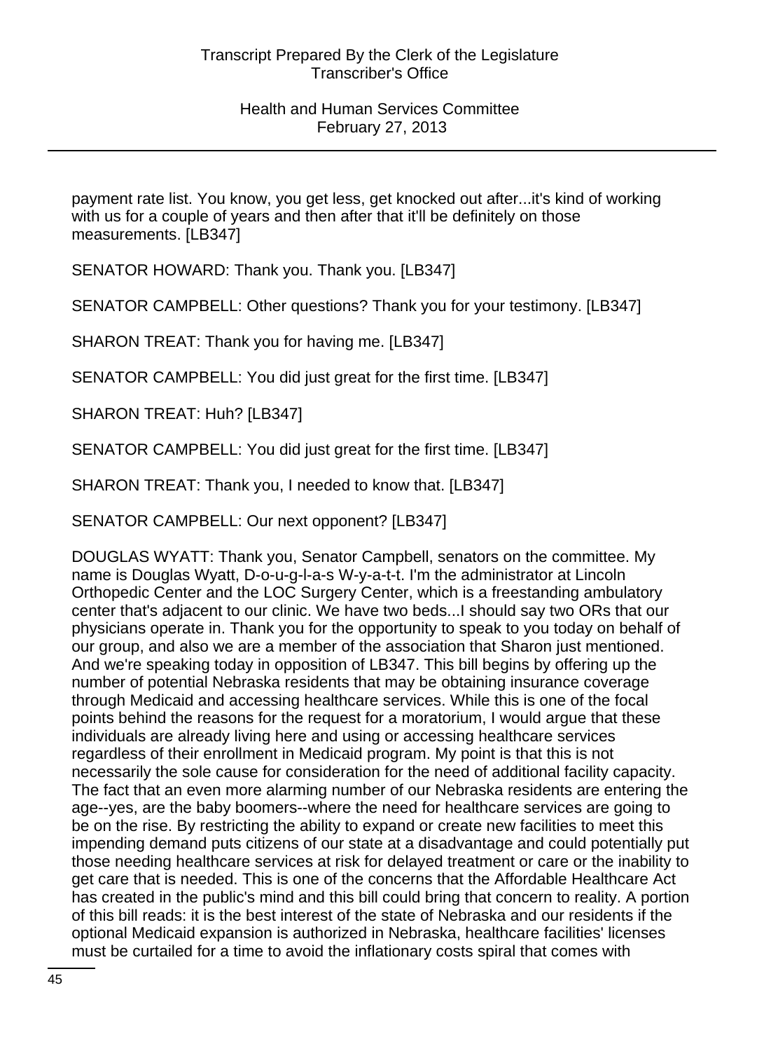payment rate list. You know, you get less, get knocked out after...it's kind of working with us for a couple of years and then after that it'll be definitely on those measurements. [LB347]

SENATOR HOWARD: Thank you. Thank you. [LB347]

SENATOR CAMPBELL: Other questions? Thank you for your testimony. [LB347]

SHARON TREAT: Thank you for having me. [LB347]

SENATOR CAMPBELL: You did just great for the first time. [LB347]

SHARON TREAT: Huh? [LB347]

SENATOR CAMPBELL: You did just great for the first time. [LB347]

SHARON TREAT: Thank you, I needed to know that. [LB347]

SENATOR CAMPBELL: Our next opponent? [LB347]

DOUGLAS WYATT: Thank you, Senator Campbell, senators on the committee. My name is Douglas Wyatt, D-o-u-g-l-a-s W-y-a-t-t. I'm the administrator at Lincoln Orthopedic Center and the LOC Surgery Center, which is a freestanding ambulatory center that's adjacent to our clinic. We have two beds...I should say two ORs that our physicians operate in. Thank you for the opportunity to speak to you today on behalf of our group, and also we are a member of the association that Sharon just mentioned. And we're speaking today in opposition of LB347. This bill begins by offering up the number of potential Nebraska residents that may be obtaining insurance coverage through Medicaid and accessing healthcare services. While this is one of the focal points behind the reasons for the request for a moratorium, I would argue that these individuals are already living here and using or accessing healthcare services regardless of their enrollment in Medicaid program. My point is that this is not necessarily the sole cause for consideration for the need of additional facility capacity. The fact that an even more alarming number of our Nebraska residents are entering the age--yes, are the baby boomers--where the need for healthcare services are going to be on the rise. By restricting the ability to expand or create new facilities to meet this impending demand puts citizens of our state at a disadvantage and could potentially put those needing healthcare services at risk for delayed treatment or care or the inability to get care that is needed. This is one of the concerns that the Affordable Healthcare Act has created in the public's mind and this bill could bring that concern to reality. A portion of this bill reads: it is the best interest of the state of Nebraska and our residents if the optional Medicaid expansion is authorized in Nebraska, healthcare facilities' licenses must be curtailed for a time to avoid the inflationary costs spiral that comes with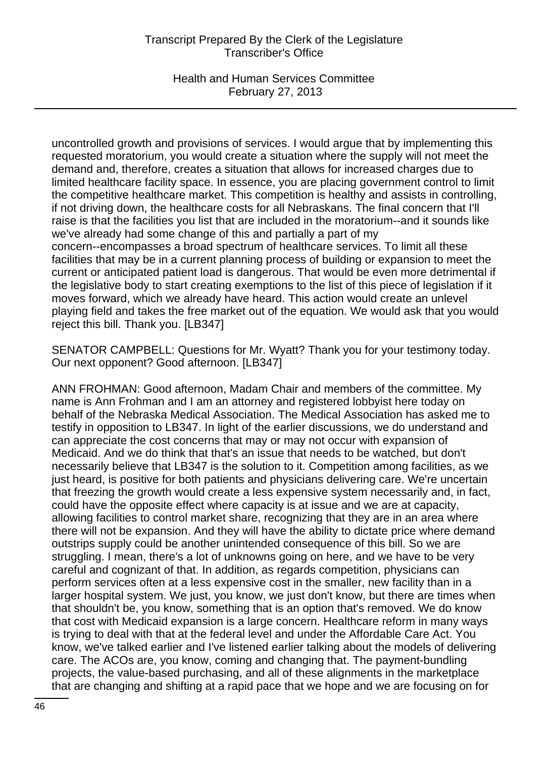uncontrolled growth and provisions of services. I would argue that by implementing this requested moratorium, you would create a situation where the supply will not meet the demand and, therefore, creates a situation that allows for increased charges due to limited healthcare facility space. In essence, you are placing government control to limit the competitive healthcare market. This competition is healthy and assists in controlling, if not driving down, the healthcare costs for all Nebraskans. The final concern that I'll raise is that the facilities you list that are included in the moratorium--and it sounds like we've already had some change of this and partially a part of my concern--encompasses a broad spectrum of healthcare services. To limit all these facilities that may be in a current planning process of building or expansion to meet the current or anticipated patient load is dangerous. That would be even more detrimental if the legislative body to start creating exemptions to the list of this piece of legislation if it moves forward, which we already have heard. This action would create an unlevel playing field and takes the free market out of the equation. We would ask that you would reject this bill. Thank you. [LB347]

SENATOR CAMPBELL: Questions for Mr. Wyatt? Thank you for your testimony today. Our next opponent? Good afternoon. [LB347]

ANN FROHMAN: Good afternoon, Madam Chair and members of the committee. My name is Ann Frohman and I am an attorney and registered lobbyist here today on behalf of the Nebraska Medical Association. The Medical Association has asked me to testify in opposition to LB347. In light of the earlier discussions, we do understand and can appreciate the cost concerns that may or may not occur with expansion of Medicaid. And we do think that that's an issue that needs to be watched, but don't necessarily believe that LB347 is the solution to it. Competition among facilities, as we just heard, is positive for both patients and physicians delivering care. We're uncertain that freezing the growth would create a less expensive system necessarily and, in fact, could have the opposite effect where capacity is at issue and we are at capacity, allowing facilities to control market share, recognizing that they are in an area where there will not be expansion. And they will have the ability to dictate price where demand outstrips supply could be another unintended consequence of this bill. So we are struggling. I mean, there's a lot of unknowns going on here, and we have to be very careful and cognizant of that. In addition, as regards competition, physicians can perform services often at a less expensive cost in the smaller, new facility than in a larger hospital system. We just, you know, we just don't know, but there are times when that shouldn't be, you know, something that is an option that's removed. We do know that cost with Medicaid expansion is a large concern. Healthcare reform in many ways is trying to deal with that at the federal level and under the Affordable Care Act. You know, we've talked earlier and I've listened earlier talking about the models of delivering care. The ACOs are, you know, coming and changing that. The payment-bundling projects, the value-based purchasing, and all of these alignments in the marketplace that are changing and shifting at a rapid pace that we hope and we are focusing on for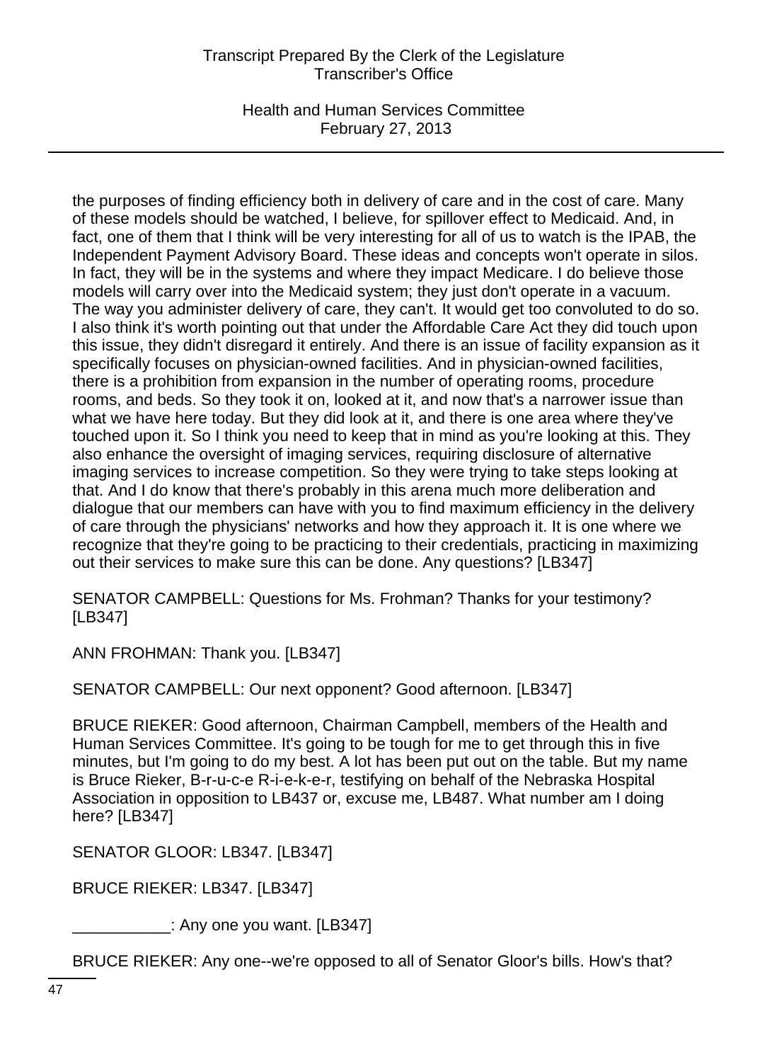the purposes of finding efficiency both in delivery of care and in the cost of care. Many of these models should be watched, I believe, for spillover effect to Medicaid. And, in fact, one of them that I think will be very interesting for all of us to watch is the IPAB, the Independent Payment Advisory Board. These ideas and concepts won't operate in silos. In fact, they will be in the systems and where they impact Medicare. I do believe those models will carry over into the Medicaid system; they just don't operate in a vacuum. The way you administer delivery of care, they can't. It would get too convoluted to do so. I also think it's worth pointing out that under the Affordable Care Act they did touch upon this issue, they didn't disregard it entirely. And there is an issue of facility expansion as it specifically focuses on physician-owned facilities. And in physician-owned facilities, there is a prohibition from expansion in the number of operating rooms, procedure rooms, and beds. So they took it on, looked at it, and now that's a narrower issue than what we have here today. But they did look at it, and there is one area where they've touched upon it. So I think you need to keep that in mind as you're looking at this. They also enhance the oversight of imaging services, requiring disclosure of alternative imaging services to increase competition. So they were trying to take steps looking at that. And I do know that there's probably in this arena much more deliberation and dialogue that our members can have with you to find maximum efficiency in the delivery of care through the physicians' networks and how they approach it. It is one where we recognize that they're going to be practicing to their credentials, practicing in maximizing out their services to make sure this can be done. Any questions? [LB347]

SENATOR CAMPBELL: Questions for Ms. Frohman? Thanks for your testimony? [LB347]

ANN FROHMAN: Thank you. [LB347]

SENATOR CAMPBELL: Our next opponent? Good afternoon. [LB347]

BRUCE RIEKER: Good afternoon, Chairman Campbell, members of the Health and Human Services Committee. It's going to be tough for me to get through this in five minutes, but I'm going to do my best. A lot has been put out on the table. But my name is Bruce Rieker, B-r-u-c-e R-i-e-k-e-r, testifying on behalf of the Nebraska Hospital Association in opposition to LB437 or, excuse me, LB487. What number am I doing here? [LB347]

SENATOR GLOOR: LB347. [LB347]

BRUCE RIEKER: LB347. [LB347]

___________: Any one you want. [LB347]

BRUCE RIEKER: Any one--we're opposed to all of Senator Gloor's bills. How's that?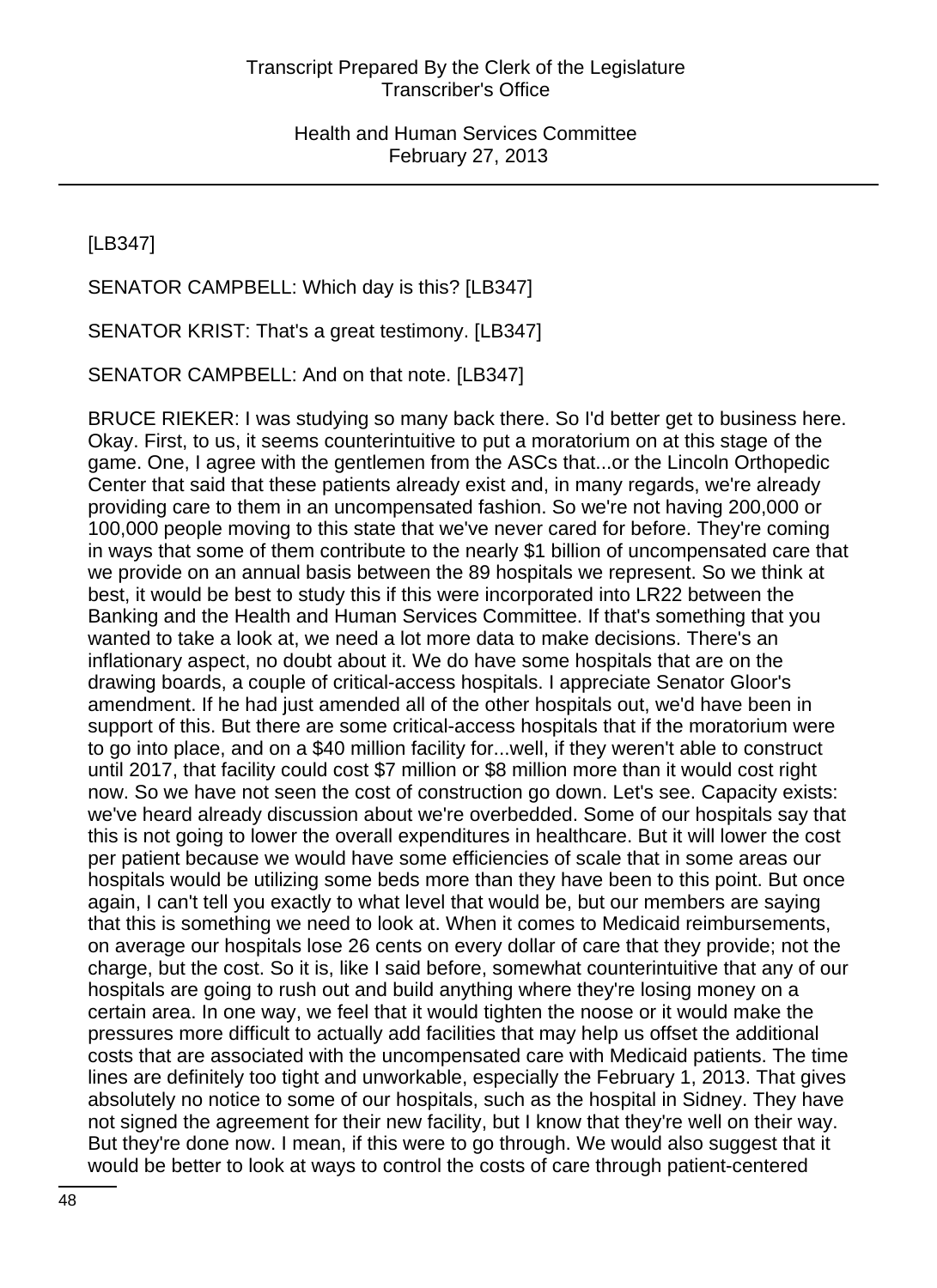[LB347]

SENATOR CAMPBELL: Which day is this? [LB347]

SENATOR KRIST: That's a great testimony. [LB347]

SENATOR CAMPBELL: And on that note. [LB347]

BRUCE RIEKER: I was studying so many back there. So I'd better get to business here. Okay. First, to us, it seems counterintuitive to put a moratorium on at this stage of the game. One, I agree with the gentlemen from the ASCs that...or the Lincoln Orthopedic Center that said that these patients already exist and, in many regards, we're already providing care to them in an uncompensated fashion. So we're not having 200,000 or 100,000 people moving to this state that we've never cared for before. They're coming in ways that some of them contribute to the nearly $1 billion of uncompensated care that we provide on an annual basis between the 89 hospitals we represent. So we think at best, it would be best to study this if this were incorporated into LR22 between the Banking and the Health and Human Services Committee. If that's something that you wanted to take a look at, we need a lot more data to make decisions. There's an inflationary aspect, no doubt about it. We do have some hospitals that are on the drawing boards, a couple of critical-access hospitals. I appreciate Senator Gloor's amendment. If he had just amended all of the other hospitals out, we'd have been in support of this. But there are some critical-access hospitals that if the moratorium were to go into place, and on a $40 million facility for...well, if they weren't able to construct until 2017, that facility could cost $7 million or $8 million more than it would cost right now. So we have not seen the cost of construction go down. Let's see. Capacity exists: we've heard already discussion about we're overbedded. Some of our hospitals say that this is not going to lower the overall expenditures in healthcare. But it will lower the cost per patient because we would have some efficiencies of scale that in some areas our hospitals would be utilizing some beds more than they have been to this point. But once again, I can't tell you exactly to what level that would be, but our members are saying that this is something we need to look at. When it comes to Medicaid reimbursements, on average our hospitals lose 26 cents on every dollar of care that they provide; not the charge, but the cost. So it is, like I said before, somewhat counterintuitive that any of our hospitals are going to rush out and build anything where they're losing money on a certain area. In one way, we feel that it would tighten the noose or it would make the pressures more difficult to actually add facilities that may help us offset the additional costs that are associated with the uncompensated care with Medicaid patients. The time lines are definitely too tight and unworkable, especially the February 1, 2013. That gives absolutely no notice to some of our hospitals, such as the hospital in Sidney. They have not signed the agreement for their new facility, but I know that they're well on their way. But they're done now. I mean, if this were to go through. We would also suggest that it would be better to look at ways to control the costs of care through patient-centered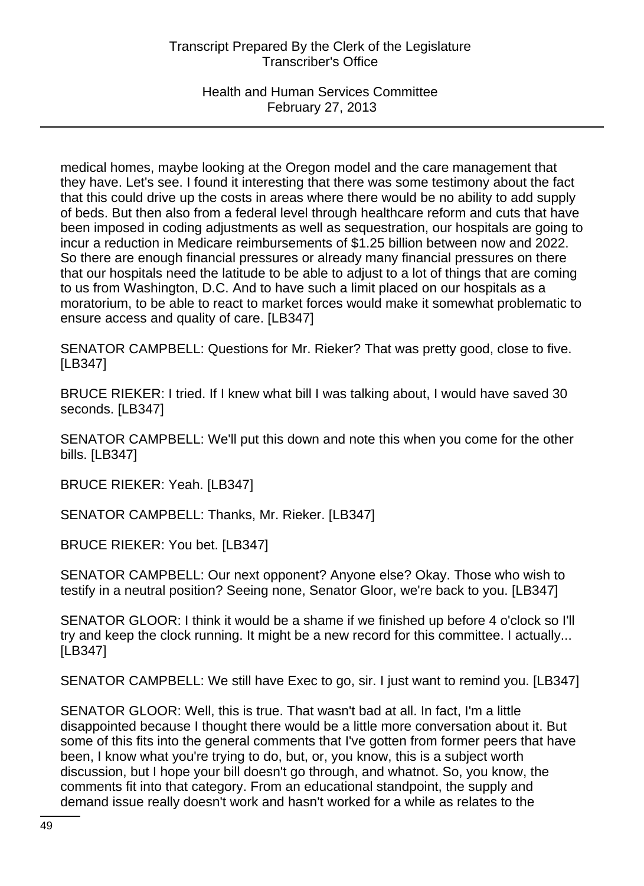medical homes, maybe looking at the Oregon model and the care management that they have. Let's see. I found it interesting that there was some testimony about the fact that this could drive up the costs in areas where there would be no ability to add supply of beds. But then also from a federal level through healthcare reform and cuts that have been imposed in coding adjustments as well as sequestration, our hospitals are going to incur a reduction in Medicare reimbursements of $1.25 billion between now and 2022. So there are enough financial pressures or already many financial pressures on there that our hospitals need the latitude to be able to adjust to a lot of things that are coming to us from Washington, D.C. And to have such a limit placed on our hospitals as a moratorium, to be able to react to market forces would make it somewhat problematic to ensure access and quality of care. [LB347]

SENATOR CAMPBELL: Questions for Mr. Rieker? That was pretty good, close to five. [LB347]

BRUCE RIEKER: I tried. If I knew what bill I was talking about, I would have saved 30 seconds. [LB347]

SENATOR CAMPBELL: We'll put this down and note this when you come for the other bills. [LB347]

BRUCE RIEKER: Yeah. [LB347]

SENATOR CAMPBELL: Thanks, Mr. Rieker. [LB347]

BRUCE RIEKER: You bet. [LB347]

SENATOR CAMPBELL: Our next opponent? Anyone else? Okay. Those who wish to testify in a neutral position? Seeing none, Senator Gloor, we're back to you. [LB347]

SENATOR GLOOR: I think it would be a shame if we finished up before 4 o'clock so I'll try and keep the clock running. It might be a new record for this committee. I actually... [LB347]

SENATOR CAMPBELL: We still have Exec to go, sir. I just want to remind you. [LB347]

SENATOR GLOOR: Well, this is true. That wasn't bad at all. In fact, I'm a little disappointed because I thought there would be a little more conversation about it. But some of this fits into the general comments that I've gotten from former peers that have been, I know what you're trying to do, but, or, you know, this is a subject worth discussion, but I hope your bill doesn't go through, and whatnot. So, you know, the comments fit into that category. From an educational standpoint, the supply and demand issue really doesn't work and hasn't worked for a while as relates to the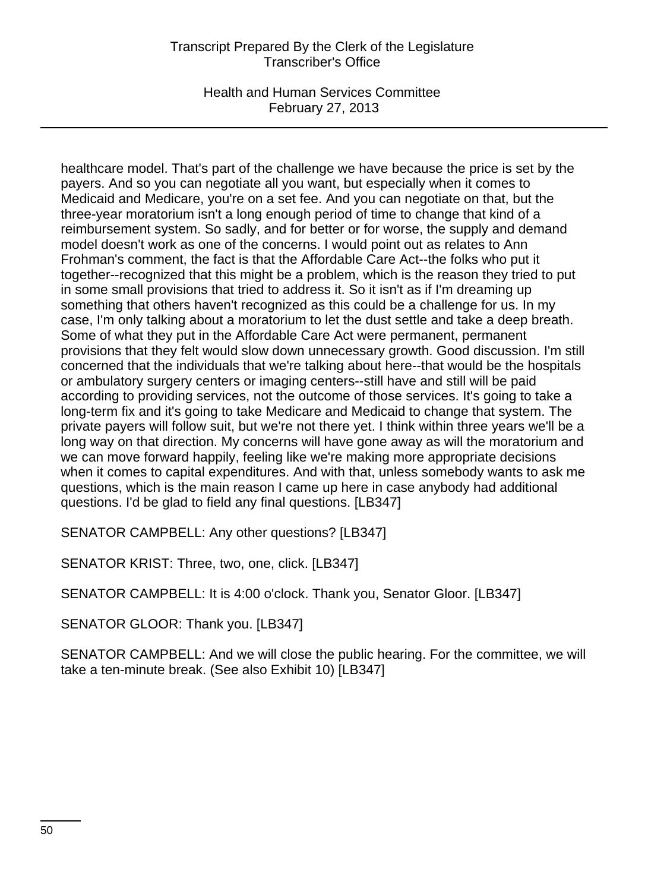healthcare model. That's part of the challenge we have because the price is set by the payers. And so you can negotiate all you want, but especially when it comes to Medicaid and Medicare, you're on a set fee. And you can negotiate on that, but the three-year moratorium isn't a long enough period of time to change that kind of a reimbursement system. So sadly, and for better or for worse, the supply and demand model doesn't work as one of the concerns. I would point out as relates to Ann Frohman's comment, the fact is that the Affordable Care Act--the folks who put it together--recognized that this might be a problem, which is the reason they tried to put in some small provisions that tried to address it. So it isn't as if I'm dreaming up something that others haven't recognized as this could be a challenge for us. In my case, I'm only talking about a moratorium to let the dust settle and take a deep breath. Some of what they put in the Affordable Care Act were permanent, permanent provisions that they felt would slow down unnecessary growth. Good discussion. I'm still concerned that the individuals that we're talking about here--that would be the hospitals or ambulatory surgery centers or imaging centers--still have and still will be paid according to providing services, not the outcome of those services. It's going to take a long-term fix and it's going to take Medicare and Medicaid to change that system. The private payers will follow suit, but we're not there yet. I think within three years we'll be a long way on that direction. My concerns will have gone away as will the moratorium and we can move forward happily, feeling like we're making more appropriate decisions when it comes to capital expenditures. And with that, unless somebody wants to ask me questions, which is the main reason I came up here in case anybody had additional questions. I'd be glad to field any final questions. [LB347]

SENATOR CAMPBELL: Any other questions? [LB347]

SENATOR KRIST: Three, two, one, click. [LB347]

SENATOR CAMPBELL: It is 4:00 o'clock. Thank you, Senator Gloor. [LB347]

SENATOR GLOOR: Thank you. [LB347]

SENATOR CAMPBELL: And we will close the public hearing. For the committee, we will take a ten-minute break. (See also Exhibit 10) [LB347]